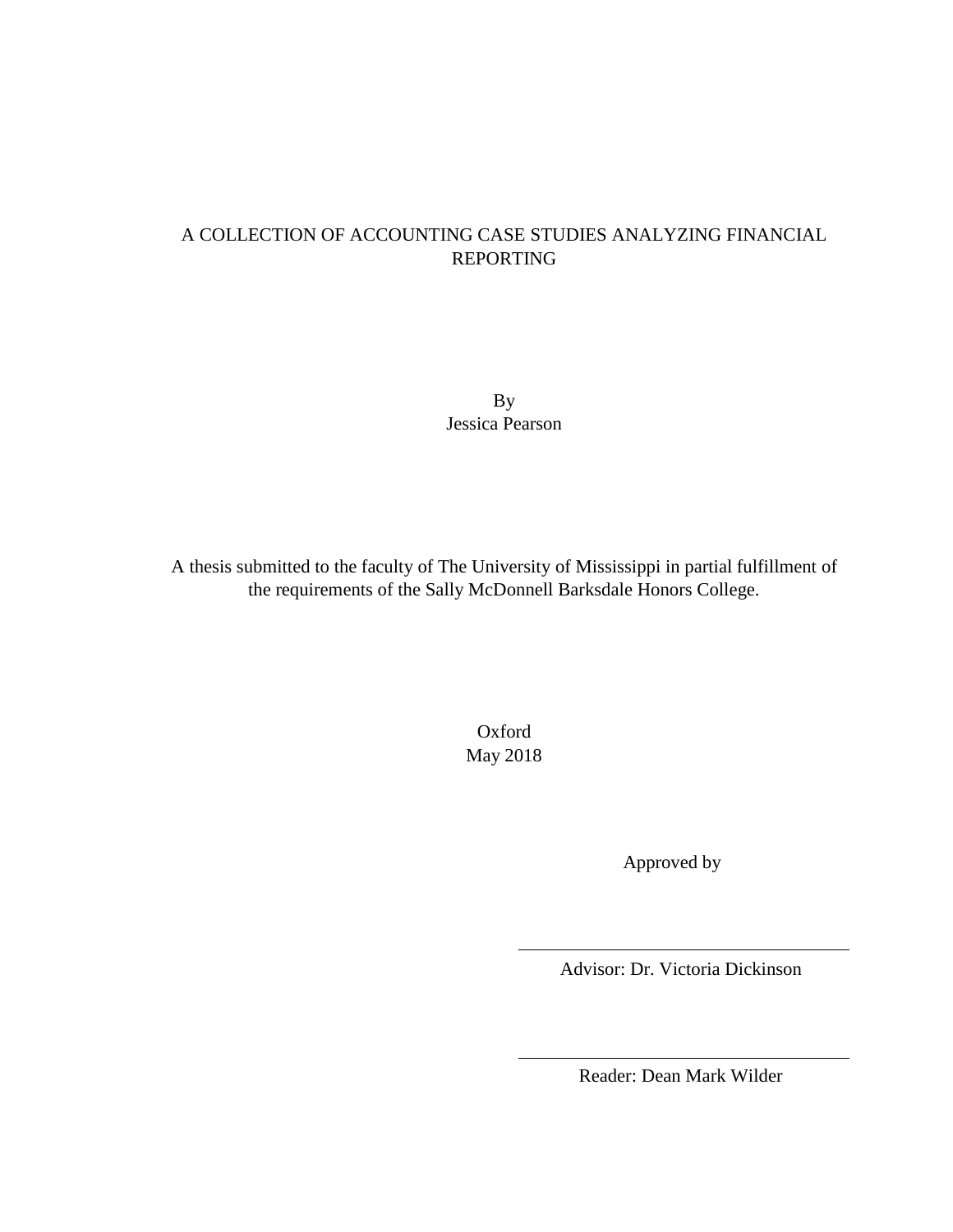# A COLLECTION OF ACCOUNTING CASE STUDIES ANALYZING FINANCIAL REPORTING

By
Jessica Pearson

A thesis submitted to the faculty of The University of Mississippi in partial fulfillment of the requirements of the Sally McDonnell Barksdale Honors College.

Oxford
May 2018

Approved by

Advisor: Dr. Victoria Dickinson

Reader: Dean Mark Wilder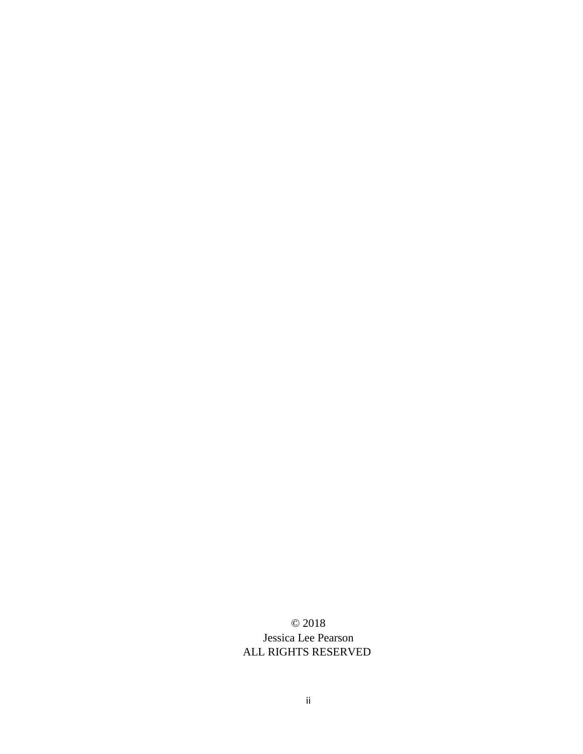© 2018
Jessica Lee Pearson
ALL RIGHTS RESERVED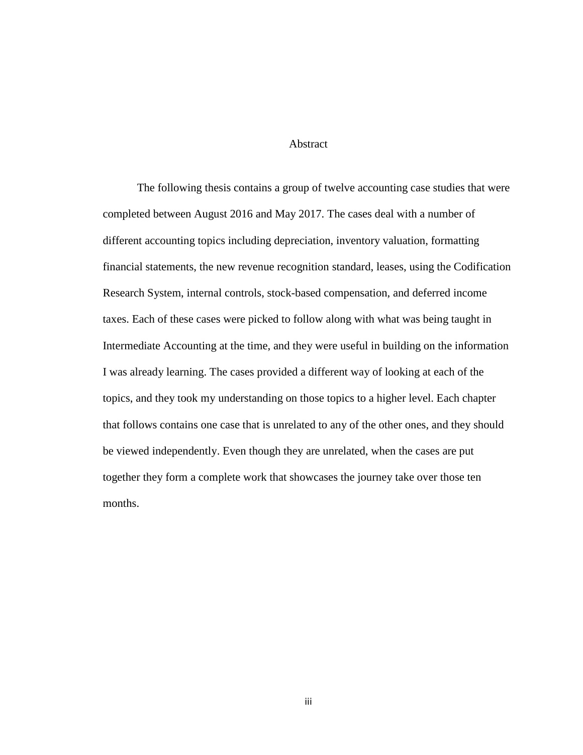# Abstract

The following thesis contains a group of twelve accounting case studies that were completed between August 2016 and May 2017. The cases deal with a number of different accounting topics including depreciation, inventory valuation, formatting financial statements, the new revenue recognition standard, leases, using the Codification Research System, internal controls, stock-based compensation, and deferred income taxes. Each of these cases were picked to follow along with what was being taught in Intermediate Accounting at the time, and they were useful in building on the information I was already learning. The cases provided a different way of looking at each of the topics, and they took my understanding on those topics to a higher level. Each chapter that follows contains one case that is unrelated to any of the other ones, and they should be viewed independently. Even though they are unrelated, when the cases are put together they form a complete work that showcases the journey take over those ten months.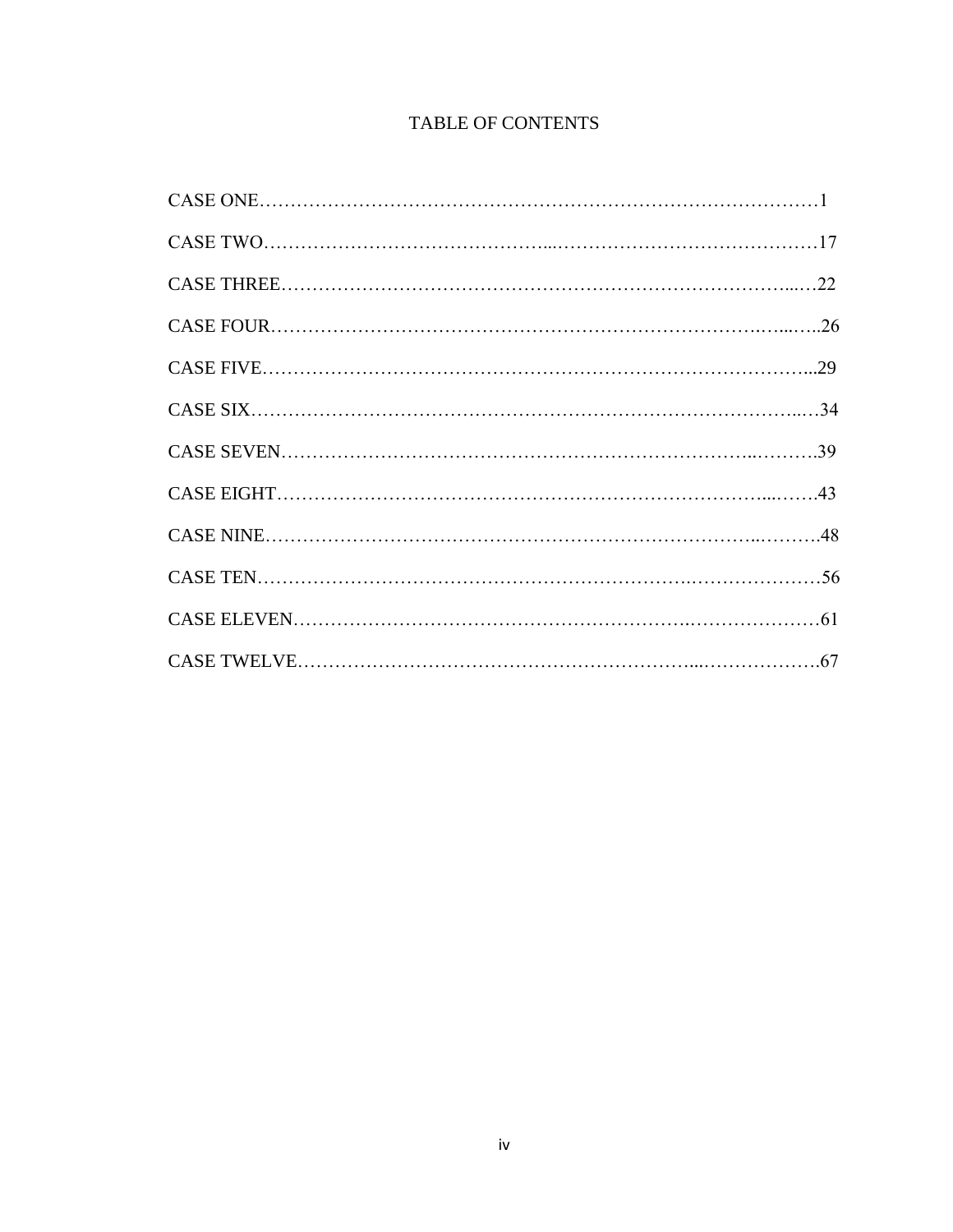# TABLE OF CONTENTS

CASE ONE……………………………………………………………………………1

CASE TWO……………………………………...……………………………………17

CASE THREE……………………………………………………………………...…22

CASE FOUR………………………………………………………………….…...…..26

CASE FIVE…………………………………………………………………………...29

CASE SIX……………………………………………………………………………..…34

CASE SEVEN…………………………………………………………………..……….39

CASE EIGHT……………………………………………………………………...…….43

CASE NINE…………………………………………………………………..……….48

CASE TEN……………………………………………………………….………………56

CASE ELEVEN…………………………………………………….…………………61

CASE TWELVE………………………………………………………...……………….67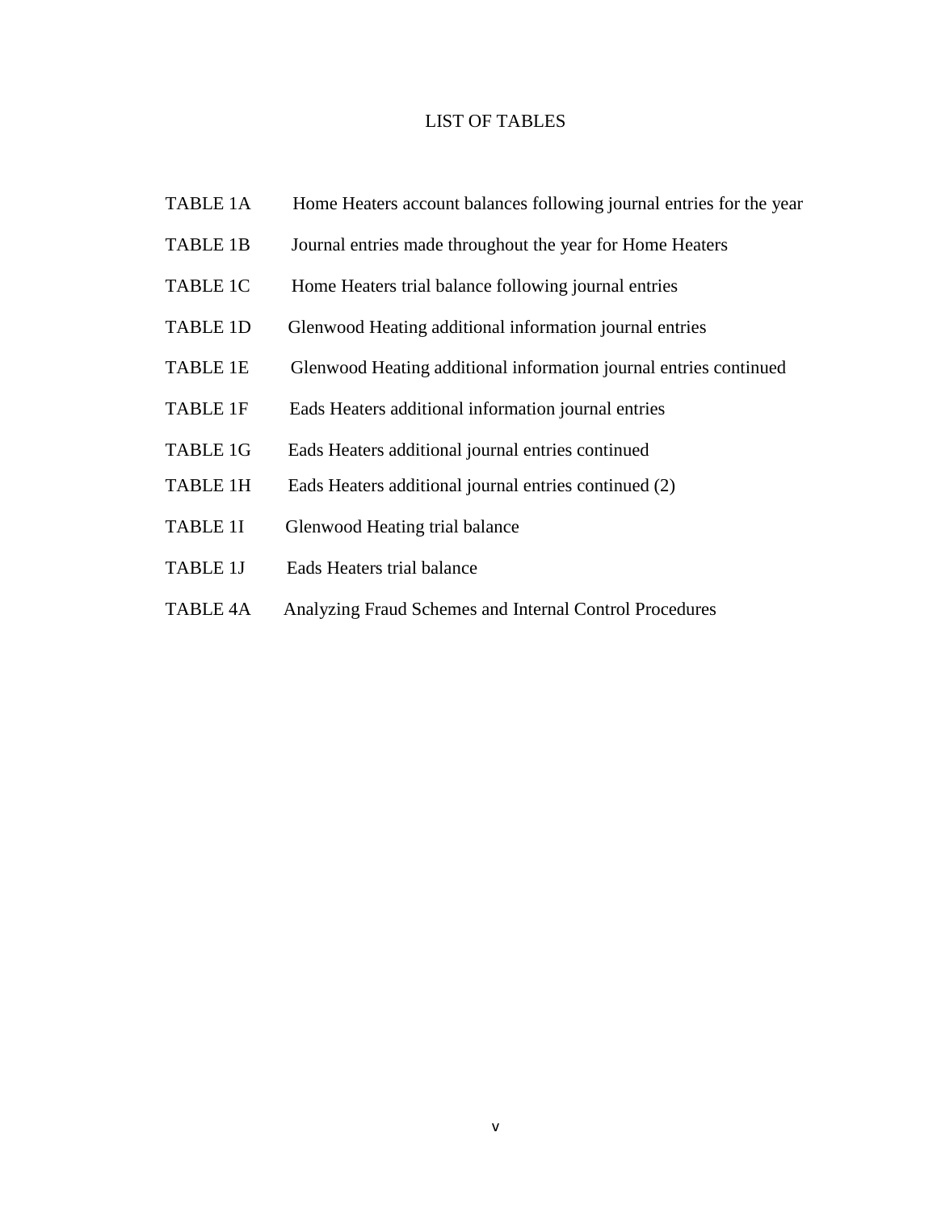# LIST OF TABLES

TABLE 1A Home Heaters account balances following journal entries for the year

TABLE 1B Journal entries made throughout the year for Home Heaters

TABLE 1C Home Heaters trial balance following journal entries

TABLE 1D Glenwood Heating additional information journal entries

TABLE 1E Glenwood Heating additional information journal entries continued

TABLE 1F Eads Heaters additional information journal entries

TABLE 1G Eads Heaters additional journal entries continued

TABLE 1H Eads Heaters additional journal entries continued (2)

TABLE 1I Glenwood Heating trial balance

TABLE 1J Eads Heaters trial balance

TABLE 4A Analyzing Fraud Schemes and Internal Control Procedures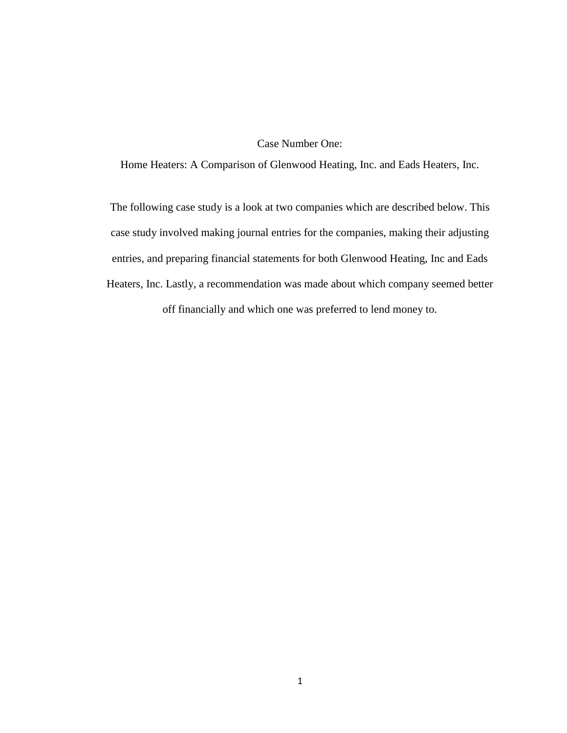# Case Number One:

## Home Heaters: A Comparison of Glenwood Heating, Inc. and Eads Heaters, Inc.

The following case study is a look at two companies which are described below. This case study involved making journal entries for the companies, making their adjusting entries, and preparing financial statements for both Glenwood Heating, Inc and Eads Heaters, Inc. Lastly, a recommendation was made about which company seemed better off financially and which one was preferred to lend money to.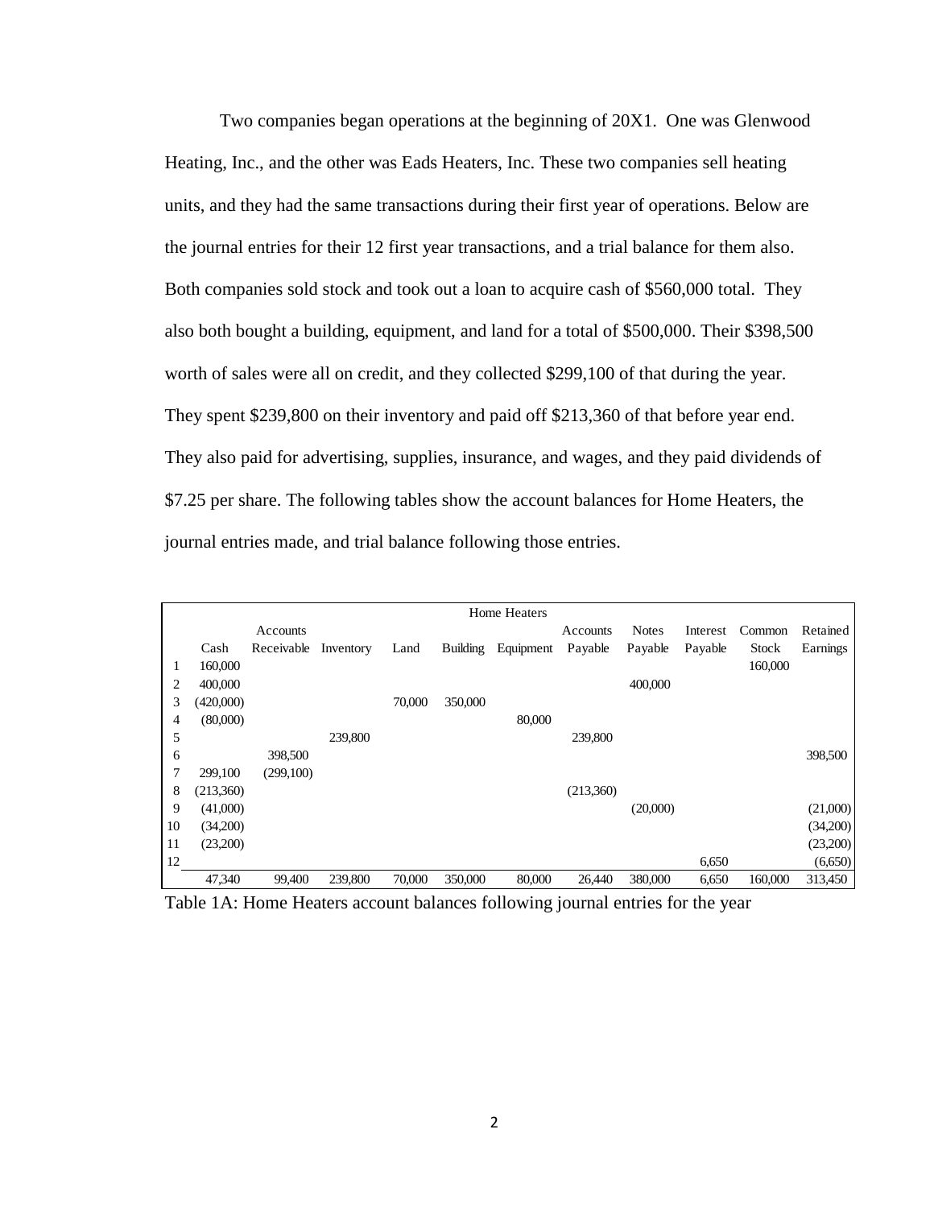Two companies began operations at the beginning of 20X1. One was Glenwood Heating, Inc., and the other was Eads Heaters, Inc. These two companies sell heating units, and they had the same transactions during their first year of operations. Below are the journal entries for their 12 first year transactions, and a trial balance for them also. Both companies sold stock and took out a loan to acquire cash of $560,000 total. They also both bought a building, equipment, and land for a total of $500,000. Their $398,500 worth of sales were all on credit, and they collected $299,100 of that during the year. They spent $239,800 on their inventory and paid off $213,360 of that before year end. They also paid for advertising, supplies, insurance, and wages, and they paid dividends of $7.25 per share. The following tables show the account balances for Home Heaters, the journal entries made, and trial balance following those entries.

| Home Heaters | | | | | | | | | | | |
|---|---|---|---|---|---|---|---|---|---|---|---|
| | Cash | Accounts Receivable | Inventory | Land | Building | Equipment | Accounts Payable | Notes Payable | Interest Payable | Common Stock | Retained Earnings |
| 1 | 160,000 | | | | | | | | | 160,000 | |
| 2 | 400,000 | | | | | | | 400,000 | | | |
| 3 | (420,000) | | | 70,000 | 350,000 | | | | | | |
| 4 | (80,000) | | | | | 80,000 | | | | | |
| 5 | | | 239,800 | | | | 239,800 | | | | |
| 6 | | 398,500 | | | | | | | | | 398,500 |
| 7 | 299,100 | (299,100) | | | | | | | | | |
| 8 | (213,360) | | | | | | (213,360) | | | | |
| 9 | (41,000) | | | | | | | (20,000) | | | (21,000) |
| 10 | (34,200) | | | | | | | | | | (34,200) |
| 11 | (23,200) | | | | | | | | | | (23,200) |
| 12 | | | | | | | | | 6,650 | | (6,650) |
| | 47,340 | 99,400 | 239,800 | 70,000 | 350,000 | 80,000 | 26,440 | 380,000 | 6,650 | 160,000 | 313,450 |

Table 1A: Home Heaters account balances following journal entries for the year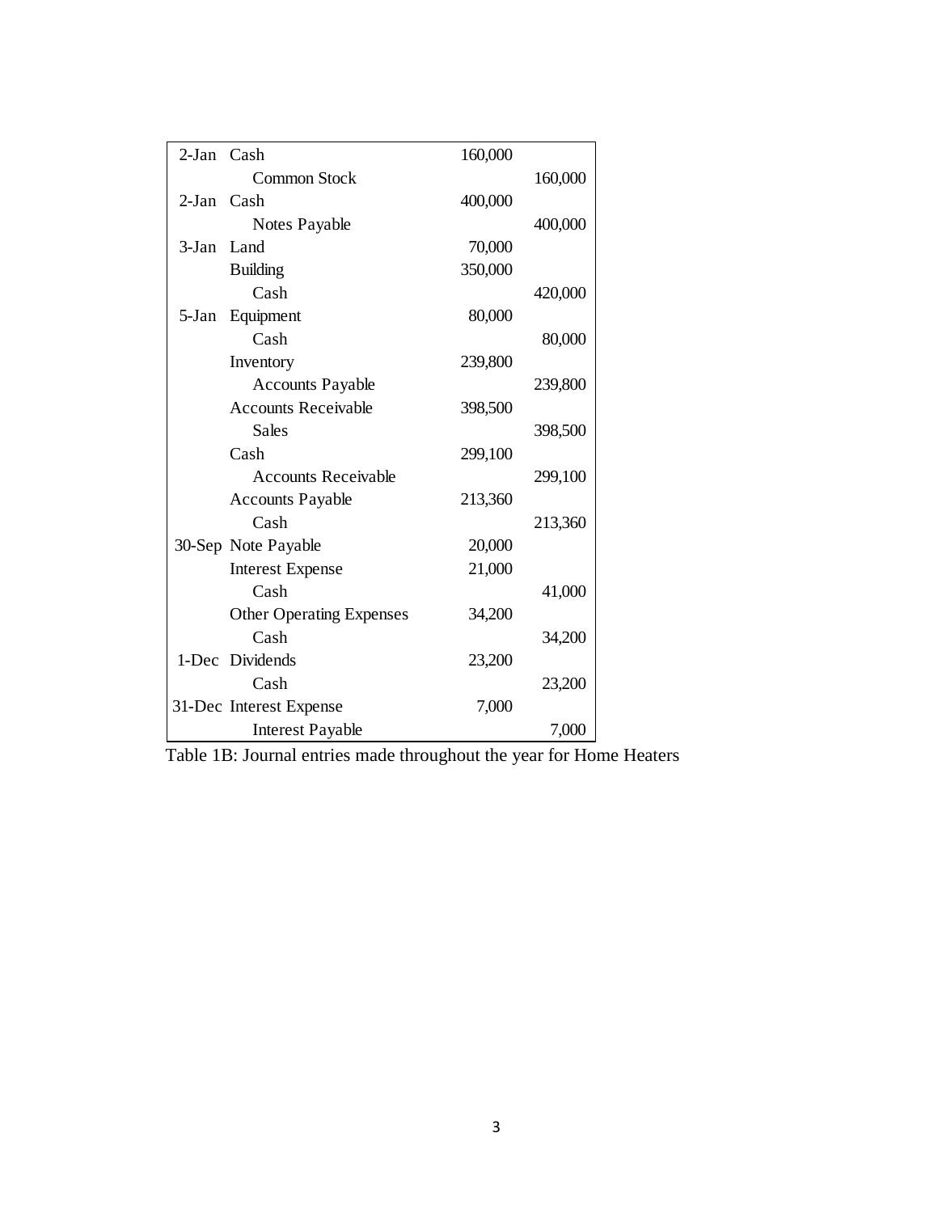| Date | Account | Debit | Credit |
|---|---|---|---|
| 2-Jan | Cash | 160,000 | |
| | Common Stock | | 160,000 |
| 2-Jan | Cash | 400,000 | |
| | Notes Payable | | 400,000 |
| 3-Jan | Land | 70,000 | |
| | Building | 350,000 | |
| | Cash | | 420,000 |
| 5-Jan | Equipment | 80,000 | |
| | Cash | | 80,000 |
| | Inventory | 239,800 | |
| | Accounts Payable | | 239,800 |
| | Accounts Receivable | 398,500 | |
| | Sales | | 398,500 |
| | Cash | 299,100 | |
| | Accounts Receivable | | 299,100 |
| | Accounts Payable | 213,360 | |
| | Cash | | 213,360 |
| 30-Sep | Note Payable | 20,000 | |
| | Interest Expense | 21,000 | |
| | Cash | | 41,000 |
| | Other Operating Expenses | 34,200 | |
| | Cash | | 34,200 |
| 1-Dec | Dividends | 23,200 | |
| | Cash | | 23,200 |
| 31-Dec | Interest Expense | 7,000 | |
| | Interest Payable | | 7,000 |

Table 1B: Journal entries made throughout the year for Home Heaters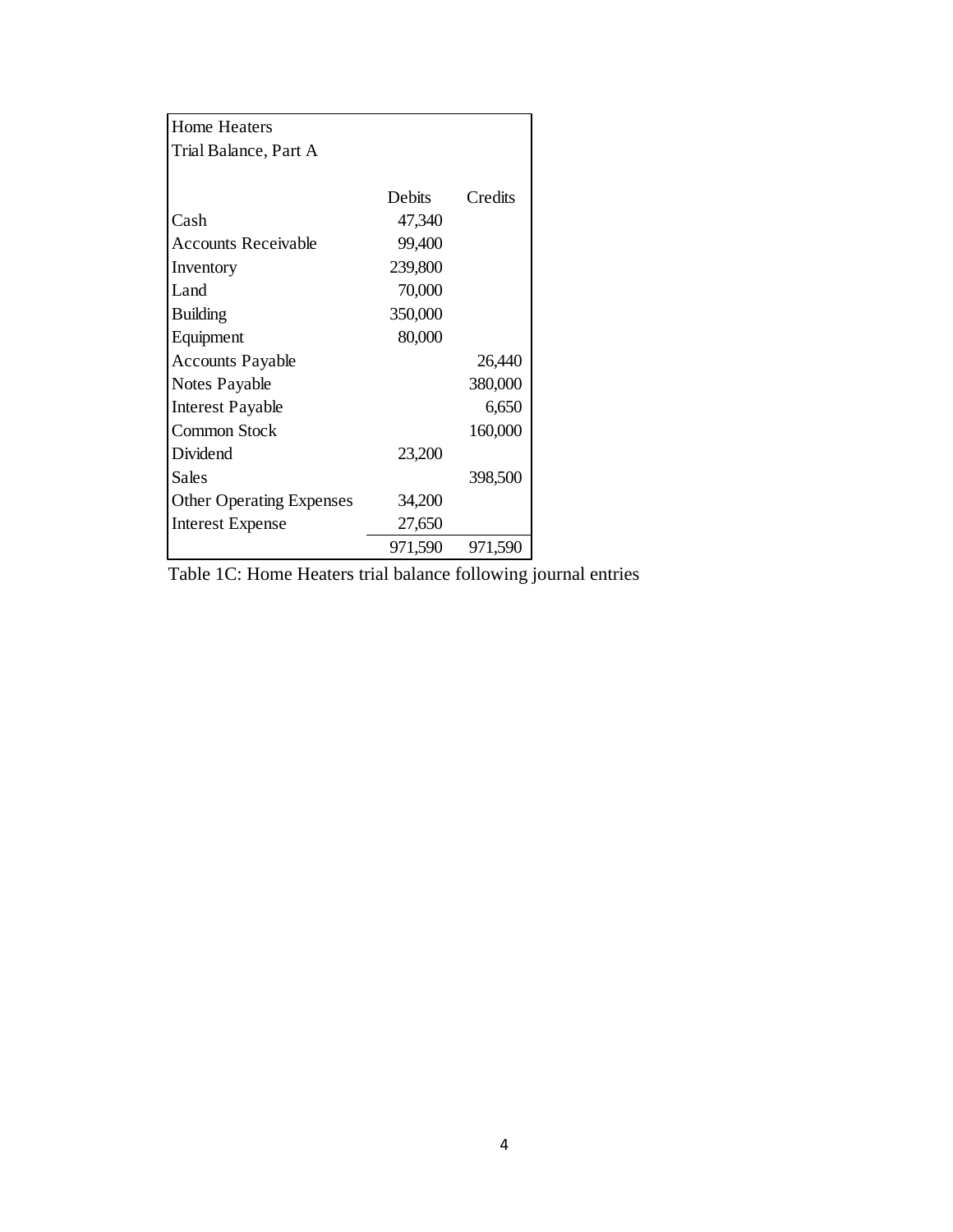| Home Heaters | | |
|---|---|---|
| Trial Balance, Part A | | |
| | Debits | Credits |
| Cash | 47,340 | |
| Accounts Receivable | 99,400 | |
| Inventory | 239,800 | |
| Land | 70,000 | |
| Building | 350,000 | |
| Equipment | 80,000 | |
| Accounts Payable | | 26,440 |
| Notes Payable | | 380,000 |
| Interest Payable | | 6,650 |
| Common Stock | | 160,000 |
| Dividend | 23,200 | |
| Sales | | 398,500 |
| Other Operating Expenses | 34,200 | |
| Interest Expense | 27,650 | |
| | 971,590 | 971,590 |

Table 1C: Home Heaters trial balance following journal entries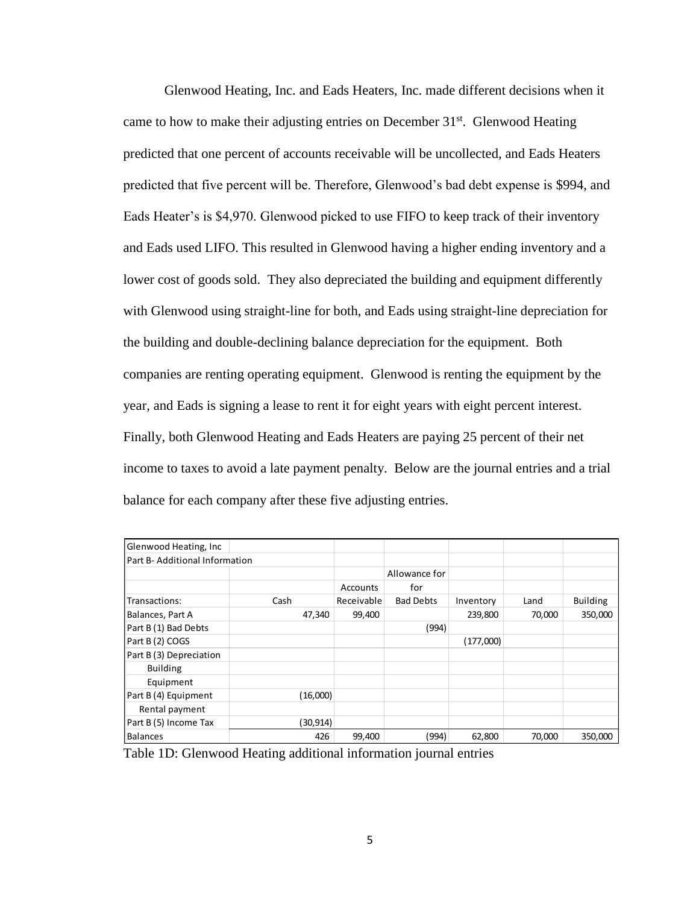Glenwood Heating, Inc. and Eads Heaters, Inc. made different decisions when it came to how to make their adjusting entries on December 31[st]. Glenwood Heating predicted that one percent of accounts receivable will be uncollected, and Eads Heaters predicted that five percent will be. Therefore, Glenwood's bad debt expense is $994, and Eads Heater's is $4,970. Glenwood picked to use FIFO to keep track of their inventory and Eads used LIFO. This resulted in Glenwood having a higher ending inventory and a lower cost of goods sold. They also depreciated the building and equipment differently with Glenwood using straight-line for both, and Eads using straight-line depreciation for the building and double-declining balance depreciation for the equipment. Both companies are renting operating equipment. Glenwood is renting the equipment by the year, and Eads is signing a lease to rent it for eight years with eight percent interest. Finally, both Glenwood Heating and Eads Heaters are paying 25 percent of their net income to taxes to avoid a late payment penalty. Below are the journal entries and a trial balance for each company after these five adjusting entries.

| Glenwood Heating, Inc | | | | | | |
|---|---|---|---|---|---|---|
| Part B- Additional Information | | | | | | |
| Transactions: | Cash | Accounts Receivable | Allowance for Bad Debts | Inventory | Land | Building |
| Balances, Part A | 47,340 | 99,400 | | 239,800 | 70,000 | 350,000 |
| Part B (1) Bad Debts | | | (994) | | | |
| Part B (2) COGS | | | | (177,000) | | |
| Part B (3) Depreciation | | | | | | |
| Building | | | | | | |
| Equipment | | | | | | |
| Part B (4) Equipment Rental payment | (16,000) | | | | | |
| Part B (5) Income Tax | (30,914) | | | | | |
| Balances | 426 | 99,400 | (994) | 62,800 | 70,000 | 350,000 |

Table 1D: Glenwood Heating additional information journal entries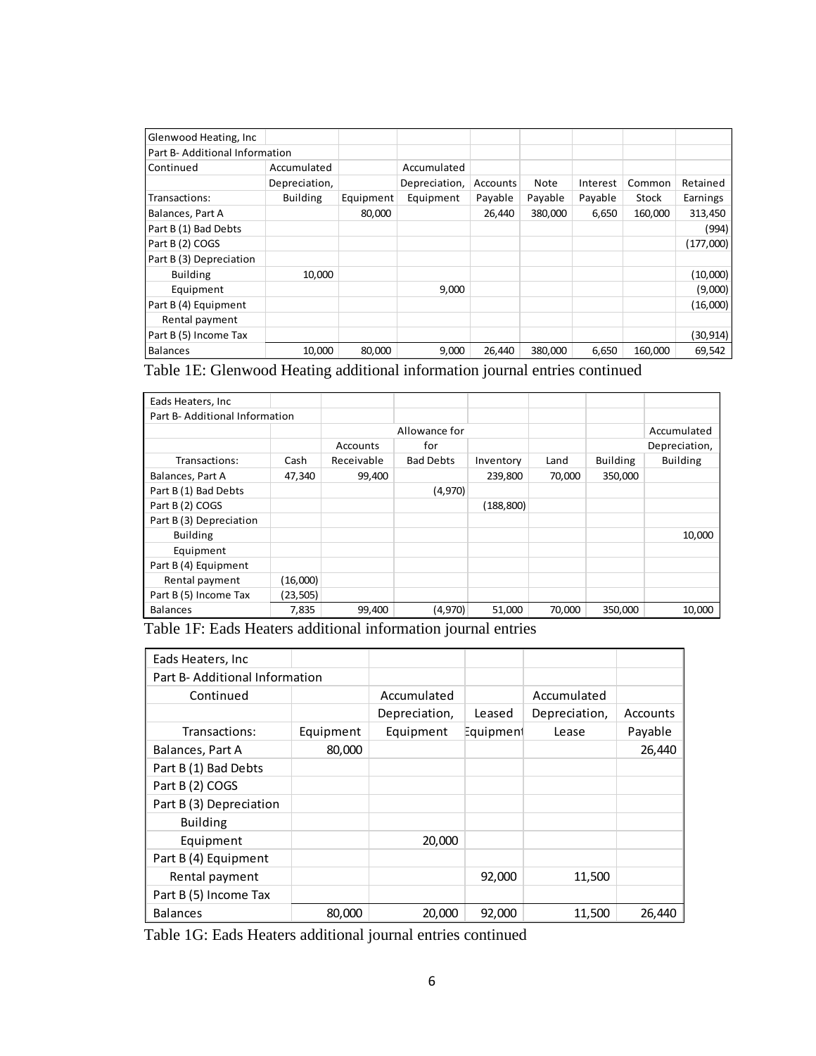| Glenwood Heating, Inc | | | | | | | | |
|---|---|---|---|---|---|---|---|---|
| Part B- Additional Information | | | | | | | | |
| Continued | Accumulated | | Accumulated | | | | | |
| | Depreciation, | | Depreciation, | Accounts | Note | Interest | Common | Retained |
| Transactions: | Building | Equipment | Equipment | Payable | Payable | Payable | Stock | Earnings |
| Balances, Part A | | 80,000 | | 26,440 | 380,000 | 6,650 | 160,000 | 313,450 |
| Part B (1) Bad Debts | | | | | | | | (994) |
| Part B (2) COGS | | | | | | | | (177,000) |
| Part B (3) Depreciation | | | | | | | | |
| Building | 10,000 | | | | | | | (10,000) |
| Equipment | | | 9,000 | | | | | (9,000) |
| Part B (4) Equipment | | | | | | | | (16,000) |
| Rental payment | | | | | | | | |
| Part B (5) Income Tax | | | | | | | | (30,914) |
| Balances | 10,000 | 80,000 | 9,000 | 26,440 | 380,000 | 6,650 | 160,000 | 69,542 |

Table 1E: Glenwood Heating additional information journal entries continued

| Eads Heaters, Inc | | | | | | | |
|---|---|---|---|---|---|---|---|
| Part B- Additional Information | | | | | | | |
| | | | Allowance for | | | | Accumulated |
| | | Accounts | for | | | | Depreciation, |
| Transactions: | Cash | Receivable | Bad Debts | Inventory | Land | Building | Building |
| Balances, Part A | 47,340 | 99,400 | | 239,800 | 70,000 | 350,000 | |
| Part B (1) Bad Debts | | | (4,970) | | | | |
| Part B (2) COGS | | | | (188,800) | | | |
| Part B (3) Depreciation | | | | | | | |
| Building | | | | | | | 10,000 |
| Equipment | | | | | | | |
| Part B (4) Equipment | | | | | | | |
| Rental payment | (16,000) | | | | | | |
| Part B (5) Income Tax | (23,505) | | | | | | |
| Balances | 7,835 | 99,400 | (4,970) | 51,000 | 70,000 | 350,000 | 10,000 |

Table 1F: Eads Heaters additional information journal entries

| Eads Heaters, Inc | | | | | |
|---|---|---|---|---|---|
| Part B- Additional Information | | | | | |
| Continued | | Accumulated | | Accumulated | |
| | | Depreciation, | Leased | Depreciation, | Accounts |
| Transactions: | Equipment | Equipment | Equipment | Lease | Payable |
| Balances, Part A | 80,000 | | | | 26,440 |
| Part B (1) Bad Debts | | | | | |
| Part B (2) COGS | | | | | |
| Part B (3) Depreciation | | | | | |
| Building | | | | | |
| Equipment | | 20,000 | | | |
| Part B (4) Equipment | | | | | |
| Rental payment | | | 92,000 | 11,500 | |
| Part B (5) Income Tax | | | | | |
| Balances | 80,000 | 20,000 | 92,000 | 11,500 | 26,440 |

Table 1G: Eads Heaters additional journal entries continued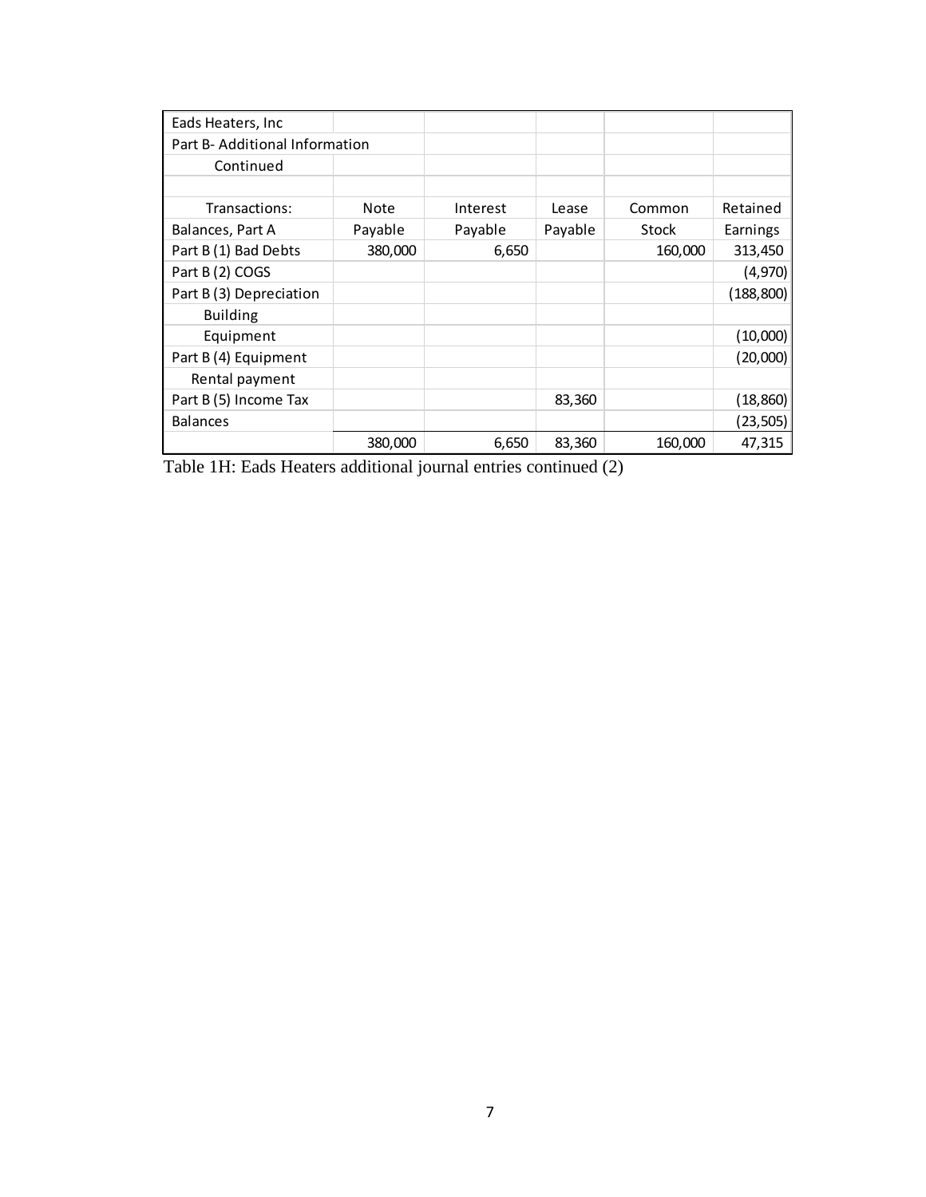| Eads Heaters, Inc | | | | | |
|---|---|---|---|---|---|
| Part B- Additional Information | | | | | |
| Continued | | | | | |
| | | | | | |
| Transactions: | Note | Interest | Lease | Common | Retained |
| Balances, Part A | Payable | Payable | Payable | Stock | Earnings |
| Part B (1) Bad Debts | 380,000 | 6,650 | | 160,000 | 313,450 |
| Part B (2) COGS | | | | | (4,970) |
| Part B (3) Depreciation | | | | | (188,800) |
| Building | | | | | |
| Equipment | | | | | (10,000) |
| Part B (4) Equipment | | | | | (20,000) |
| Rental payment | | | | | |
| Part B (5) Income Tax | | | 83,360 | | (18,860) |
| Balances | | | | | (23,505) |
| | 380,000 | 6,650 | 83,360 | 160,000 | 47,315 |

Table 1H: Eads Heaters additional journal entries continued (2)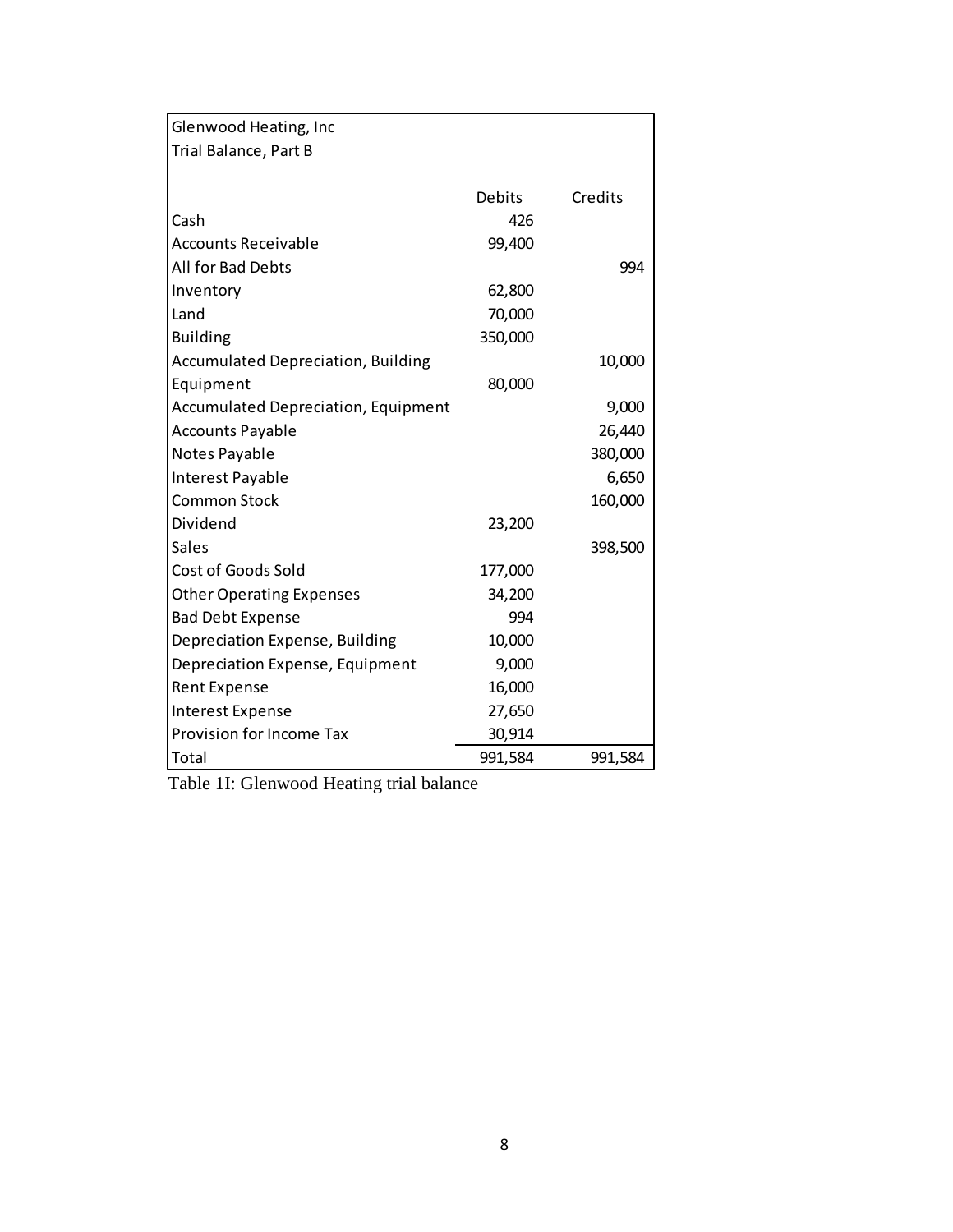| Glenwood Heating, Inc | | |
|---|---|---|
| Trial Balance, Part B | | |
| | Debits | Credits |
| Cash | 426 | |
| Accounts Receivable | 99,400 | |
| All for Bad Debts | | 994 |
| Inventory | 62,800 | |
| Land | 70,000 | |
| Building | 350,000 | |
| Accumulated Depreciation, Building | | 10,000 |
| Equipment | 80,000 | |
| Accumulated Depreciation, Equipment | | 9,000 |
| Accounts Payable | | 26,440 |
| Notes Payable | | 380,000 |
| Interest Payable | | 6,650 |
| Common Stock | | 160,000 |
| Dividend | 23,200 | |
| Sales | | 398,500 |
| Cost of Goods Sold | 177,000 | |
| Other Operating Expenses | 34,200 | |
| Bad Debt Expense | 994 | |
| Depreciation Expense, Building | 10,000 | |
| Depreciation Expense, Equipment | 9,000 | |
| Rent Expense | 16,000 | |
| Interest Expense | 27,650 | |
| Provision for Income Tax | 30,914 | |
| Total | 991,584 | 991,584 |

Table 1I: Glenwood Heating trial balance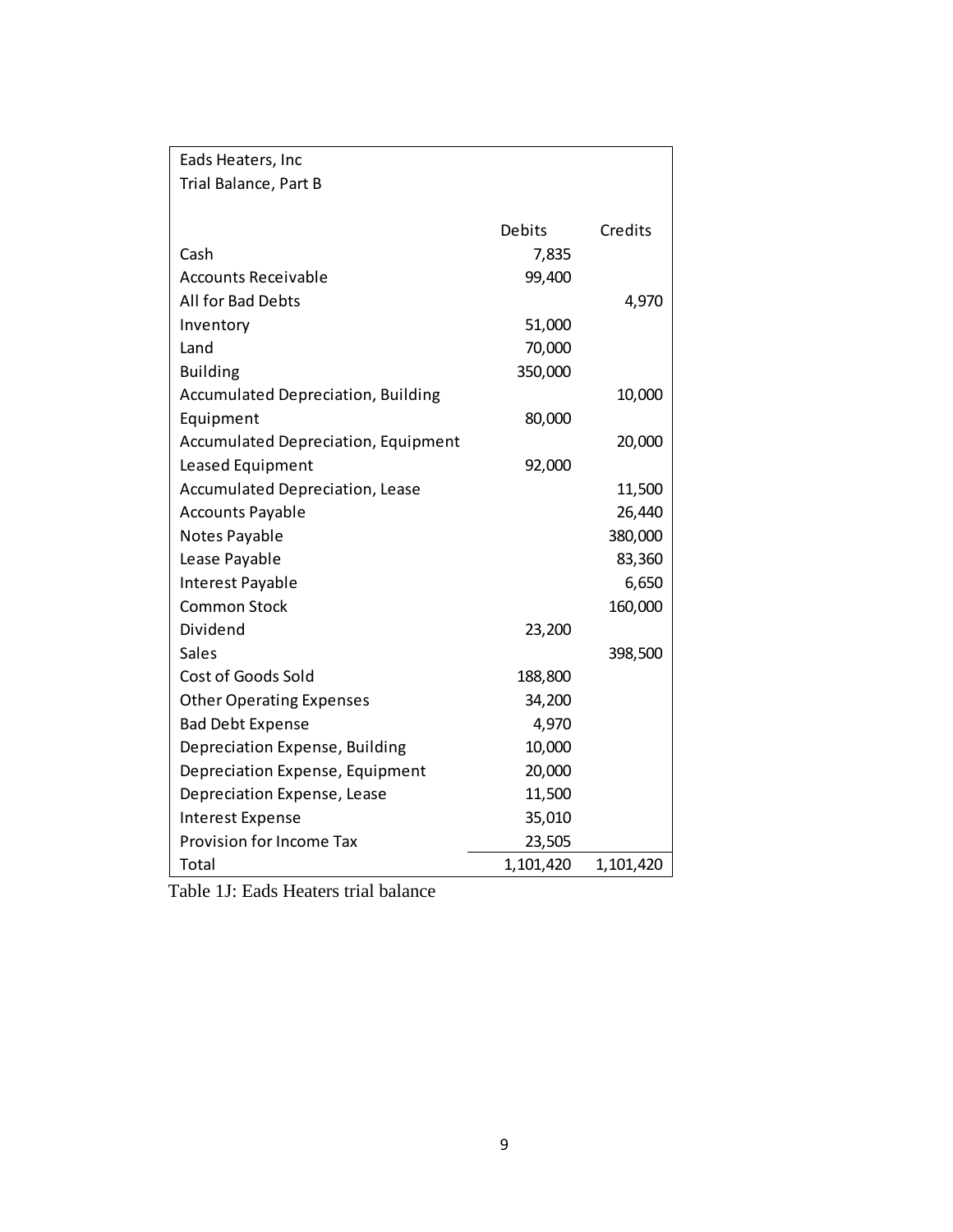| Eads Heaters, Inc<br>Trial Balance, Part B | | |
|---|---|---|
| | Debits | Credits |
| Cash | 7,835 | |
| Accounts Receivable | 99,400 | |
| All for Bad Debts | | 4,970 |
| Inventory | 51,000 | |
| Land | 70,000 | |
| Building | 350,000 | |
| Accumulated Depreciation, Building | | 10,000 |
| Equipment | 80,000 | |
| Accumulated Depreciation, Equipment | | 20,000 |
| Leased Equipment | 92,000 | |
| Accumulated Depreciation, Lease | | 11,500 |
| Accounts Payable | | 26,440 |
| Notes Payable | | 380,000 |
| Lease Payable | | 83,360 |
| Interest Payable | | 6,650 |
| Common Stock | | 160,000 |
| Dividend | 23,200 | |
| Sales | | 398,500 |
| Cost of Goods Sold | 188,800 | |
| Other Operating Expenses | 34,200 | |
| Bad Debt Expense | 4,970 | |
| Depreciation Expense, Building | 10,000 | |
| Depreciation Expense, Equipment | 20,000 | |
| Depreciation Expense, Lease | 11,500 | |
| Interest Expense | 35,010 | |
| Provision for Income Tax | 23,505 | |
| Total | 1,101,420 | 1,101,420 |

Table 1J: Eads Heaters trial balance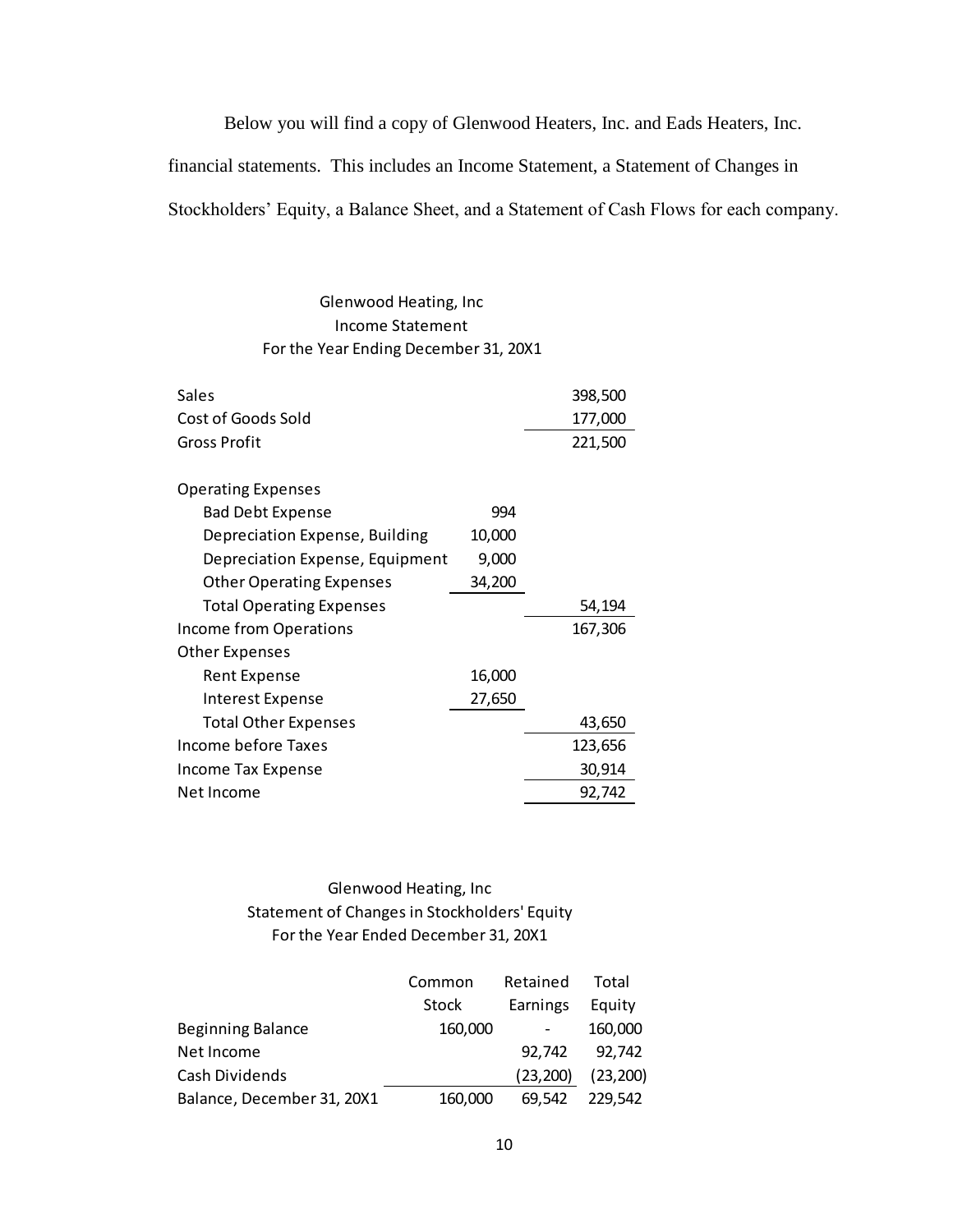Below you will find a copy of Glenwood Heaters, Inc. and Eads Heaters, Inc. financial statements. This includes an Income Statement, a Statement of Changes in Stockholders' Equity, a Balance Sheet, and a Statement of Cash Flows for each company.

Glenwood Heating, Inc
Income Statement
For the Year Ending December 31, 20X1

| | | |
|---|---|---|
| Sales | | 398,500 |
| Cost of Goods Sold | | 177,000 |
| Gross Profit | | 221,500 |
| | | |
| Operating Expenses | | |
| Bad Debt Expense | 994 | |
| Depreciation Expense, Building | 10,000 | |
| Depreciation Expense, Equipment | 9,000 | |
| Other Operating Expenses | 34,200 | |
| Total Operating Expenses | | 54,194 |
| Income from Operations | | 167,306 |
| Other Expenses | | |
| Rent Expense | 16,000 | |
| Interest Expense | 27,650 | |
| Total Other Expenses | | 43,650 |
| Income before Taxes | | 123,656 |
| Income Tax Expense | | 30,914 |
| Net Income | | 92,742 |

Glenwood Heating, Inc
Statement of Changes in Stockholders' Equity
For the Year Ended December 31, 20X1

| | Common Stock | Retained Earnings | Total Equity |
|---|---|---|---|
| Beginning Balance | 160,000 | - | 160,000 |
| Net Income | | 92,742 | 92,742 |
| Cash Dividends | | (23,200) | (23,200) |
| Balance, December 31, 20X1 | 160,000 | 69,542 | 229,542 |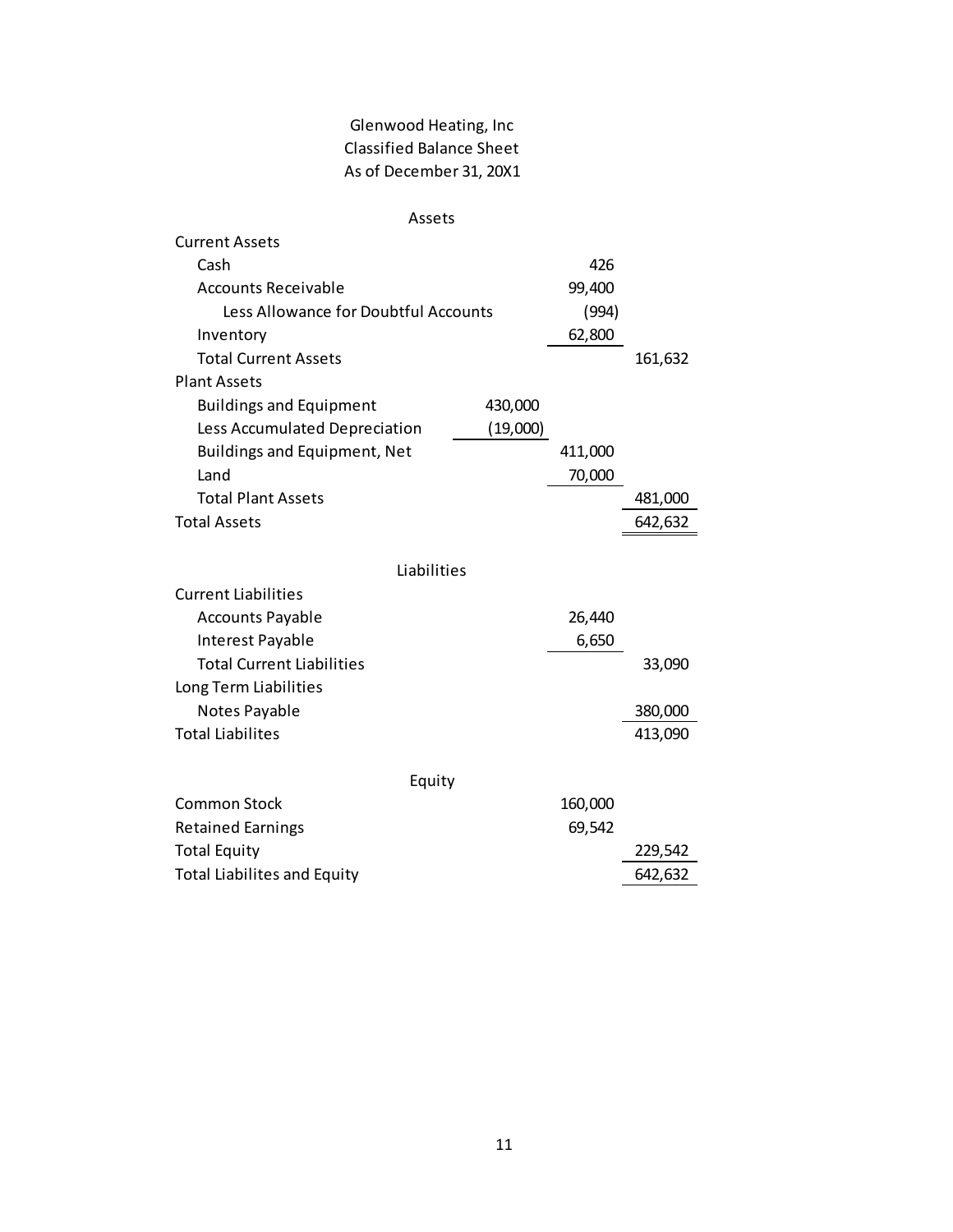Glenwood Heating, Inc
Classified Balance Sheet
As of December 31, 20X1

| Assets | | | |
|---|---|---|---|
| **Current Assets** | | | |
| Cash | | 426 | |
| Accounts Receivable | | 99,400 | |
| Less Allowance for Doubtful Accounts | | (994) | |
| Inventory | | 62,800 | |
| Total Current Assets | | | 161,632 |
| **Plant Assets** | | | |
| Buildings and Equipment | 430,000 | | |
| Less Accumulated Depreciation | (19,000) | | |
| Buildings and Equipment, Net | | 411,000 | |
| Land | | 70,000 | |
| Total Plant Assets | | | 481,000 |
| **Total Assets** | | | 642,632 |

| Liabilities | | | |
|---|---|---|---|
| **Current Liabilities** | | | |
| Accounts Payable | | 26,440 | |
| Interest Payable | | 6,650 | |
| Total Current Liabilities | | | 33,090 |
| **Long Term Liabilities** | | | |
| Notes Payable | | | 380,000 |
| **Total Liabilites** | | | 413,090 |

| Equity | | | |
|---|---|---|---|
| Common Stock | | 160,000 | |
| Retained Earnings | | 69,542 | |
| Total Equity | | | 229,542 |
| **Total Liabilites and Equity** | | | 642,632 |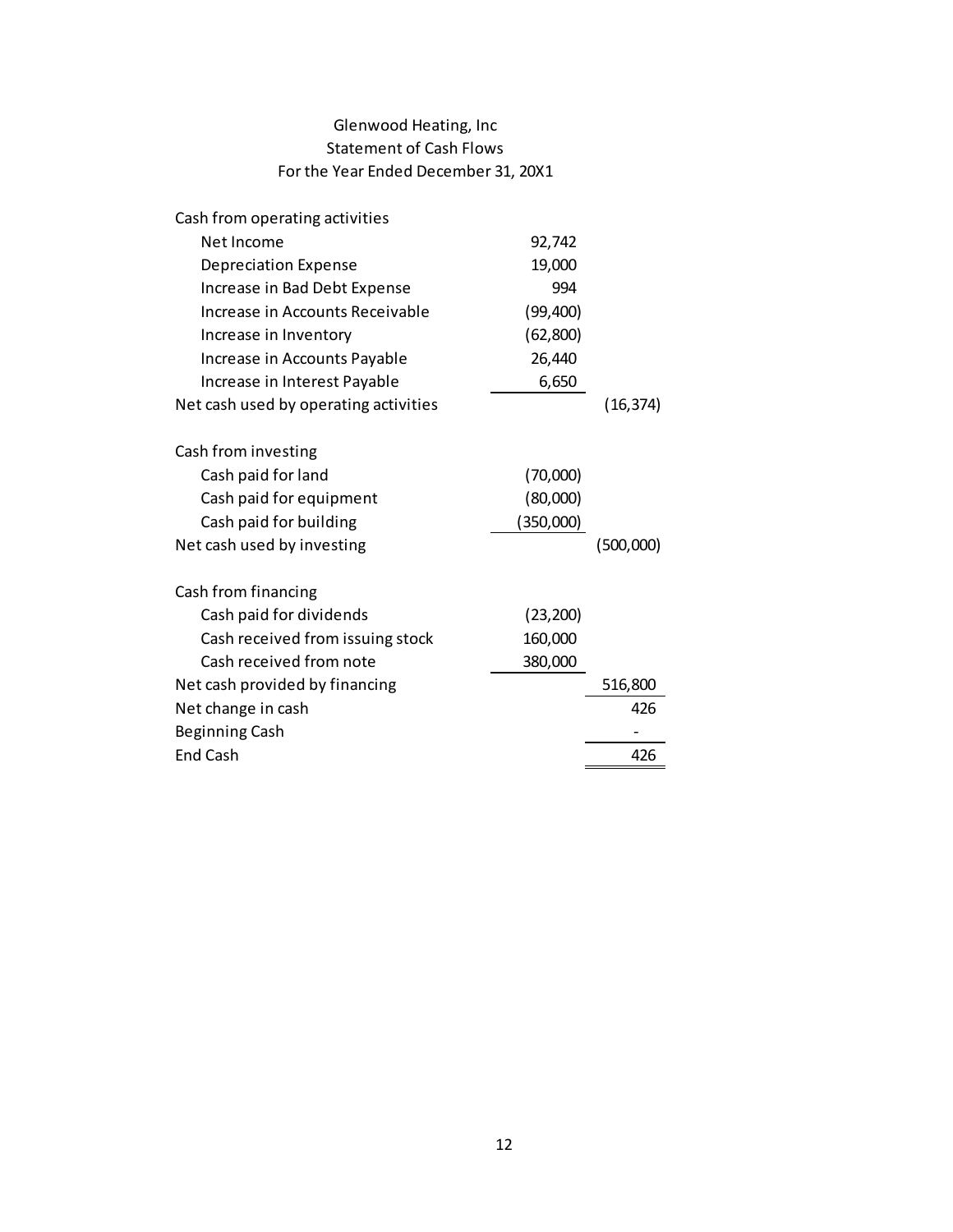Glenwood Heating, Inc
Statement of Cash Flows
For the Year Ended December 31, 20X1

| | | |
|---|---|---|
| Cash from operating activities | | |
| Net Income | 92,742 | |
| Depreciation Expense | 19,000 | |
| Increase in Bad Debt Expense | 994 | |
| Increase in Accounts Receivable | (99,400) | |
| Increase in Inventory | (62,800) | |
| Increase in Accounts Payable | 26,440 | |
| Increase in Interest Payable | 6,650 | |
| Net cash used by operating activities | | (16,374) |
| | | |
| Cash from investing | | |
| Cash paid for land | (70,000) | |
| Cash paid for equipment | (80,000) | |
| Cash paid for building | (350,000) | |
| Net cash used by investing | | (500,000) |
| | | |
| Cash from financing | | |
| Cash paid for dividends | (23,200) | |
| Cash received from issuing stock | 160,000 | |
| Cash received from note | 380,000 | |
| Net cash provided by financing | | 516,800 |
| Net change in cash | | 426 |
| Beginning Cash | | - |
| End Cash | | 426 |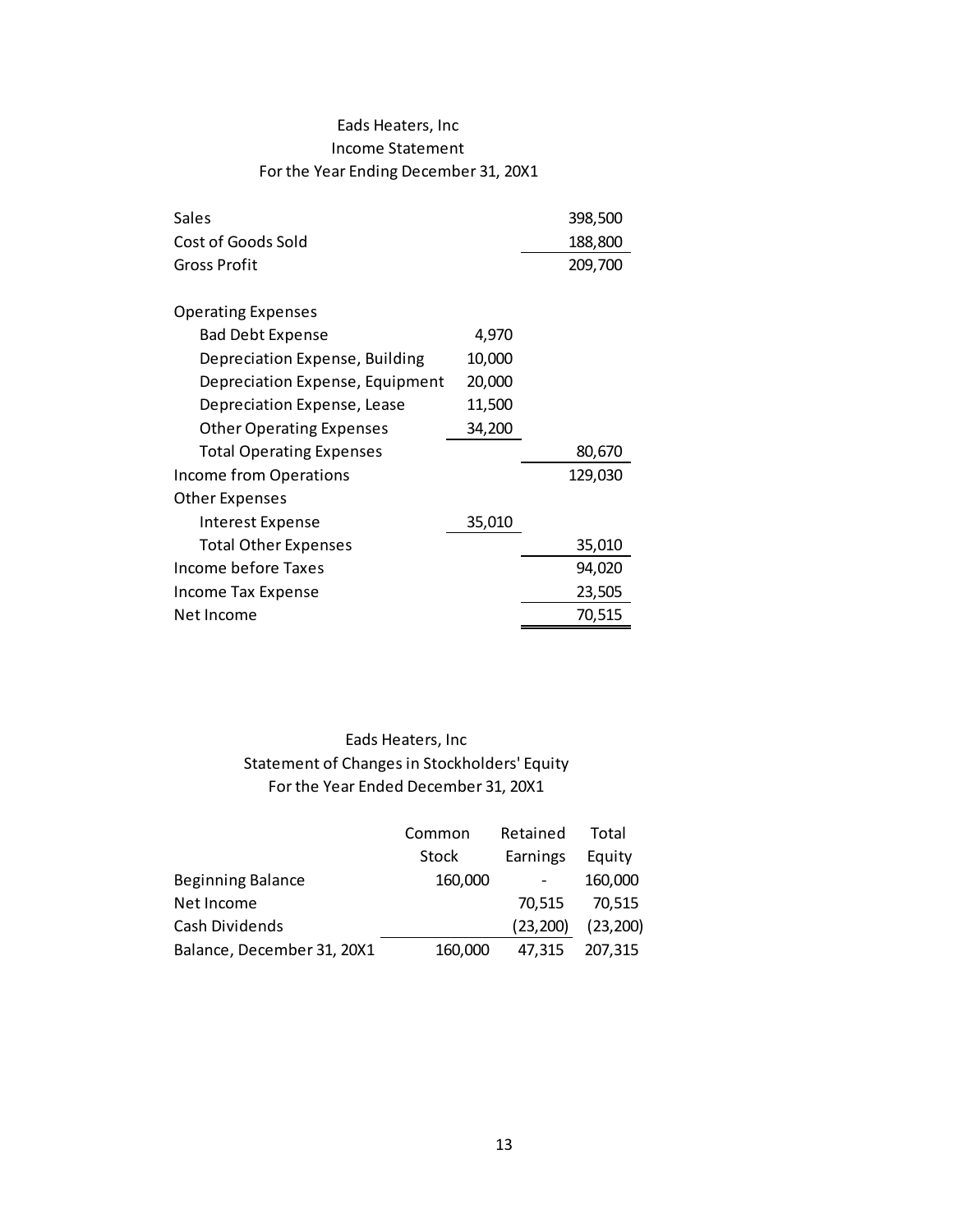Eads Heaters, Inc

Income Statement

For the Year Ending December 31, 20X1

| | | |
|---|---|---|
| Sales | | 398,500 |
| Cost of Goods Sold | | 188,800 |
| Gross Profit | | 209,700 |
| | | |
| Operating Expenses | | |
| Bad Debt Expense | 4,970 | |
| Depreciation Expense, Building | 10,000 | |
| Depreciation Expense, Equipment | 20,000 | |
| Depreciation Expense, Lease | 11,500 | |
| Other Operating Expenses | 34,200 | |
| Total Operating Expenses | | 80,670 |
| Income from Operations | | 129,030 |
| Other Expenses | | |
| Interest Expense | 35,010 | |
| Total Other Expenses | | 35,010 |
| Income before Taxes | | 94,020 |
| Income Tax Expense | | 23,505 |
| Net Income | | 70,515 |

Eads Heaters, Inc

Statement of Changes in Stockholders' Equity

For the Year Ended December 31, 20X1

| | Common Stock | Retained Earnings | Total Equity |
|---|---|---|---|
| Beginning Balance | 160,000 | - | 160,000 |
| Net Income | | 70,515 | 70,515 |
| Cash Dividends | | (23,200) | (23,200) |
| Balance, December 31, 20X1 | 160,000 | 47,315 | 207,315 |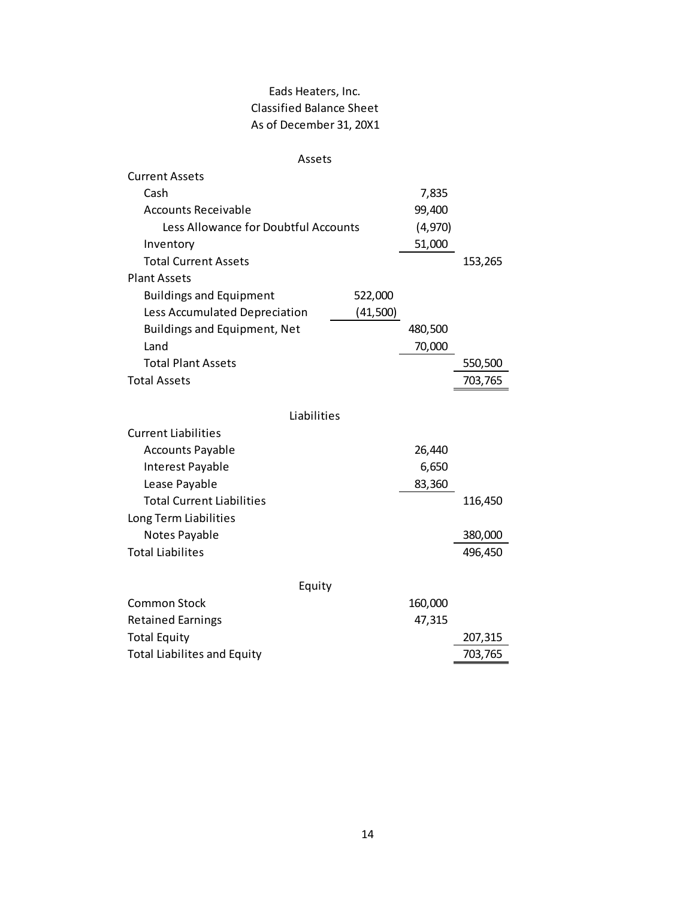Eads Heaters, Inc.
Classified Balance Sheet
As of December 31, 20X1

| | | | |
|---|---|---|---|
| **Assets** | | | |
| Current Assets | | | |
| Cash | | 7,835 | |
| Accounts Receivable | | 99,400 | |
| Less Allowance for Doubtful Accounts | | (4,970) | |
| Inventory | | 51,000 | |
| Total Current Assets | | | 153,265 |
| Plant Assets | | | |
| Buildings and Equipment | 522,000 | | |
| Less Accumulated Depreciation | (41,500) | | |
| Buildings and Equipment, Net | | 480,500 | |
| Land | | 70,000 | |
| Total Plant Assets | | | 550,500 |
| Total Assets | | | 703,765 |
| **Liabilities** | | | |
| Current Liabilities | | | |
| Accounts Payable | | 26,440 | |
| Interest Payable | | 6,650 | |
| Lease Payable | | 83,360 | |
| Total Current Liabilities | | | 116,450 |
| Long Term Liabilities | | | |
| Notes Payable | | | 380,000 |
| Total Liabilites | | | 496,450 |
| **Equity** | | | |
| Common Stock | | 160,000 | |
| Retained Earnings | | 47,315 | |
| Total Equity | | | 207,315 |
| Total Liabilites and Equity | | | 703,765 |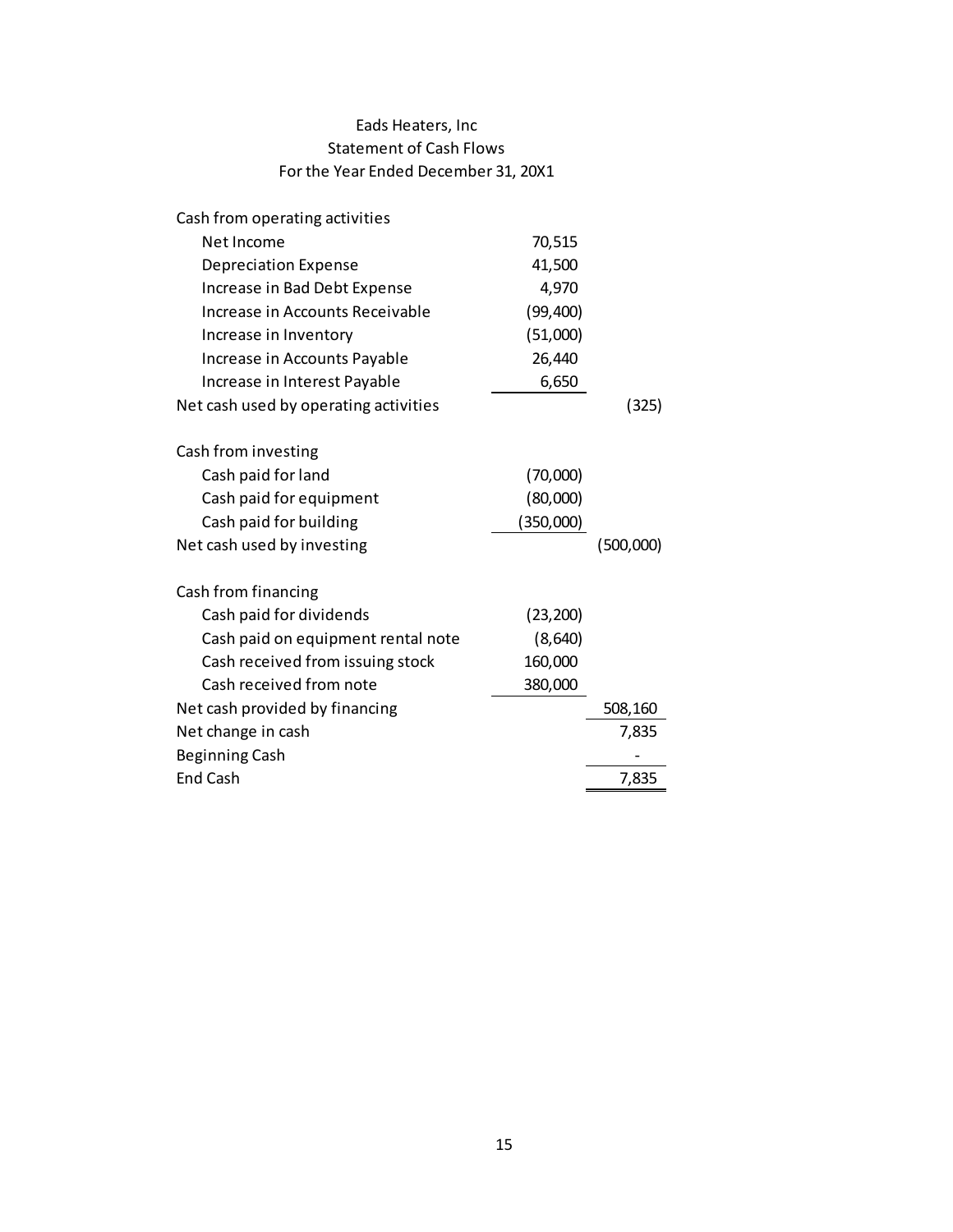Eads Heaters, Inc
Statement of Cash Flows
For the Year Ended December 31, 20X1

| | | |
|---|---|---|
| Cash from operating activities | | |
| Net Income | 70,515 | |
| Depreciation Expense | 41,500 | |
| Increase in Bad Debt Expense | 4,970 | |
| Increase in Accounts Receivable | (99,400) | |
| Increase in Inventory | (51,000) | |
| Increase in Accounts Payable | 26,440 | |
| Increase in Interest Payable | 6,650 | |
| Net cash used by operating activities | | (325) |
| | | |
| Cash from investing | | |
| Cash paid for land | (70,000) | |
| Cash paid for equipment | (80,000) | |
| Cash paid for building | (350,000) | |
| Net cash used by investing | | (500,000) |
| | | |
| Cash from financing | | |
| Cash paid for dividends | (23,200) | |
| Cash paid on equipment rental note | (8,640) | |
| Cash received from issuing stock | 160,000 | |
| Cash received from note | 380,000 | |
| Net cash provided by financing | | 508,160 |
| Net change in cash | | 7,835 |
| Beginning Cash | | - |
| End Cash | | 7,835 |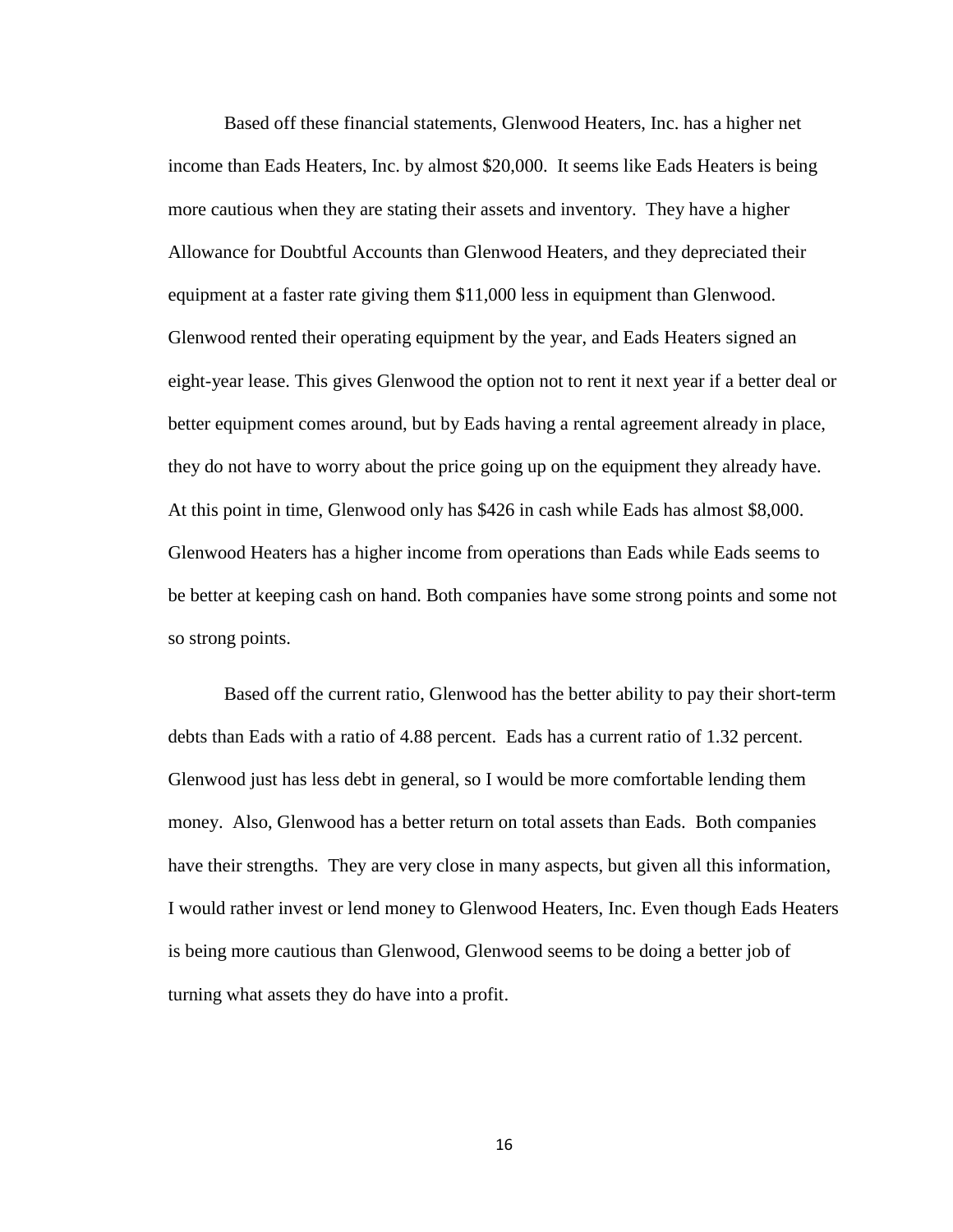Based off these financial statements, Glenwood Heaters, Inc. has a higher net income than Eads Heaters, Inc. by almost $20,000. It seems like Eads Heaters is being more cautious when they are stating their assets and inventory. They have a higher Allowance for Doubtful Accounts than Glenwood Heaters, and they depreciated their equipment at a faster rate giving them $11,000 less in equipment than Glenwood. Glenwood rented their operating equipment by the year, and Eads Heaters signed an eight-year lease. This gives Glenwood the option not to rent it next year if a better deal or better equipment comes around, but by Eads having a rental agreement already in place, they do not have to worry about the price going up on the equipment they already have. At this point in time, Glenwood only has $426 in cash while Eads has almost $8,000. Glenwood Heaters has a higher income from operations than Eads while Eads seems to be better at keeping cash on hand. Both companies have some strong points and some not so strong points.

Based off the current ratio, Glenwood has the better ability to pay their short-term debts than Eads with a ratio of 4.88 percent. Eads has a current ratio of 1.32 percent. Glenwood just has less debt in general, so I would be more comfortable lending them money. Also, Glenwood has a better return on total assets than Eads. Both companies have their strengths. They are very close in many aspects, but given all this information, I would rather invest or lend money to Glenwood Heaters, Inc. Even though Eads Heaters is being more cautious than Glenwood, Glenwood seems to be doing a better job of turning what assets they do have into a profit.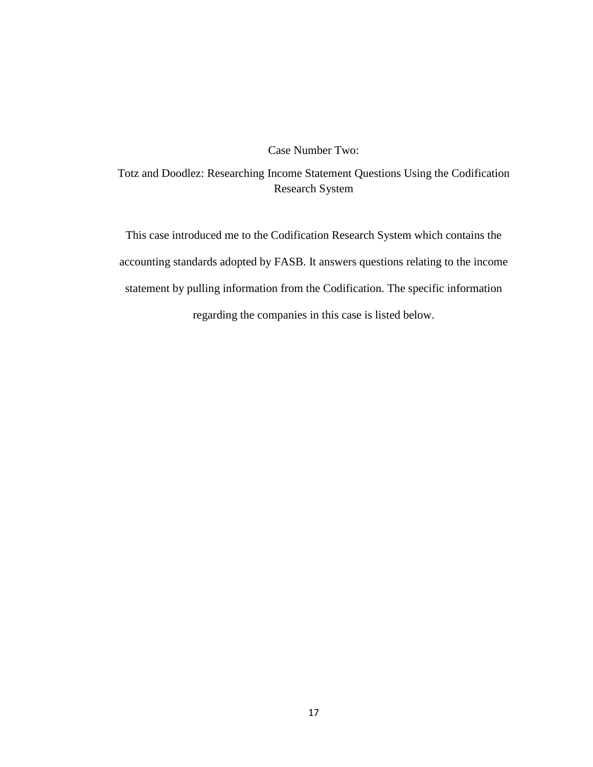# Case Number Two:

## Totz and Doodlez: Researching Income Statement Questions Using the Codification Research System

This case introduced me to the Codification Research System which contains the accounting standards adopted by FASB. It answers questions relating to the income statement by pulling information from the Codification. The specific information regarding the companies in this case is listed below.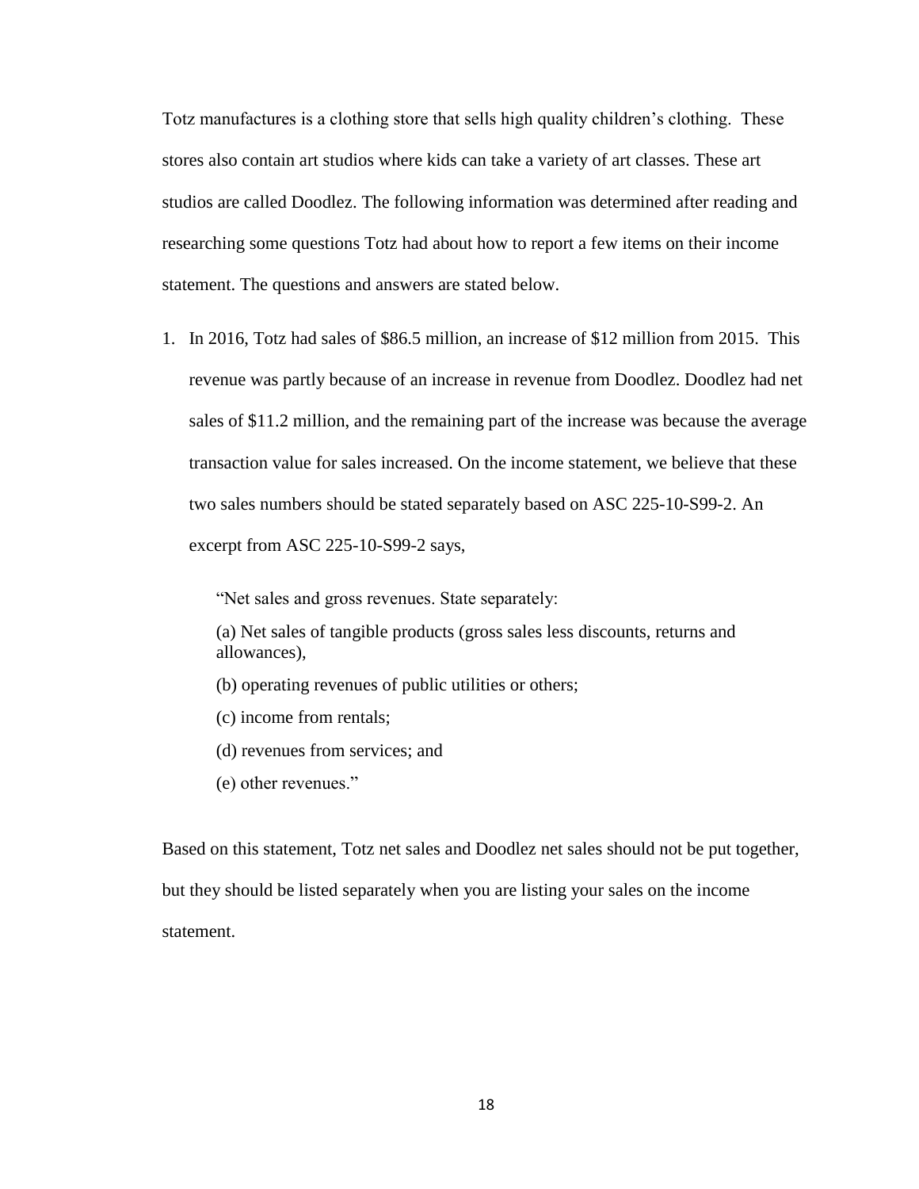Totz manufactures is a clothing store that sells high quality children's clothing. These stores also contain art studios where kids can take a variety of art classes. These art studios are called Doodlez. The following information was determined after reading and researching some questions Totz had about how to report a few items on their income statement. The questions and answers are stated below.

1. In 2016, Totz had sales of $86.5 million, an increase of $12 million from 2015. This revenue was partly because of an increase in revenue from Doodlez. Doodlez had net sales of $11.2 million, and the remaining part of the increase was because the average transaction value for sales increased. On the income statement, we believe that these two sales numbers should be stated separately based on ASC 225-10-S99-2. An excerpt from ASC 225-10-S99-2 says,

   "Net sales and gross revenues. State separately:

   (a) Net sales of tangible products (gross sales less discounts, returns and allowances),

   (b) operating revenues of public utilities or others;

   (c) income from rentals;

   (d) revenues from services; and

   (e) other revenues."

Based on this statement, Totz net sales and Doodlez net sales should not be put together, but they should be listed separately when you are listing your sales on the income statement.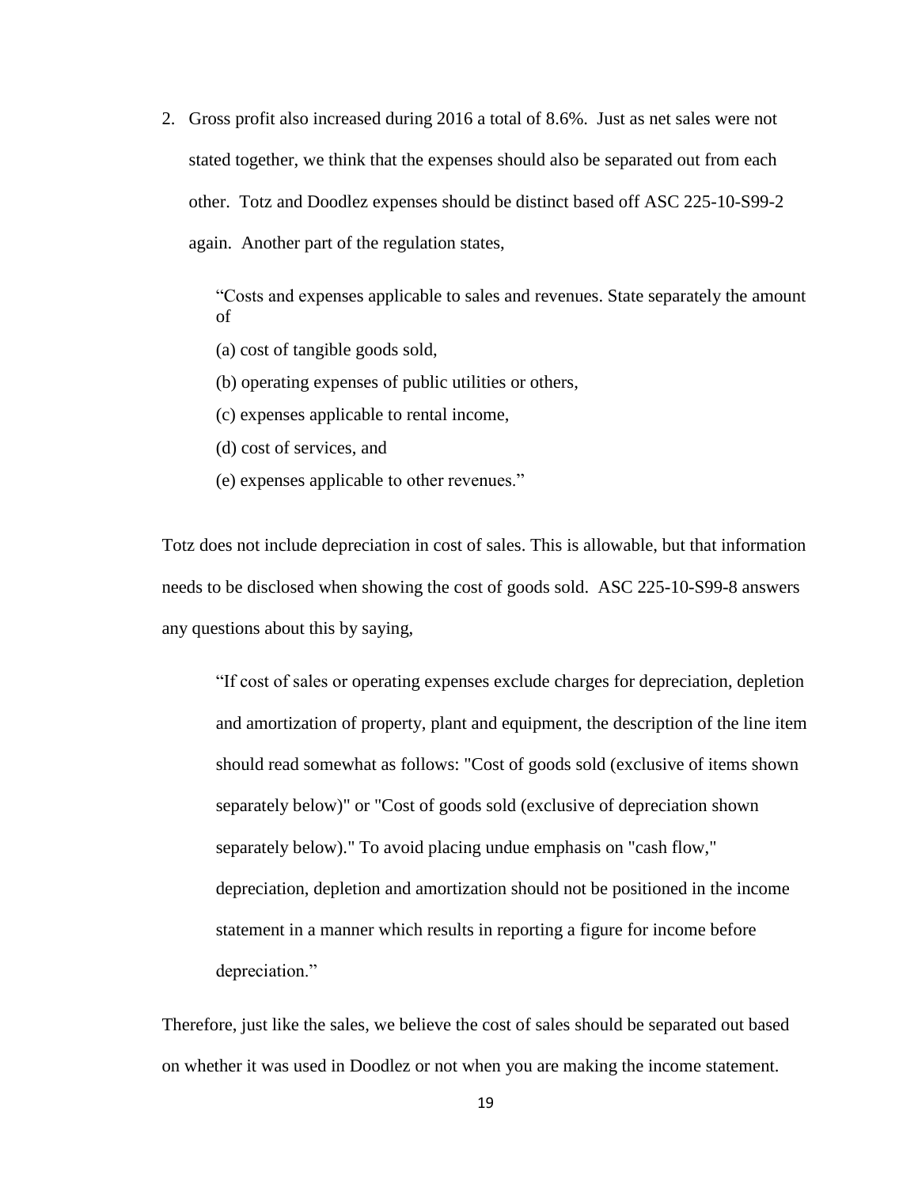2. Gross profit also increased during 2016 a total of 8.6%. Just as net sales were not stated together, we think that the expenses should also be separated out from each other. Totz and Doodlez expenses should be distinct based off ASC 225-10-S99-2 again. Another part of the regulation states,

> "Costs and expenses applicable to sales and revenues. State separately the amount of
>
> (a) cost of tangible goods sold,
>
> (b) operating expenses of public utilities or others,
>
> (c) expenses applicable to rental income,
>
> (d) cost of services, and
>
> (e) expenses applicable to other revenues."

Totz does not include depreciation in cost of sales. This is allowable, but that information needs to be disclosed when showing the cost of goods sold. ASC 225-10-S99-8 answers any questions about this by saying,

> "If cost of sales or operating expenses exclude charges for depreciation, depletion and amortization of property, plant and equipment, the description of the line item should read somewhat as follows: "Cost of goods sold (exclusive of items shown separately below)" or "Cost of goods sold (exclusive of depreciation shown separately below)." To avoid placing undue emphasis on "cash flow," depreciation, depletion and amortization should not be positioned in the income statement in a manner which results in reporting a figure for income before depreciation."

Therefore, just like the sales, we believe the cost of sales should be separated out based on whether it was used in Doodlez or not when you are making the income statement.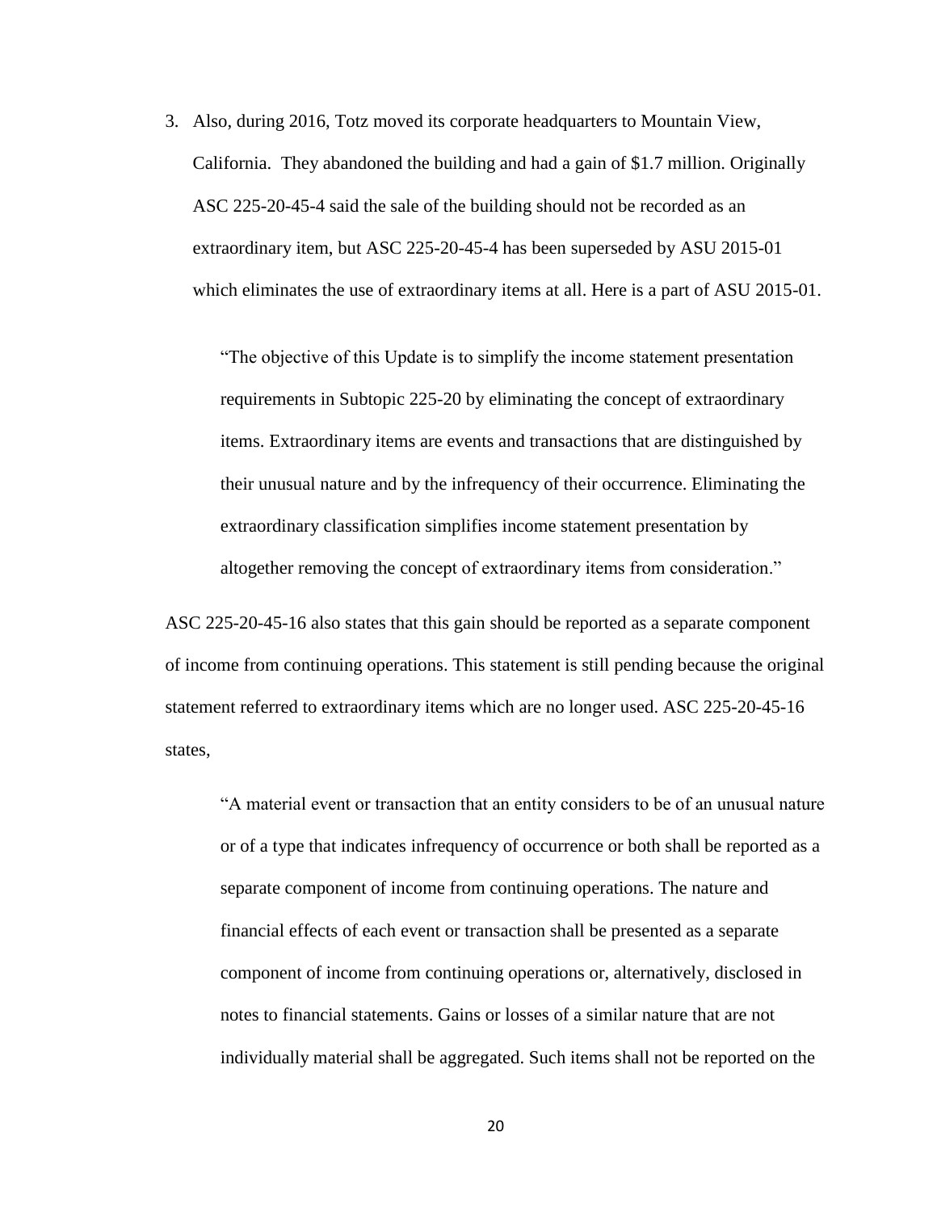3. Also, during 2016, Totz moved its corporate headquarters to Mountain View, California. They abandoned the building and had a gain of $1.7 million. Originally ASC 225-20-45-4 said the sale of the building should not be recorded as an extraordinary item, but ASC 225-20-45-4 has been superseded by ASU 2015-01 which eliminates the use of extraordinary items at all. Here is a part of ASU 2015-01.

> "The objective of this Update is to simplify the income statement presentation requirements in Subtopic 225-20 by eliminating the concept of extraordinary items. Extraordinary items are events and transactions that are distinguished by their unusual nature and by the infrequency of their occurrence. Eliminating the extraordinary classification simplifies income statement presentation by altogether removing the concept of extraordinary items from consideration."

ASC 225-20-45-16 also states that this gain should be reported as a separate component of income from continuing operations. This statement is still pending because the original statement referred to extraordinary items which are no longer used. ASC 225-20-45-16 states,

> "A material event or transaction that an entity considers to be of an unusual nature or of a type that indicates infrequency of occurrence or both shall be reported as a separate component of income from continuing operations. The nature and financial effects of each event or transaction shall be presented as a separate component of income from continuing operations or, alternatively, disclosed in notes to financial statements. Gains or losses of a similar nature that are not individually material shall be aggregated. Such items shall not be reported on the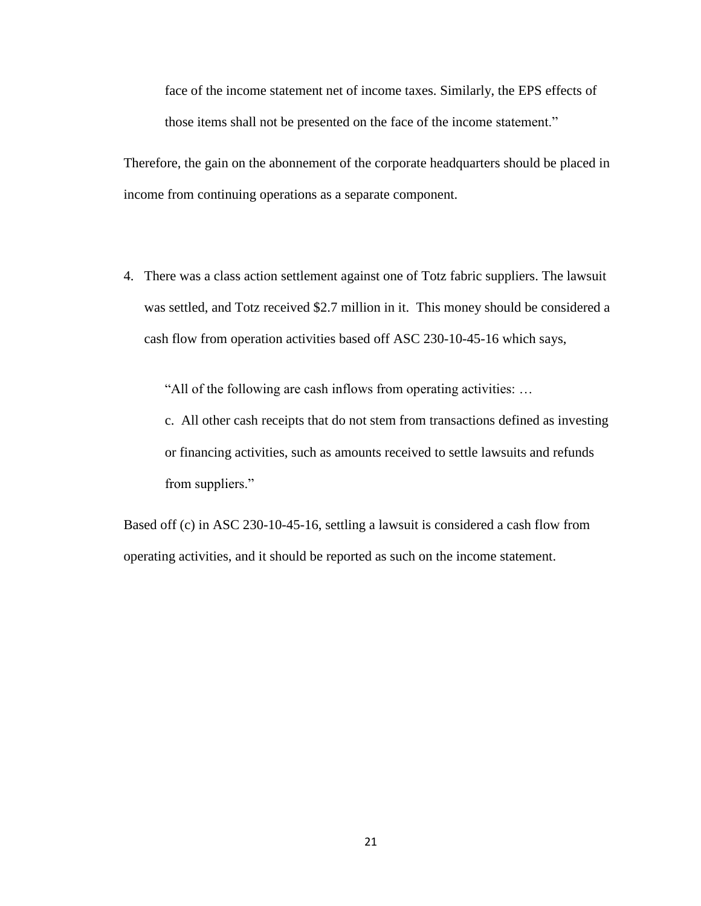> face of the income statement net of income taxes. Similarly, the EPS effects of those items shall not be presented on the face of the income statement."

Therefore, the gain on the abonnement of the corporate headquarters should be placed in income from continuing operations as a separate component.

4. There was a class action settlement against one of Totz fabric suppliers. The lawsuit was settled, and Totz received $2.7 million in it. This money should be considered a cash flow from operation activities based off ASC 230-10-45-16 which says,

> "All of the following are cash inflows from operating activities: …
>
> c. All other cash receipts that do not stem from transactions defined as investing or financing activities, such as amounts received to settle lawsuits and refunds from suppliers."

Based off (c) in ASC 230-10-45-16, settling a lawsuit is considered a cash flow from operating activities, and it should be reported as such on the income statement.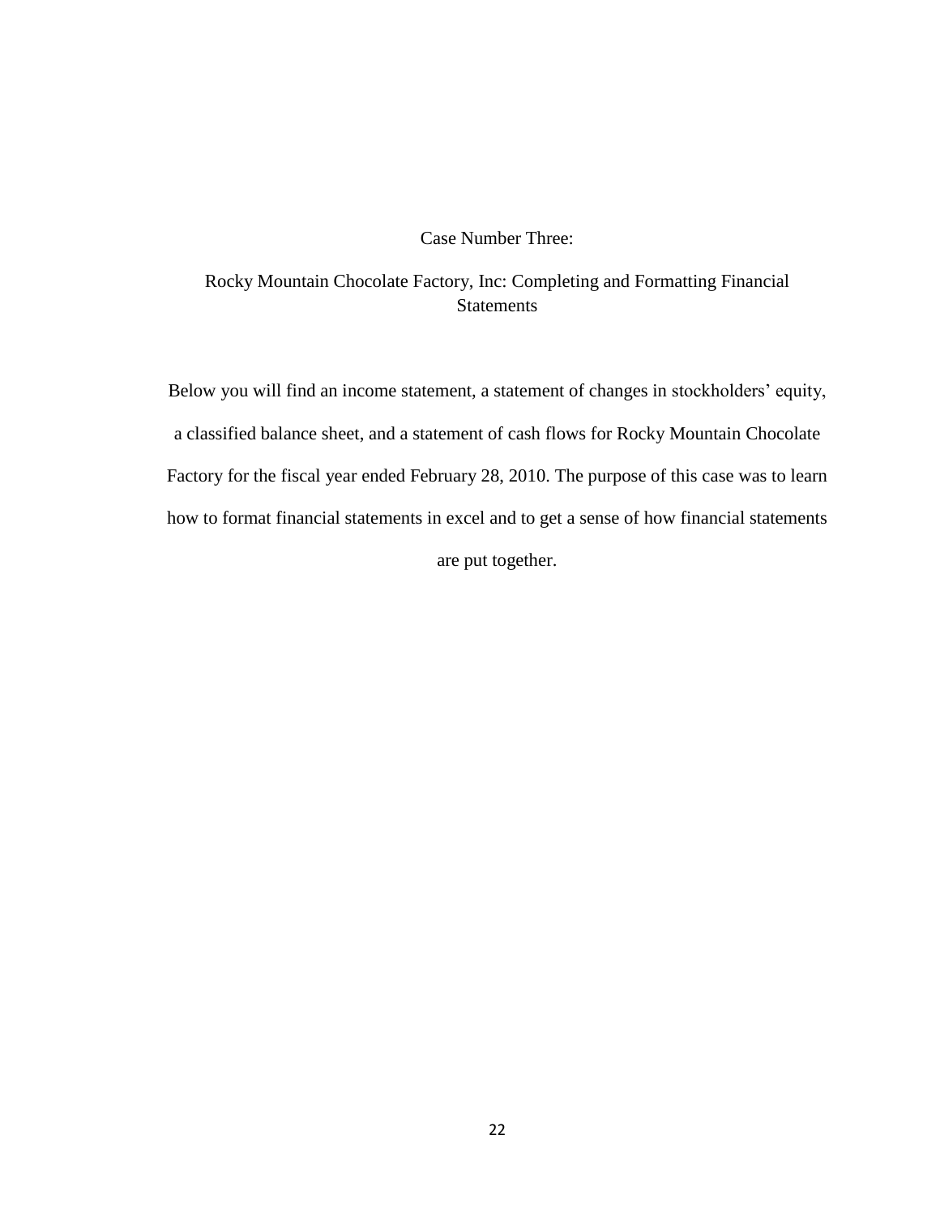# Case Number Three:

## Rocky Mountain Chocolate Factory, Inc: Completing and Formatting Financial Statements

Below you will find an income statement, a statement of changes in stockholders' equity, a classified balance sheet, and a statement of cash flows for Rocky Mountain Chocolate Factory for the fiscal year ended February 28, 2010. The purpose of this case was to learn how to format financial statements in excel and to get a sense of how financial statements are put together.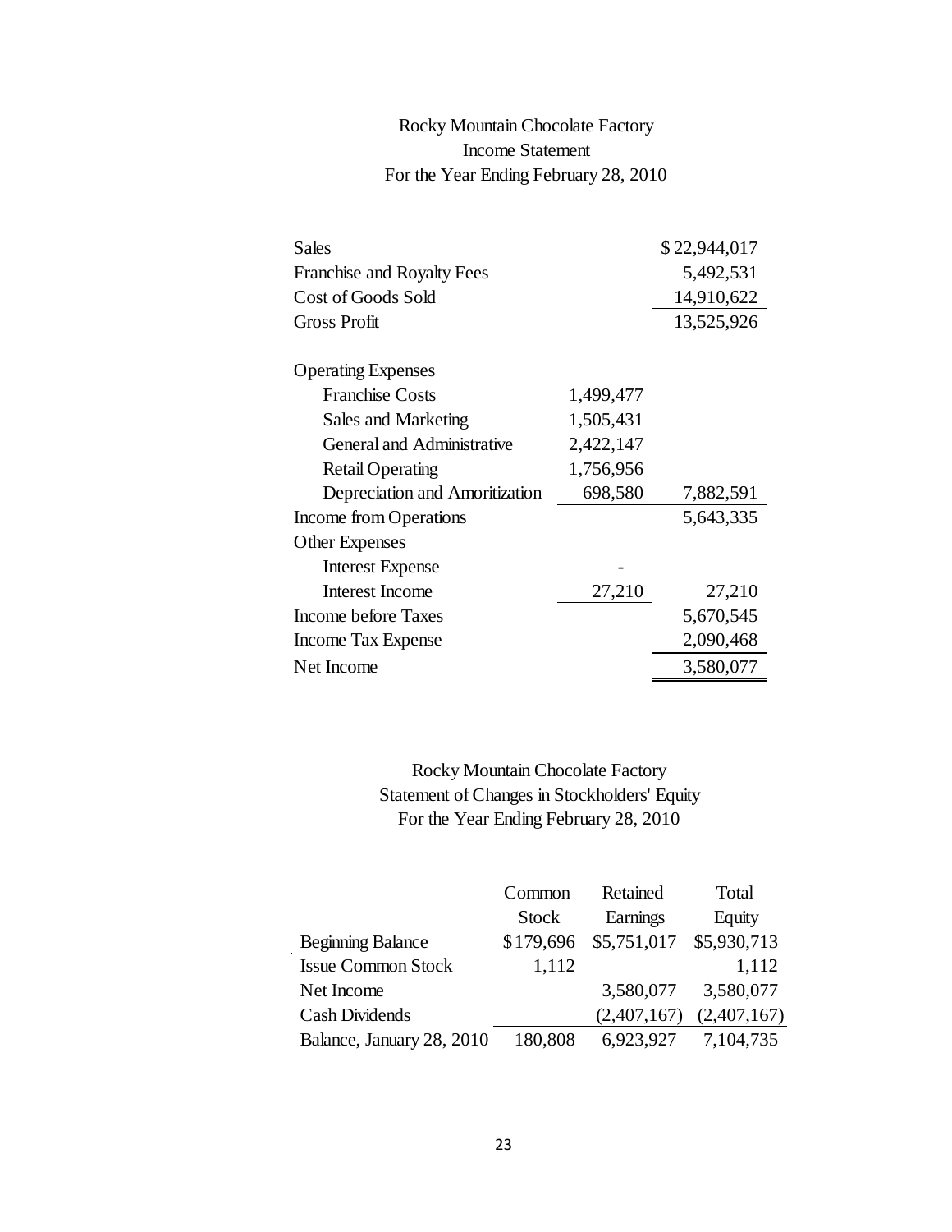Rocky Mountain Chocolate Factory
Income Statement
For the Year Ending February 28, 2010

| | | |
|---|---|---|
| Sales | | $22,944,017 |
| Franchise and Royalty Fees | | 5,492,531 |
| Cost of Goods Sold | | 14,910,622 |
| Gross Profit | | 13,525,926 |
| | | |
| Operating Expenses | | |
| Franchise Costs | 1,499,477 | |
| Sales and Marketing | 1,505,431 | |
| General and Administrative | 2,422,147 | |
| Retail Operating | 1,756,956 | |
| Depreciation and Amoritization | 698,580 | 7,882,591 |
| Income from Operations | | 5,643,335 |
| Other Expenses | | |
| Interest Expense | - | |
| Interest Income | 27,210 | 27,210 |
| Income before Taxes | | 5,670,545 |
| Income Tax Expense | | 2,090,468 |
| Net Income | | 3,580,077 |

Rocky Mountain Chocolate Factory
Statement of Changes in Stockholders' Equity
For the Year Ending February 28, 2010

| | Common Stock | Retained Earnings | Total Equity |
|---|---|---|---|
| Beginning Balance | $179,696 | $5,751,017 | $5,930,713 |
| Issue Common Stock | 1,112 | | 1,112 |
| Net Income | | 3,580,077 | 3,580,077 |
| Cash Dividends | | (2,407,167) | (2,407,167) |
| Balance, January 28, 2010 | 180,808 | 6,923,927 | 7,104,735 |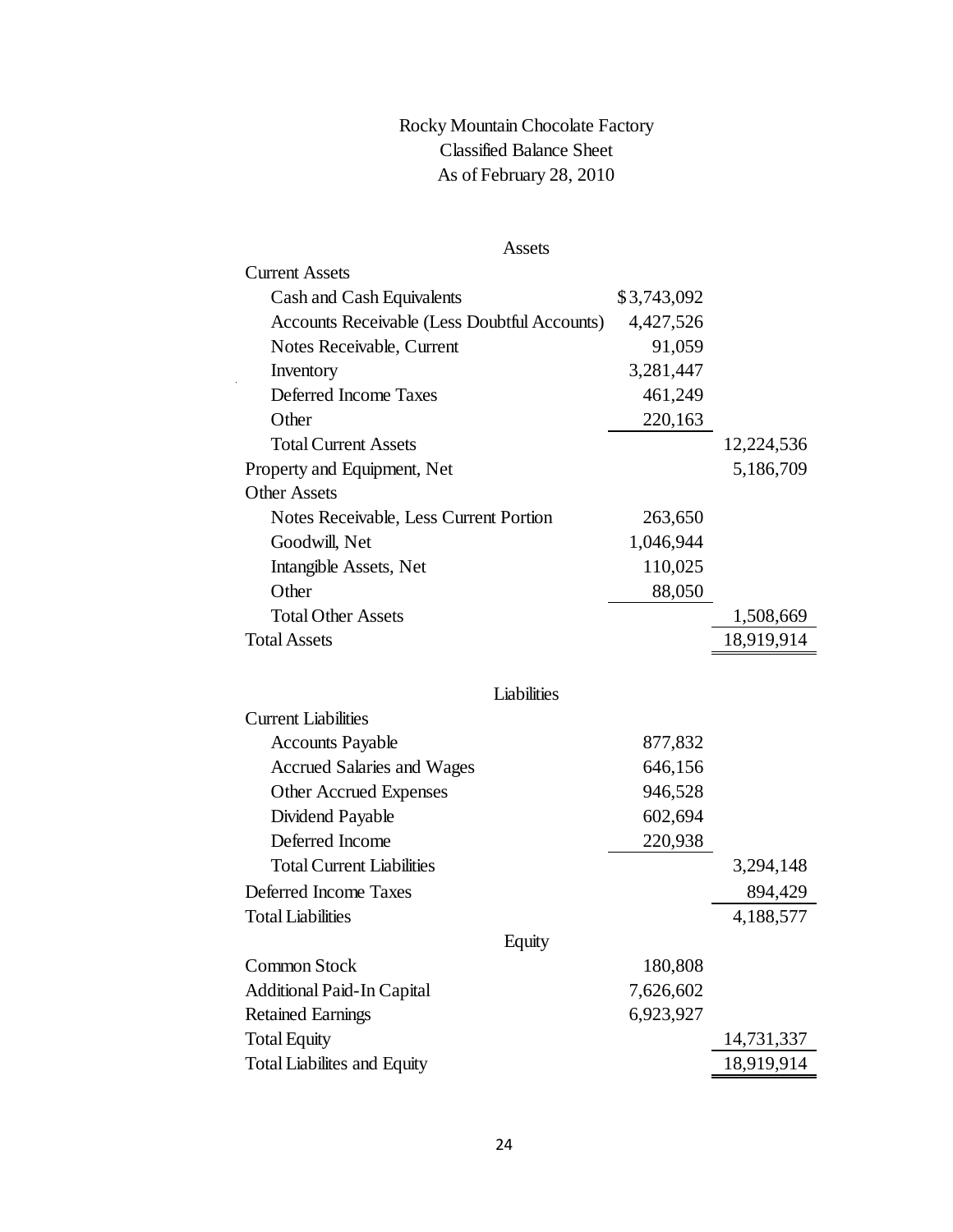# Rocky Mountain Chocolate Factory

## Classified Balance Sheet

### As of February 28, 2010

| Assets | | |
|---|---|---|
| Current Assets | | |
| Cash and Cash Equivalents | $3,743,092 | |
| Accounts Receivable (Less Doubtful Accounts) | 4,427,526 | |
| Notes Receivable, Current | 91,059 | |
| Inventory | 3,281,447 | |
| Deferred Income Taxes | 461,249 | |
| Other | 220,163 | |
| Total Current Assets | | 12,224,536 |
| Property and Equipment, Net | | 5,186,709 |
| Other Assets | | |
| Notes Receivable, Less Current Portion | 263,650 | |
| Goodwill, Net | 1,046,944 | |
| Intangible Assets, Net | 110,025 | |
| Other | 88,050 | |
| Total Other Assets | | 1,508,669 |
| Total Assets | | 18,919,914 |
| **Liabilities** | | |
| Current Liabilities | | |
| Accounts Payable | 877,832 | |
| Accrued Salaries and Wages | 646,156 | |
| Other Accrued Expenses | 946,528 | |
| Dividend Payable | 602,694 | |
| Deferred Income | 220,938 | |
| Total Current Liabilities | | 3,294,148 |
| Deferred Income Taxes | | 894,429 |
| Total Liabilities | | 4,188,577 |
| **Equity** | | |
| Common Stock | 180,808 | |
| Additional Paid-In Capital | 7,626,602 | |
| Retained Earnings | 6,923,927 | |
| Total Equity | | 14,731,337 |
| Total Liabilites and Equity | | 18,919,914 |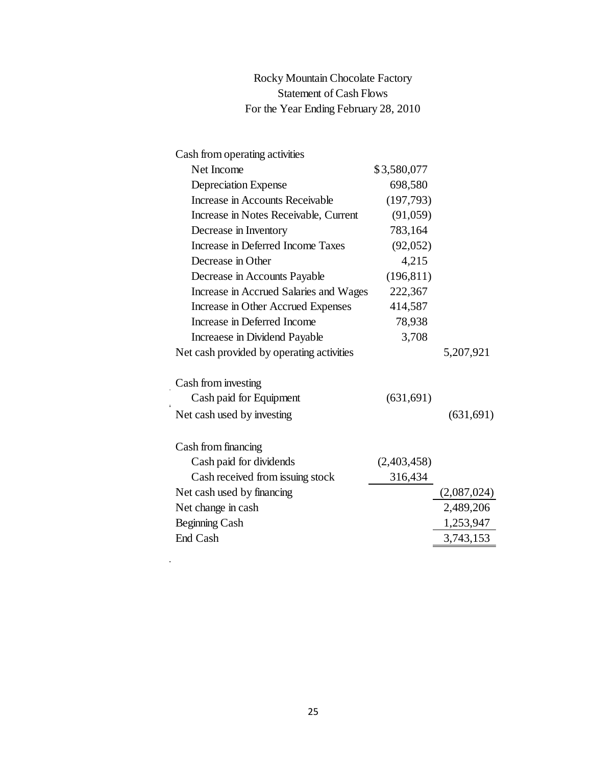# Rocky Mountain Chocolate Factory
## Statement of Cash Flows
### For the Year Ending February 28, 2010

| | | |
|---|---|---|
| Cash from operating activities | | |
| Net Income | $3,580,077 | |
| Depreciation Expense | 698,580 | |
| Increase in Accounts Receivable | (197,793) | |
| Increase in Notes Receivable, Current | (91,059) | |
| Decrease in Inventory | 783,164 | |
| Increase in Deferred Income Taxes | (92,052) | |
| Decrease in Other | 4,215 | |
| Decrease in Accounts Payable | (196,811) | |
| Increase in Accrued Salaries and Wages | 222,367 | |
| Increase in Other Accrued Expenses | 414,587 | |
| Increase in Deferred Income | 78,938 | |
| Increaese in Dividend Payable | 3,708 | |
| Net cash provided by operating activities | | 5,207,921 |
| | | |
| Cash from investing | | |
| Cash paid for Equipment | (631,691) | |
| Net cash used by investing | | (631,691) |
| | | |
| Cash from financing | | |
| Cash paid for dividends | (2,403,458) | |
| Cash received from issuing stock | 316,434 | |
| Net cash used by financing | | (2,087,024) |
| Net change in cash | | 2,489,206 |
| Beginning Cash | | 1,253,947 |
| End Cash | | 3,743,153 |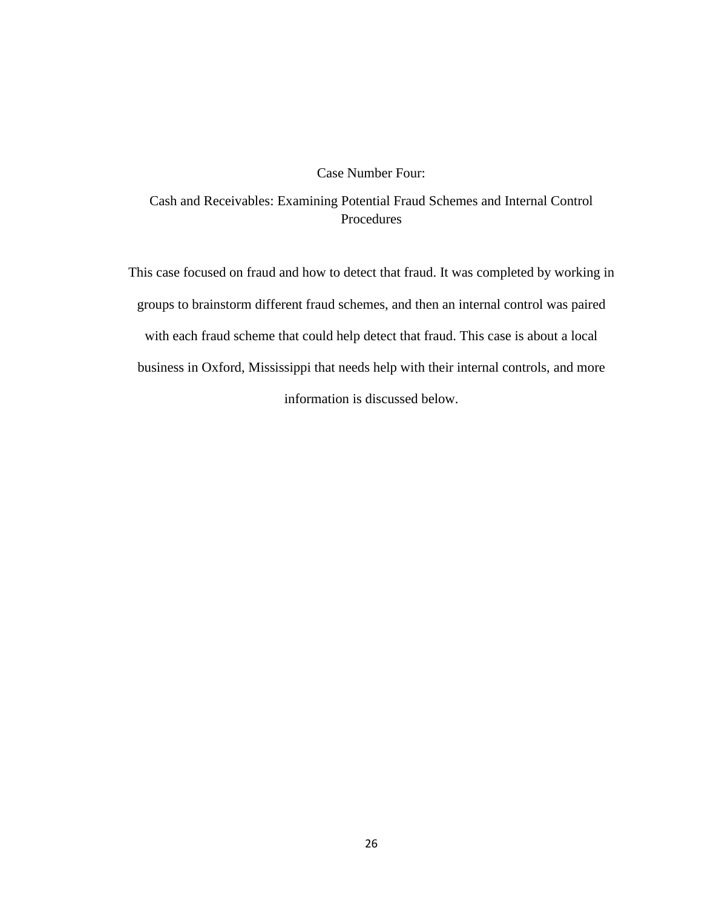# Case Number Four:

## Cash and Receivables: Examining Potential Fraud Schemes and Internal Control Procedures

This case focused on fraud and how to detect that fraud. It was completed by working in groups to brainstorm different fraud schemes, and then an internal control was paired with each fraud scheme that could help detect that fraud. This case is about a local business in Oxford, Mississippi that needs help with their internal controls, and more information is discussed below.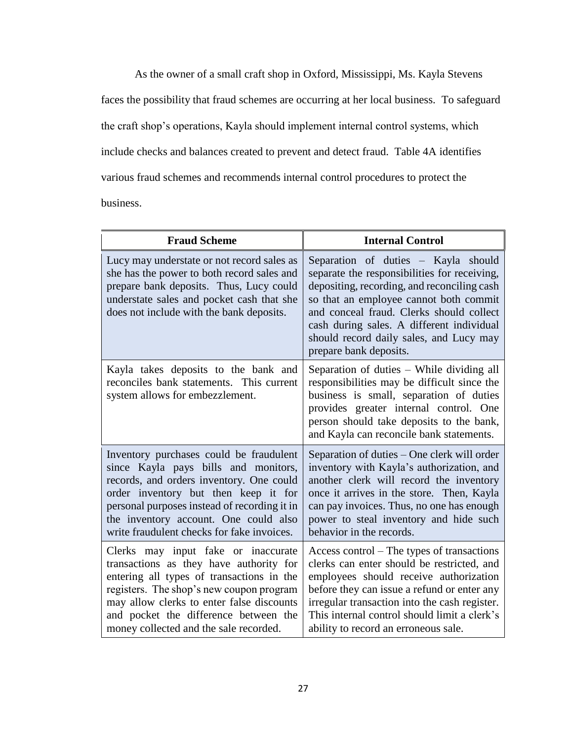As the owner of a small craft shop in Oxford, Mississippi, Ms. Kayla Stevens faces the possibility that fraud schemes are occurring at her local business. To safeguard the craft shop's operations, Kayla should implement internal control systems, which include checks and balances created to prevent and detect fraud. Table 4A identifies various fraud schemes and recommends internal control procedures to protect the business.

| Fraud Scheme | Internal Control |
| --- | --- |
| Lucy may understate or not record sales as she has the power to both record sales and prepare bank deposits. Thus, Lucy could understate sales and pocket cash that she does not include with the bank deposits. | Separation of duties – Kayla should separate the responsibilities for receiving, depositing, recording, and reconciling cash so that an employee cannot both commit and conceal fraud. Clerks should collect cash during sales. A different individual should record daily sales, and Lucy may prepare bank deposits. |
| Kayla takes deposits to the bank and reconciles bank statements. This current system allows for embezzlement. | Separation of duties – While dividing all responsibilities may be difficult since the business is small, separation of duties provides greater internal control. One person should take deposits to the bank, and Kayla can reconcile bank statements. |
| Inventory purchases could be fraudulent since Kayla pays bills and monitors, records, and orders inventory. One could order inventory but then keep it for personal purposes instead of recording it in the inventory account. One could also write fraudulent checks for fake invoices. | Separation of duties – One clerk will order inventory with Kayla's authorization, and another clerk will record the inventory once it arrives in the store. Then, Kayla can pay invoices. Thus, no one has enough power to steal inventory and hide such behavior in the records. |
| Clerks may input fake or inaccurate transactions as they have authority for entering all types of transactions in the registers. The shop's new coupon program may allow clerks to enter false discounts and pocket the difference between the money collected and the sale recorded. | Access control – The types of transactions clerks can enter should be restricted, and employees should receive authorization before they can issue a refund or enter any irregular transaction into the cash register. This internal control should limit a clerk's ability to record an erroneous sale. |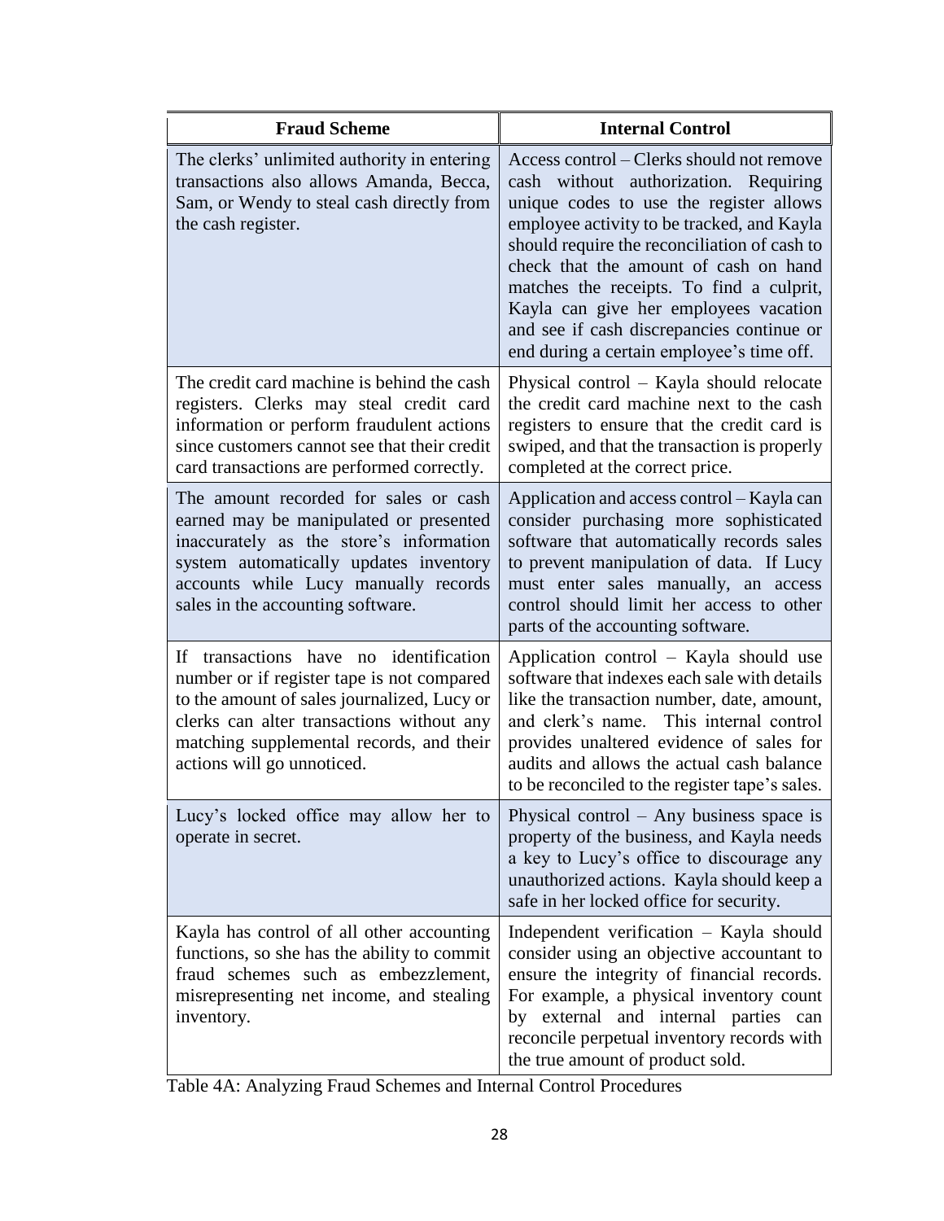| Fraud Scheme | Internal Control |
| --- | --- |
| The clerks' unlimited authority in entering transactions also allows Amanda, Becca, Sam, or Wendy to steal cash directly from the cash register. | Access control – Clerks should not remove cash without authorization. Requiring unique codes to use the register allows employee activity to be tracked, and Kayla should require the reconciliation of cash to check that the amount of cash on hand matches the receipts. To find a culprit, Kayla can give her employees vacation and see if cash discrepancies continue or end during a certain employee's time off. |
| The credit card machine is behind the cash registers. Clerks may steal credit card information or perform fraudulent actions since customers cannot see that their credit card transactions are performed correctly. | Physical control – Kayla should relocate the credit card machine next to the cash registers to ensure that the credit card is swiped, and that the transaction is properly completed at the correct price. |
| The amount recorded for sales or cash earned may be manipulated or presented inaccurately as the store's information system automatically updates inventory accounts while Lucy manually records sales in the accounting software. | Application and access control – Kayla can consider purchasing more sophisticated software that automatically records sales to prevent manipulation of data. If Lucy must enter sales manually, an access control should limit her access to other parts of the accounting software. |
| If transactions have no identification number or if register tape is not compared to the amount of sales journalized, Lucy or clerks can alter transactions without any matching supplemental records, and their actions will go unnoticed. | Application control – Kayla should use software that indexes each sale with details like the transaction number, date, amount, and clerk's name. This internal control provides unaltered evidence of sales for audits and allows the actual cash balance to be reconciled to the register tape's sales. |
| Lucy's locked office may allow her to operate in secret. | Physical control – Any business space is property of the business, and Kayla needs a key to Lucy's office to discourage any unauthorized actions. Kayla should keep a safe in her locked office for security. |
| Kayla has control of all other accounting functions, so she has the ability to commit fraud schemes such as embezzlement, misrepresenting net income, and stealing inventory. | Independent verification – Kayla should consider using an objective accountant to ensure the integrity of financial records. For example, a physical inventory count by external and internal parties can reconcile perpetual inventory records with the true amount of product sold. |

Table 4A: Analyzing Fraud Schemes and Internal Control Procedures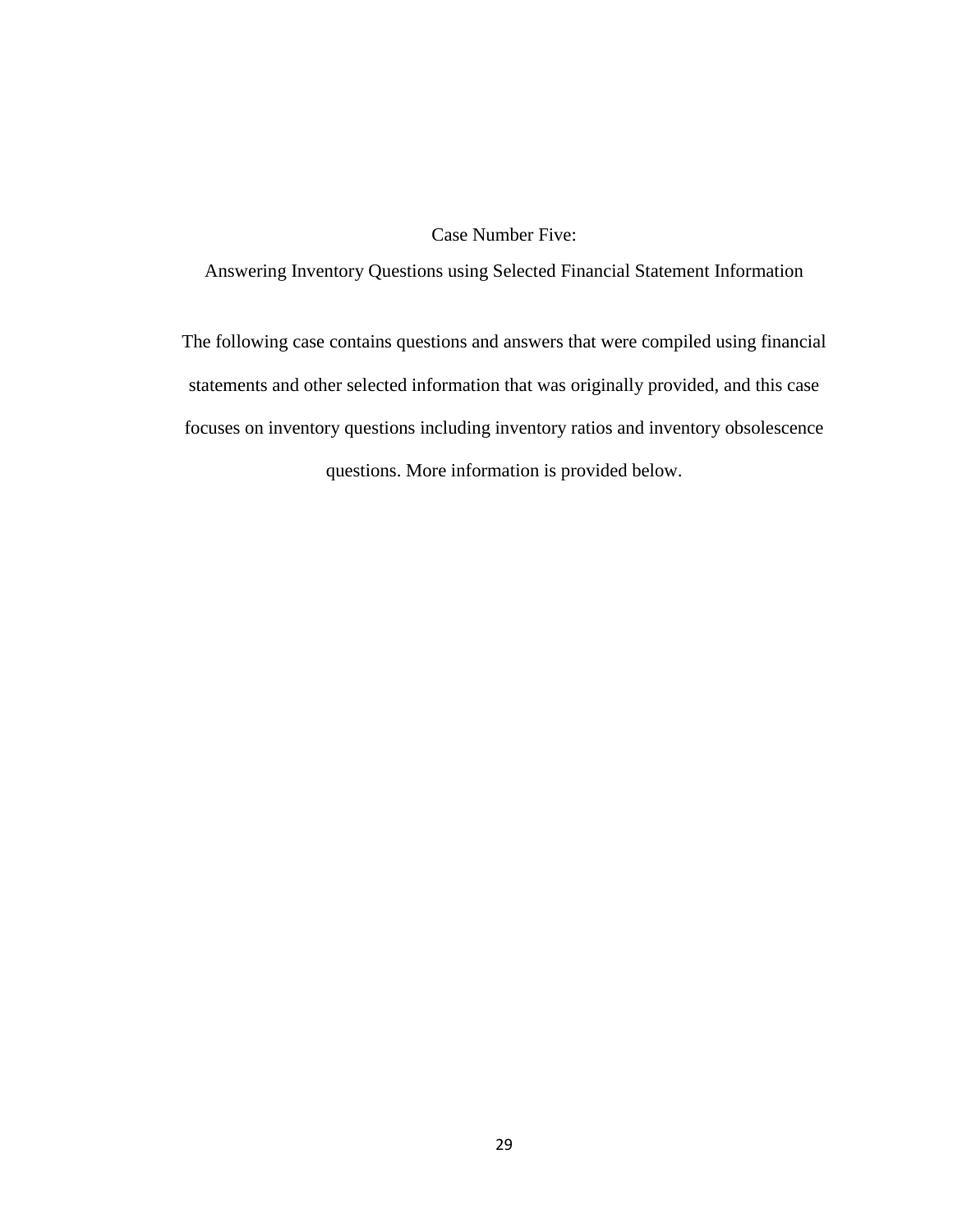# Case Number Five:

## Answering Inventory Questions using Selected Financial Statement Information

The following case contains questions and answers that were compiled using financial statements and other selected information that was originally provided, and this case focuses on inventory questions including inventory ratios and inventory obsolescence questions. More information is provided below.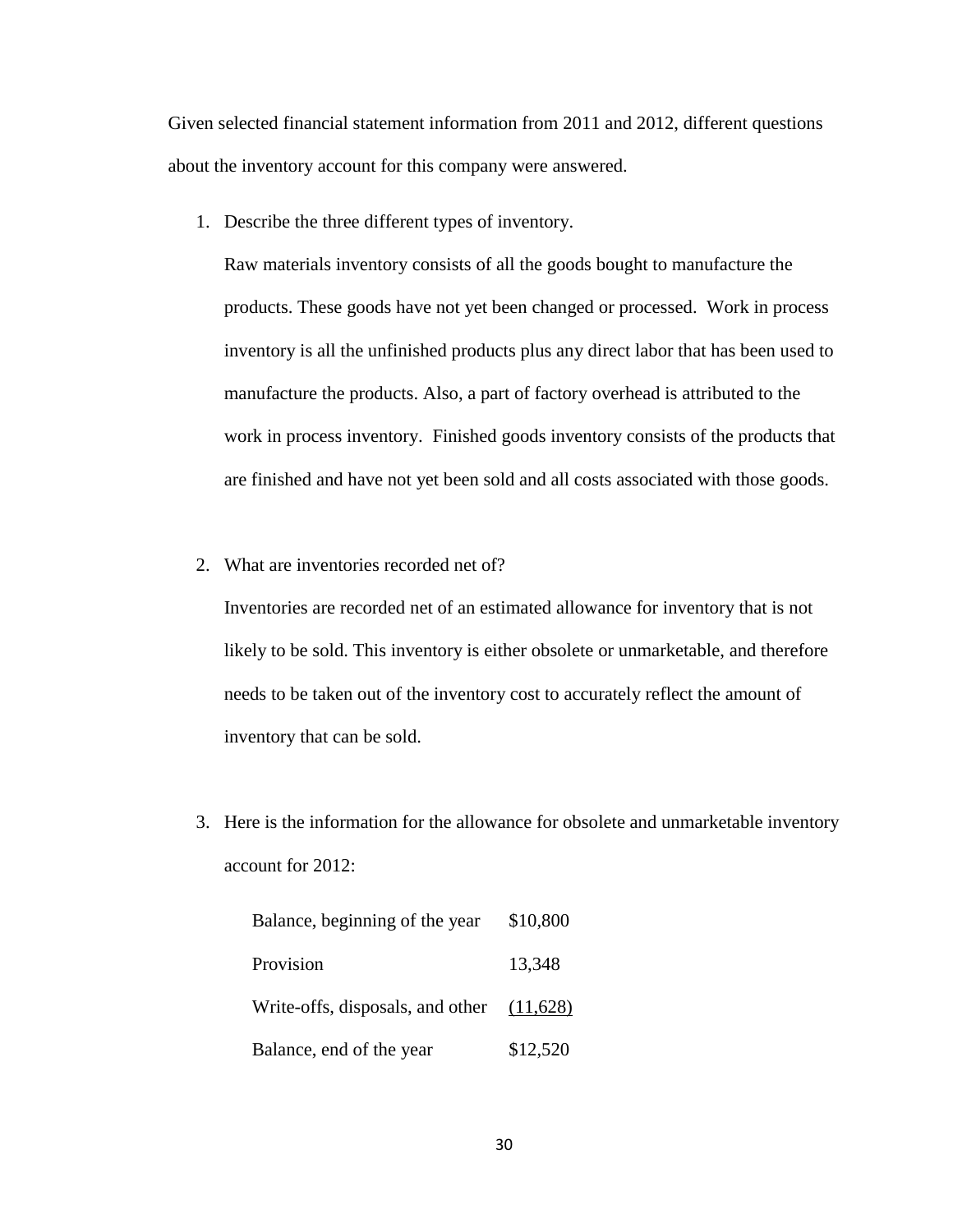Given selected financial statement information from 2011 and 2012, different questions about the inventory account for this company were answered.

1. Describe the three different types of inventory.

   Raw materials inventory consists of all the goods bought to manufacture the products. These goods have not yet been changed or processed. Work in process inventory is all the unfinished products plus any direct labor that has been used to manufacture the products. Also, a part of factory overhead is attributed to the work in process inventory. Finished goods inventory consists of the products that are finished and have not yet been sold and all costs associated with those goods.

2. What are inventories recorded net of?

   Inventories are recorded net of an estimated allowance for inventory that is not likely to be sold. This inventory is either obsolete or unmarketable, and therefore needs to be taken out of the inventory cost to accurately reflect the amount of inventory that can be sold.

3. Here is the information for the allowance for obsolete and unmarketable inventory account for 2012:

| | |
|---|---|
| Balance, beginning of the year | $10,800 |
| Provision | 13,348 |
| Write-offs, disposals, and other | (11,628) |
| Balance, end of the year | $12,520 |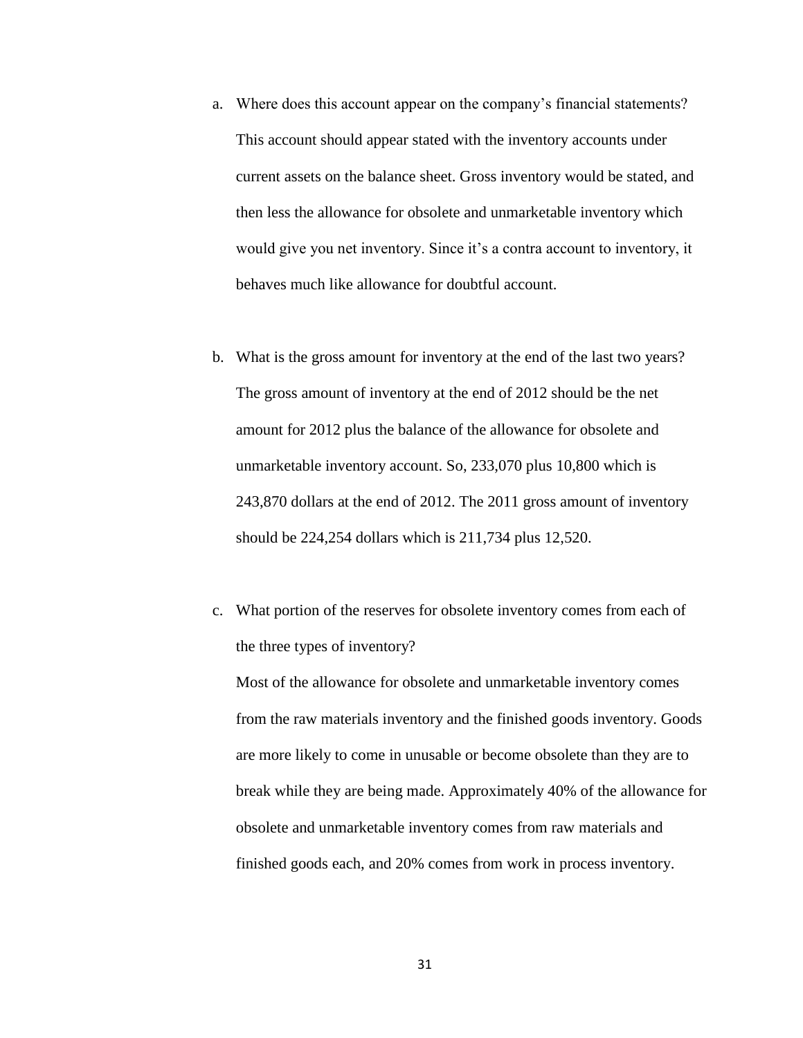a. Where does this account appear on the company's financial statements?

   This account should appear stated with the inventory accounts under current assets on the balance sheet. Gross inventory would be stated, and then less the allowance for obsolete and unmarketable inventory which would give you net inventory. Since it's a contra account to inventory, it behaves much like allowance for doubtful account.

b. What is the gross amount for inventory at the end of the last two years?

   The gross amount of inventory at the end of 2012 should be the net amount for 2012 plus the balance of the allowance for obsolete and unmarketable inventory account. So, 233,070 plus 10,800 which is 243,870 dollars at the end of 2012. The 2011 gross amount of inventory should be 224,254 dollars which is 211,734 plus 12,520.

c. What portion of the reserves for obsolete inventory comes from each of the three types of inventory?

   Most of the allowance for obsolete and unmarketable inventory comes from the raw materials inventory and the finished goods inventory. Goods are more likely to come in unusable or become obsolete than they are to break while they are being made. Approximately 40% of the allowance for obsolete and unmarketable inventory comes from raw materials and finished goods each, and 20% comes from work in process inventory.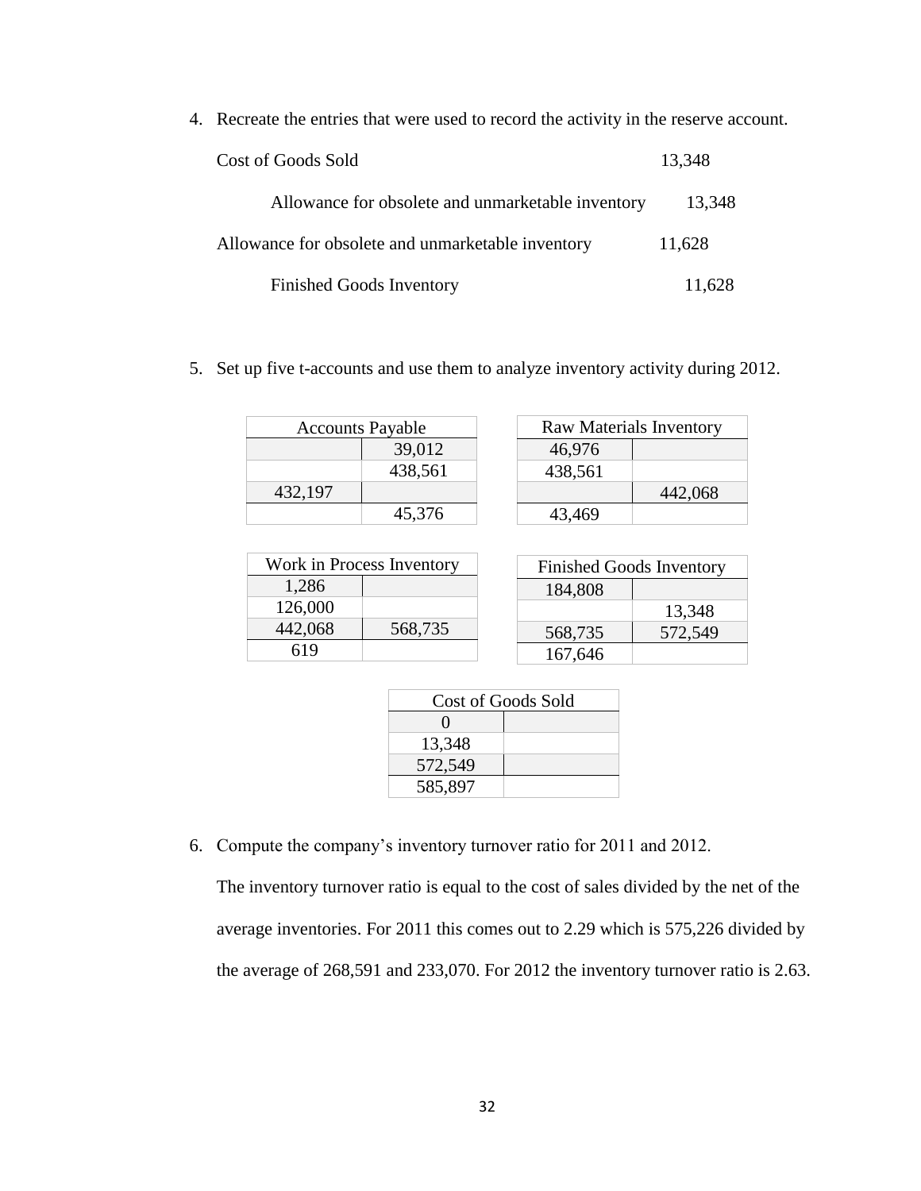4. Recreate the entries that were used to record the activity in the reserve account.

| | | |
|---|---|---|
| Cost of Goods Sold | 13,348 | |
| Allowance for obsolete and unmarketable inventory | | 13,348 |
| Allowance for obsolete and unmarketable inventory | 11,628 | |
| Finished Goods Inventory | | 11,628 |

5. Set up five t-accounts and use them to analyze inventory activity during 2012.

| Accounts Payable | |
|---|---|
| | 39,012 |
| | 438,561 |
| 432,197 | |
| | 45,376 |

| Raw Materials Inventory | |
|---|---|
| 46,976 | |
| 438,561 | |
| | 442,068 |
| 43,469 | |

| Work in Process Inventory | |
|---|---|
| 1,286 | |
| 126,000 | |
| 442,068 | 568,735 |
| 619 | |

| Finished Goods Inventory | |
|---|---|
| 184,808 | |
| | 13,348 |
| 568,735 | 572,549 |
| 167,646 | |

| Cost of Goods Sold | |
|---|---|
| 0 | |
| 13,348 | |
| 572,549 | |
| 585,897 | |

6. Compute the company's inventory turnover ratio for 2011 and 2012.

   The inventory turnover ratio is equal to the cost of sales divided by the net of the average inventories. For 2011 this comes out to 2.29 which is 575,226 divided by the average of 268,591 and 233,070. For 2012 the inventory turnover ratio is 2.63.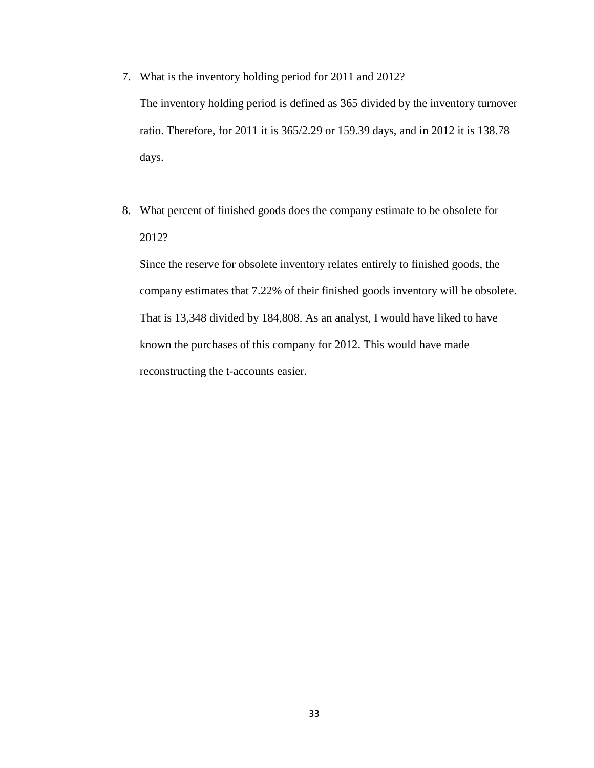7. What is the inventory holding period for 2011 and 2012?

   The inventory holding period is defined as 365 divided by the inventory turnover ratio. Therefore, for 2011 it is 365/2.29 or 159.39 days, and in 2012 it is 138.78 days.

8. What percent of finished goods does the company estimate to be obsolete for 2012?

   Since the reserve for obsolete inventory relates entirely to finished goods, the company estimates that 7.22% of their finished goods inventory will be obsolete. That is 13,348 divided by 184,808. As an analyst, I would have liked to have known the purchases of this company for 2012. This would have made reconstructing the t-accounts easier.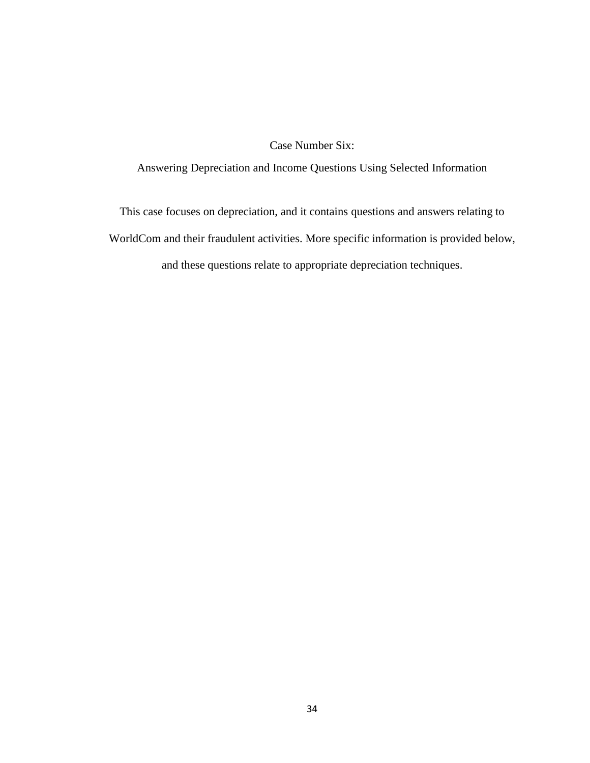# Case Number Six:

## Answering Depreciation and Income Questions Using Selected Information

This case focuses on depreciation, and it contains questions and answers relating to WorldCom and their fraudulent activities. More specific information is provided below, and these questions relate to appropriate depreciation techniques.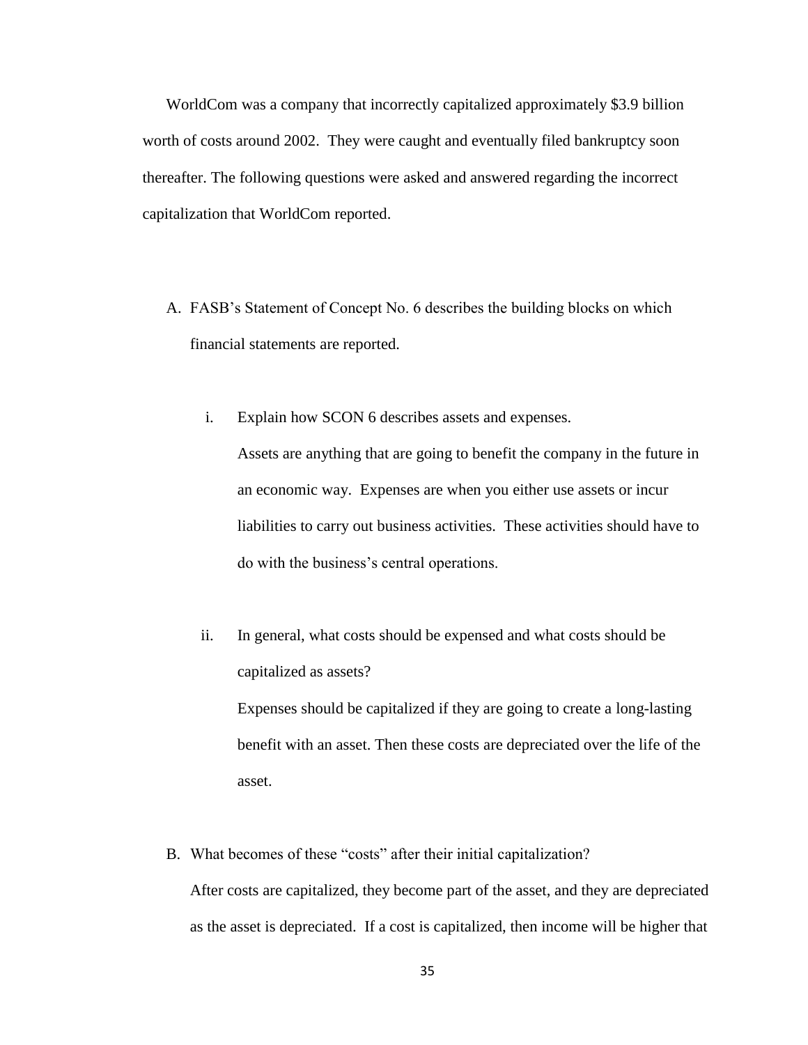WorldCom was a company that incorrectly capitalized approximately $3.9 billion worth of costs around 2002. They were caught and eventually filed bankruptcy soon thereafter. The following questions were asked and answered regarding the incorrect capitalization that WorldCom reported.

A. FASB's Statement of Concept No. 6 describes the building blocks on which financial statements are reported.

   i. Explain how SCON 6 describes assets and expenses.

      Assets are anything that are going to benefit the company in the future in an economic way. Expenses are when you either use assets or incur liabilities to carry out business activities. These activities should have to do with the business's central operations.

   ii. In general, what costs should be expensed and what costs should be capitalized as assets?

      Expenses should be capitalized if they are going to create a long-lasting benefit with an asset. Then these costs are depreciated over the life of the asset.

B. What becomes of these "costs" after their initial capitalization?

   After costs are capitalized, they become part of the asset, and they are depreciated as the asset is depreciated. If a cost is capitalized, then income will be higher that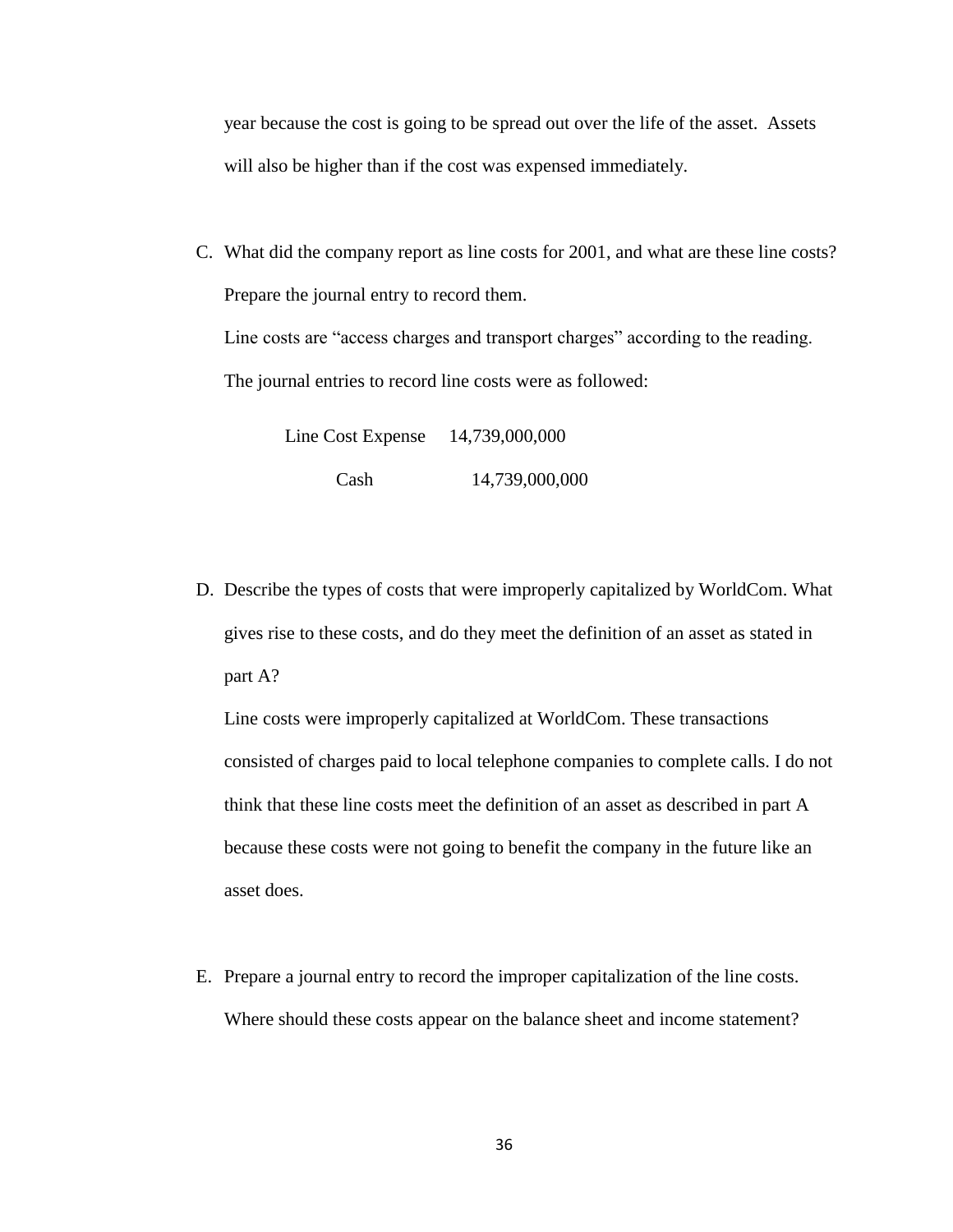year because the cost is going to be spread out over the life of the asset. Assets will also be higher than if the cost was expensed immediately.

C. What did the company report as line costs for 2001, and what are these line costs? Prepare the journal entry to record them.

   Line costs are "access charges and transport charges" according to the reading. The journal entries to record line costs were as followed:

| | Debit | Credit |
|---|---|---|
| Line Cost Expense | 14,739,000,000 | |
| Cash | | 14,739,000,000 |

D. Describe the types of costs that were improperly capitalized by WorldCom. What gives rise to these costs, and do they meet the definition of an asset as stated in part A?

   Line costs were improperly capitalized at WorldCom. These transactions consisted of charges paid to local telephone companies to complete calls. I do not think that these line costs meet the definition of an asset as described in part A because these costs were not going to benefit the company in the future like an asset does.

E. Prepare a journal entry to record the improper capitalization of the line costs. Where should these costs appear on the balance sheet and income statement?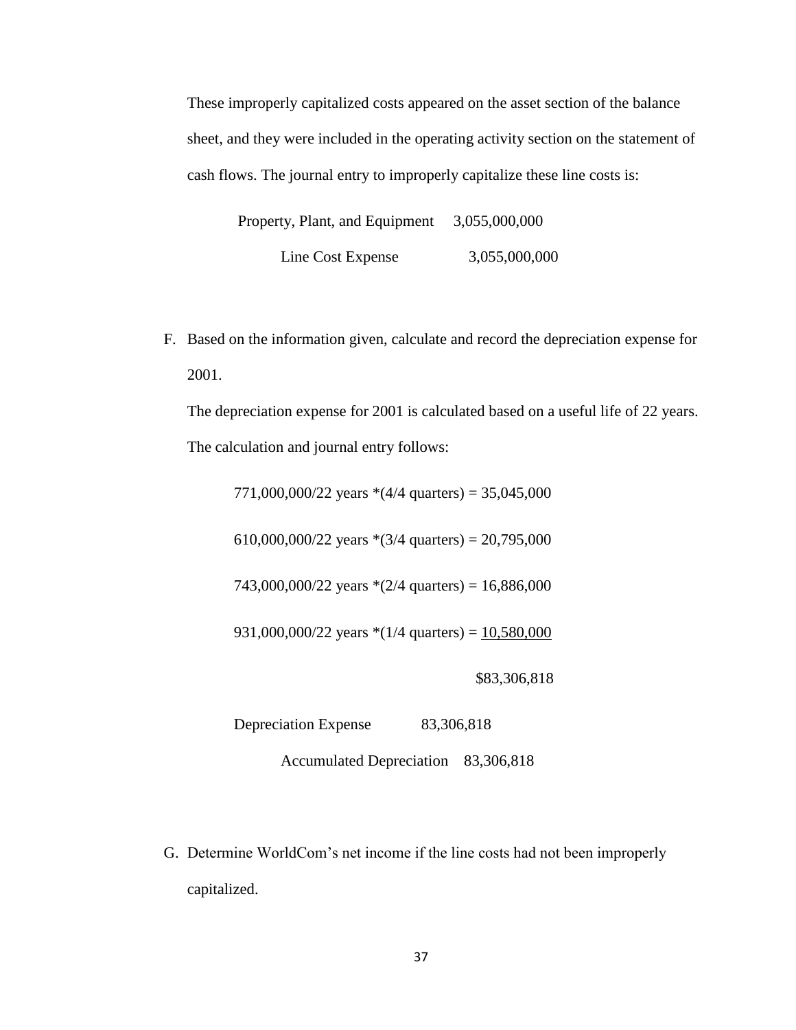These improperly capitalized costs appeared on the asset section of the balance sheet, and they were included in the operating activity section on the statement of cash flows. The journal entry to improperly capitalize these line costs is:

| | | |
|---|---|---|
| Property, Plant, and Equipment | 3,055,000,000 | |
| Line Cost Expense | | 3,055,000,000 |

F. Based on the information given, calculate and record the depreciation expense for 2001.

The depreciation expense for 2001 is calculated based on a useful life of 22 years. The calculation and journal entry follows:

771,000,000/22 years *(4/4 quarters) = 35,045,000

610,000,000/22 years *(3/4 quarters) = 20,795,000

743,000,000/22 years *(2/4 quarters) = 16,886,000

931,000,000/22 years *(1/4 quarters) = 10,580,000

$83,306,818

| | | |
|---|---|---|
| Depreciation Expense | 83,306,818 | |
| Accumulated Depreciation | | 83,306,818 |

G. Determine WorldCom's net income if the line costs had not been improperly capitalized.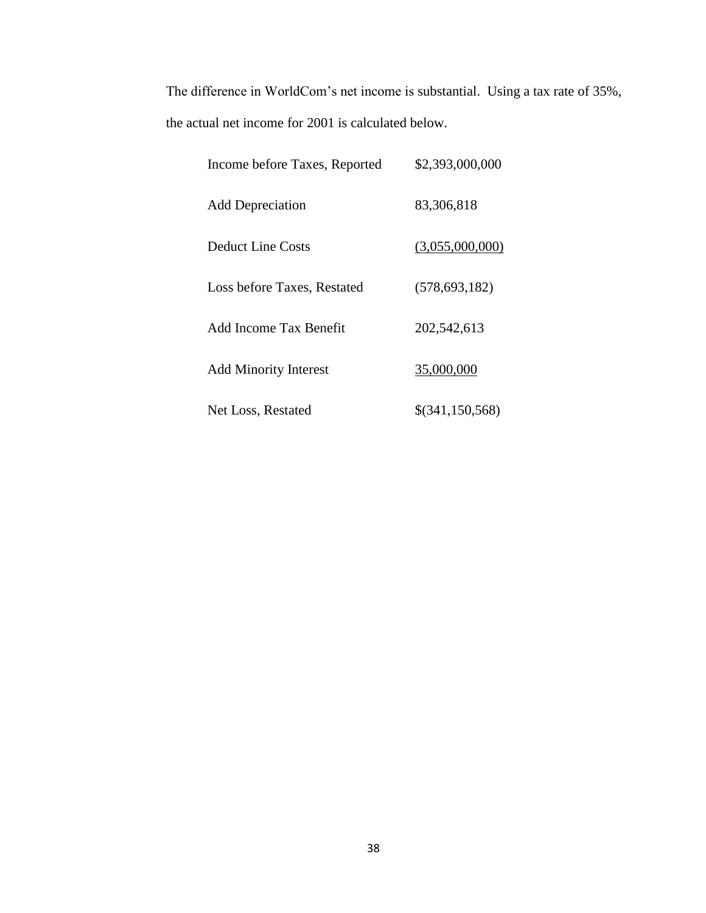The difference in WorldCom's net income is substantial. Using a tax rate of 35%, the actual net income for 2001 is calculated below.

| | |
|---|---|
| Income before Taxes, Reported | $2,393,000,000 |
| Add Depreciation | 83,306,818 |
| Deduct Line Costs | (3,055,000,000) |
| Loss before Taxes, Restated | (578,693,182) |
| Add Income Tax Benefit | 202,542,613 |
| Add Minority Interest | 35,000,000 |
| Net Loss, Restated | $(341,150,568) |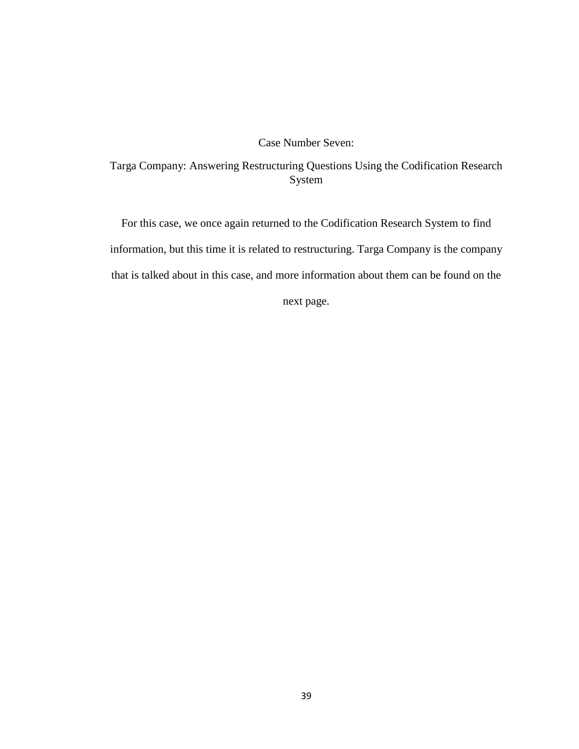# Case Number Seven:

## Targa Company: Answering Restructuring Questions Using the Codification Research System

For this case, we once again returned to the Codification Research System to find information, but this time it is related to restructuring. Targa Company is the company that is talked about in this case, and more information about them can be found on the next page.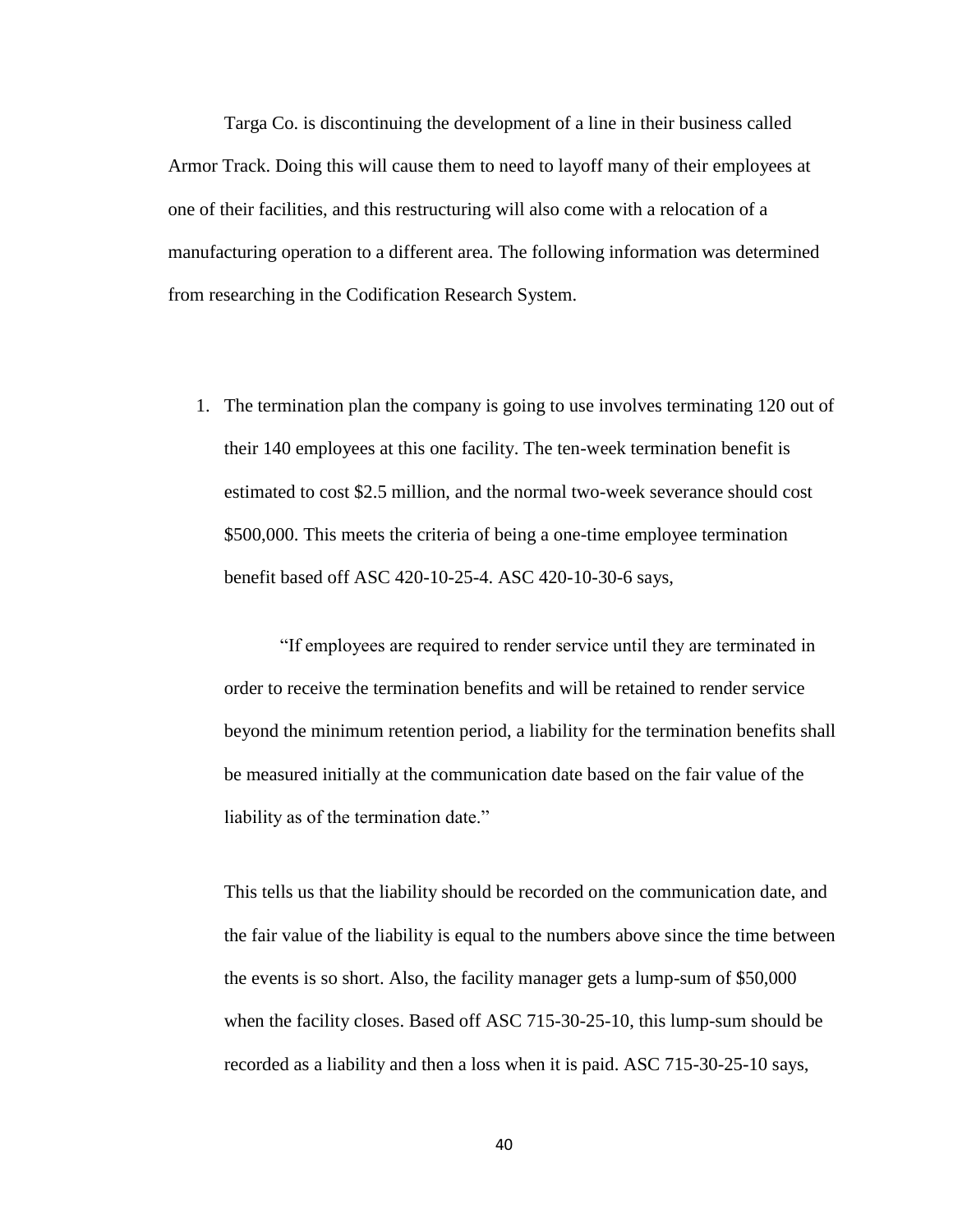Targa Co. is discontinuing the development of a line in their business called Armor Track. Doing this will cause them to need to layoff many of their employees at one of their facilities, and this restructuring will also come with a relocation of a manufacturing operation to a different area. The following information was determined from researching in the Codification Research System.

1. The termination plan the company is going to use involves terminating 120 out of their 140 employees at this one facility. The ten-week termination benefit is estimated to cost $2.5 million, and the normal two-week severance should cost $500,000. This meets the criteria of being a one-time employee termination benefit based off ASC 420-10-25-4. ASC 420-10-30-6 says,

   "If employees are required to render service until they are terminated in order to receive the termination benefits and will be retained to render service beyond the minimum retention period, a liability for the termination benefits shall be measured initially at the communication date based on the fair value of the liability as of the termination date."

   This tells us that the liability should be recorded on the communication date, and the fair value of the liability is equal to the numbers above since the time between the events is so short. Also, the facility manager gets a lump-sum of $50,000 when the facility closes. Based off ASC 715-30-25-10, this lump-sum should be recorded as a liability and then a loss when it is paid. ASC 715-30-25-10 says,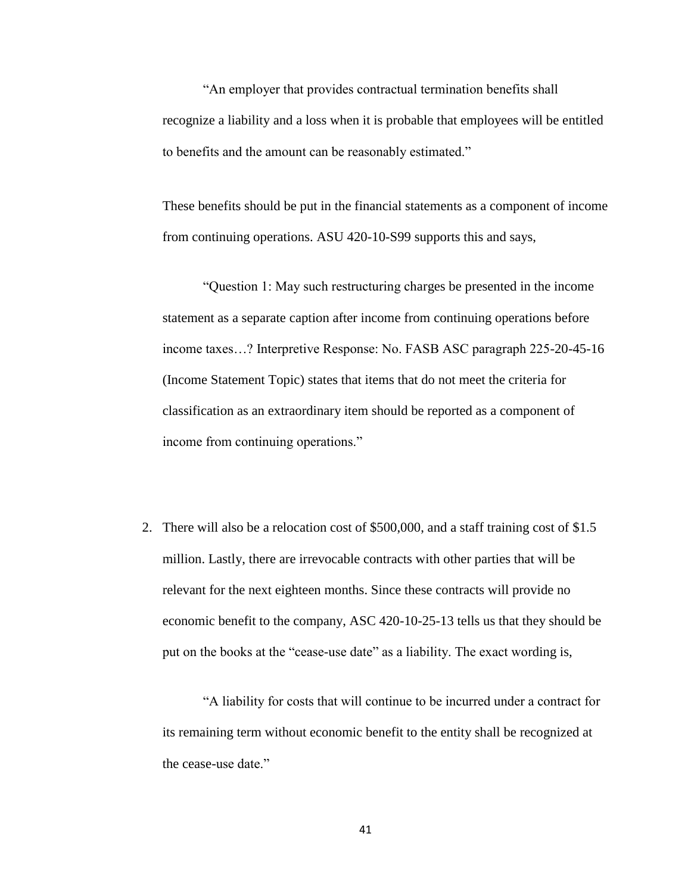> "An employer that provides contractual termination benefits shall recognize a liability and a loss when it is probable that employees will be entitled to benefits and the amount can be reasonably estimated."

These benefits should be put in the financial statements as a component of income from continuing operations. ASU 420-10-S99 supports this and says,

> "Question 1: May such restructuring charges be presented in the income statement as a separate caption after income from continuing operations before income taxes…? Interpretive Response: No. FASB ASC paragraph 225-20-45-16 (Income Statement Topic) states that items that do not meet the criteria for classification as an extraordinary item should be reported as a component of income from continuing operations."

2. There will also be a relocation cost of $500,000, and a staff training cost of $1.5 million. Lastly, there are irrevocable contracts with other parties that will be relevant for the next eighteen months. Since these contracts will provide no economic benefit to the company, ASC 420-10-25-13 tells us that they should be put on the books at the "cease-use date" as a liability. The exact wording is,

> "A liability for costs that will continue to be incurred under a contract for its remaining term without economic benefit to the entity shall be recognized at the cease-use date."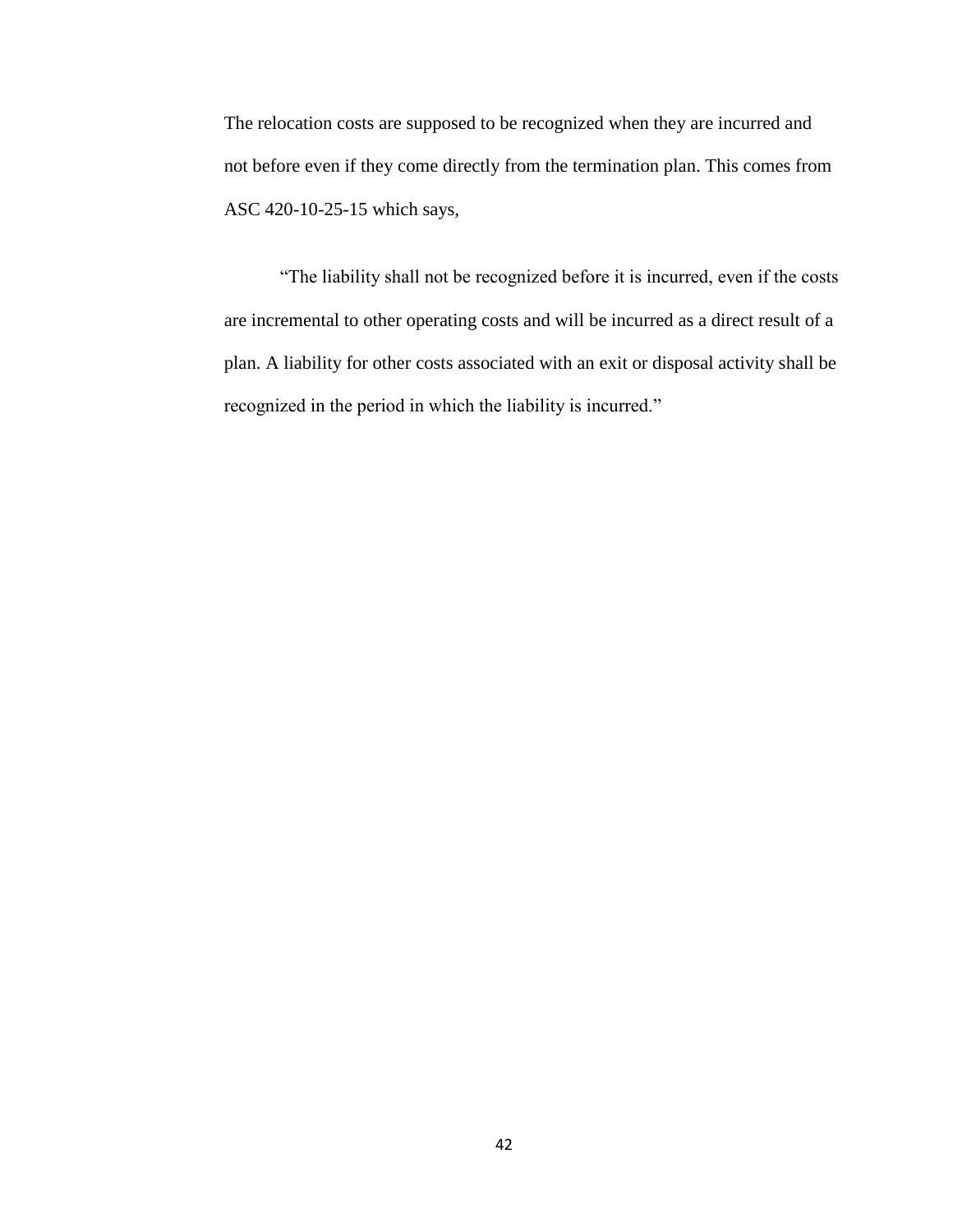The relocation costs are supposed to be recognized when they are incurred and not before even if they come directly from the termination plan. This comes from ASC 420-10-25-15 which says,

"The liability shall not be recognized before it is incurred, even if the costs are incremental to other operating costs and will be incurred as a direct result of a plan. A liability for other costs associated with an exit or disposal activity shall be recognized in the period in which the liability is incurred."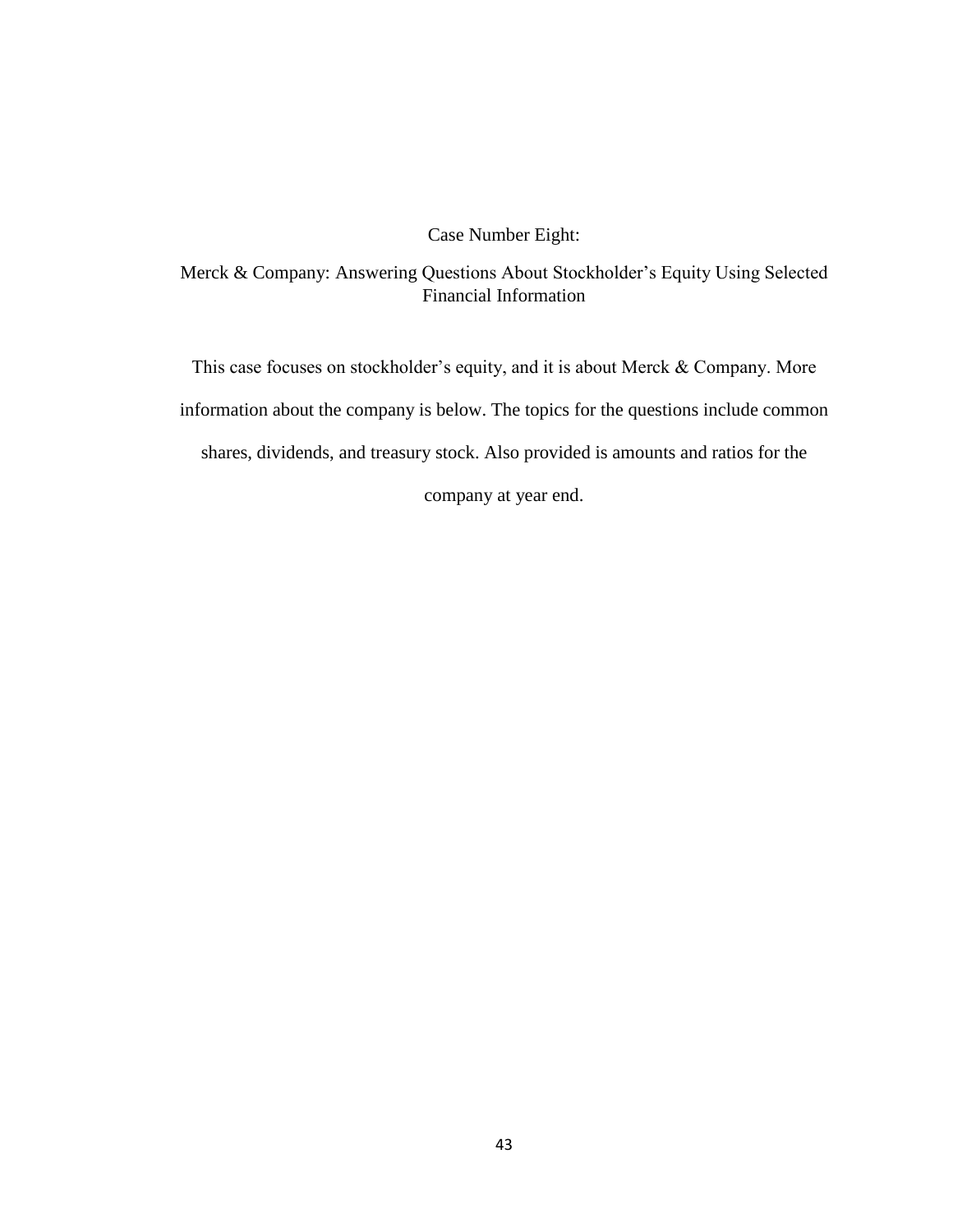# Case Number Eight:

## Merck & Company: Answering Questions About Stockholder's Equity Using Selected Financial Information

This case focuses on stockholder's equity, and it is about Merck & Company. More information about the company is below. The topics for the questions include common shares, dividends, and treasury stock. Also provided is amounts and ratios for the company at year end.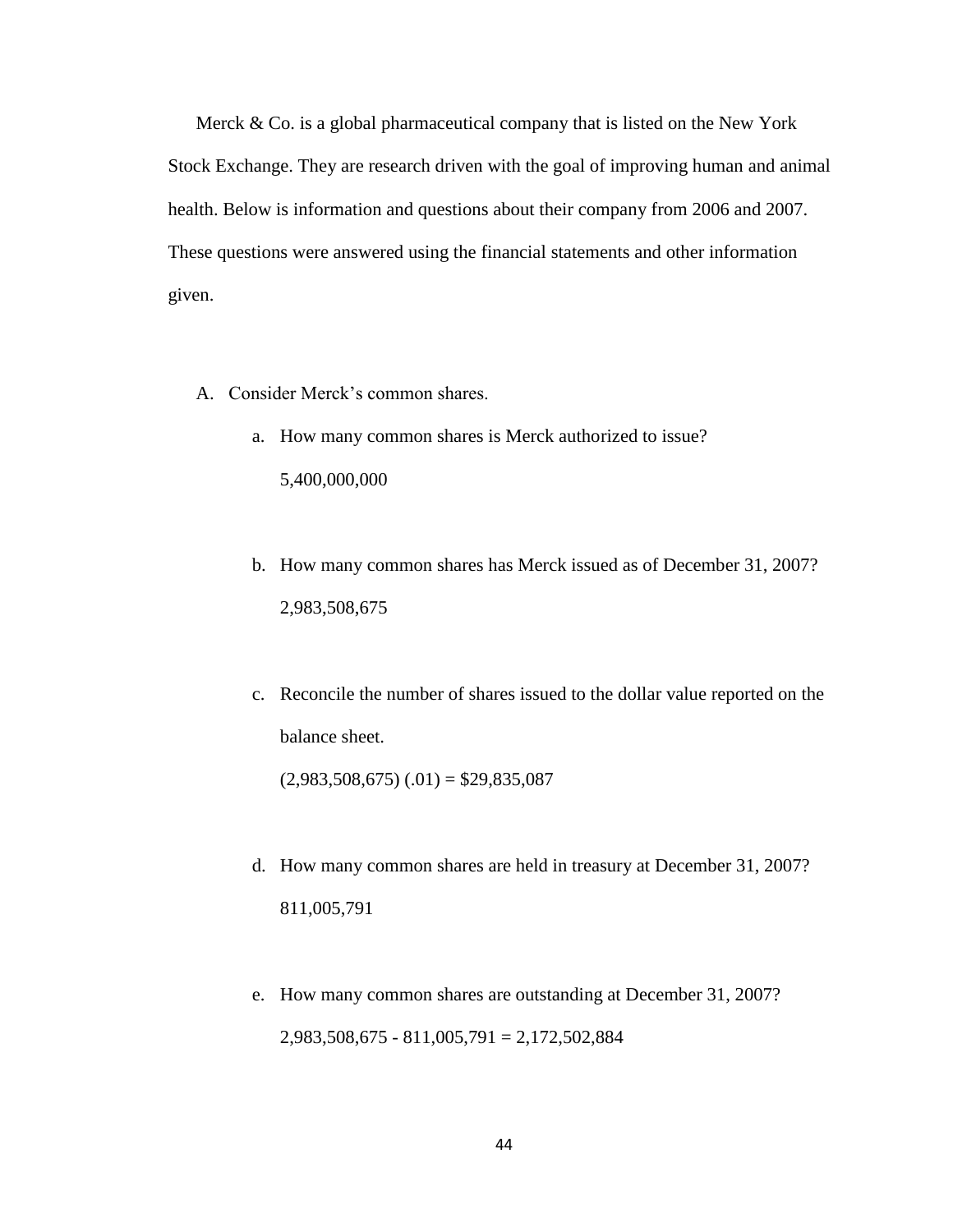Merck & Co. is a global pharmaceutical company that is listed on the New York Stock Exchange. They are research driven with the goal of improving human and animal health. Below is information and questions about their company from 2006 and 2007. These questions were answered using the financial statements and other information given.

A. Consider Merck's common shares.

   a. How many common shares is Merck authorized to issue?

      5,400,000,000

   b. How many common shares has Merck issued as of December 31, 2007?

      2,983,508,675

   c. Reconcile the number of shares issued to the dollar value reported on the balance sheet.

      (2,983,508,675) (.01) = $29,835,087

   d. How many common shares are held in treasury at December 31, 2007?

      811,005,791

   e. How many common shares are outstanding at December 31, 2007?

      2,983,508,675 - 811,005,791 = 2,172,502,884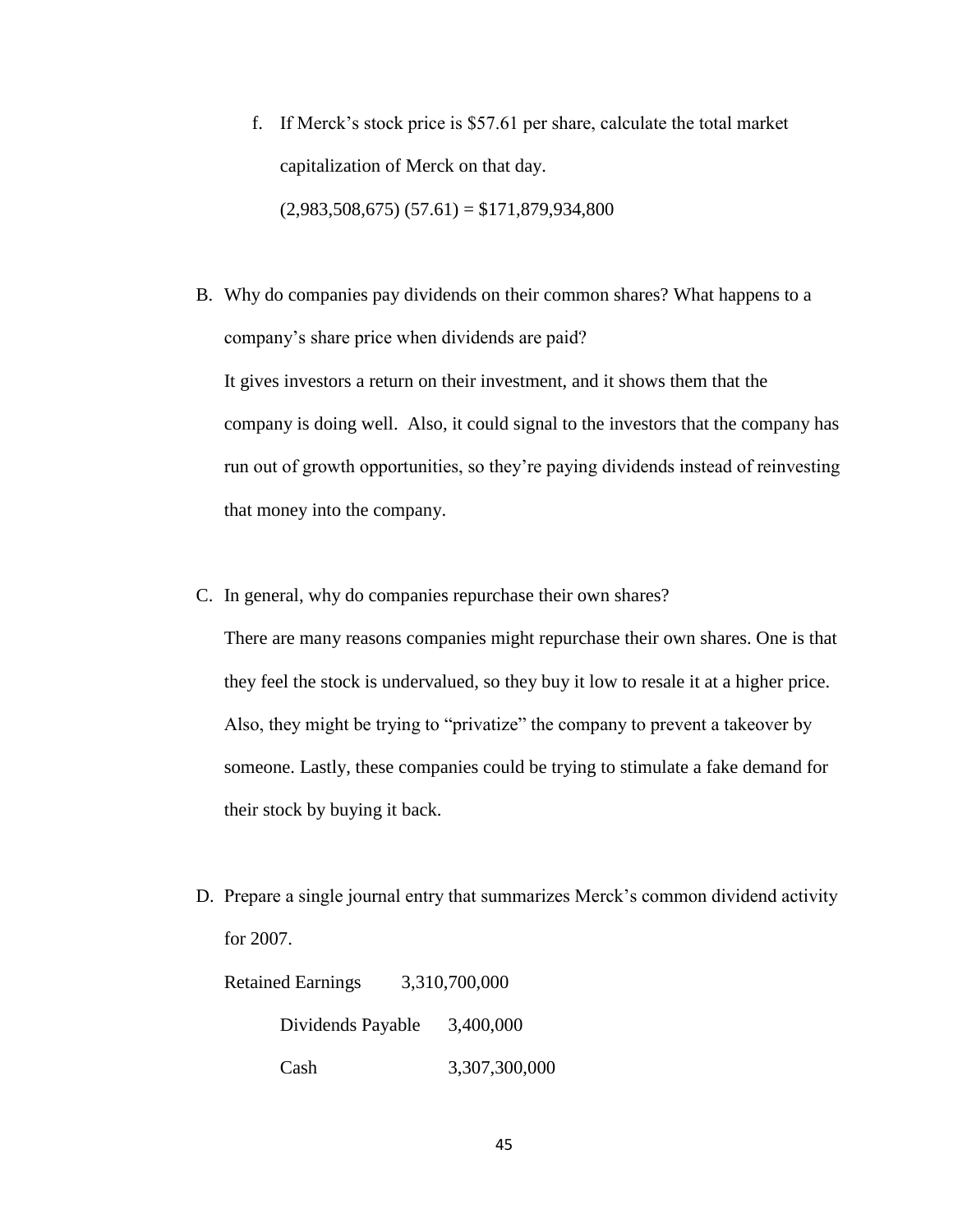f. If Merck's stock price is $57.61 per share, calculate the total market capitalization of Merck on that day.

   (2,983,508,675) (57.61) = $171,879,934,800

B. Why do companies pay dividends on their common shares? What happens to a company's share price when dividends are paid?

   It gives investors a return on their investment, and it shows them that the company is doing well. Also, it could signal to the investors that the company has run out of growth opportunities, so they're paying dividends instead of reinvesting that money into the company.

C. In general, why do companies repurchase their own shares?

   There are many reasons companies might repurchase their own shares. One is that they feel the stock is undervalued, so they buy it low to resale it at a higher price. Also, they might be trying to "privatize" the company to prevent a takeover by someone. Lastly, these companies could be trying to stimulate a fake demand for their stock by buying it back.

D. Prepare a single journal entry that summarizes Merck's common dividend activity for 2007.

| Account | Debit | Credit |
|---|---|---|
| Retained Earnings | 3,310,700,000 | |
| Dividends Payable | | 3,400,000 |
| Cash | | 3,307,300,000 |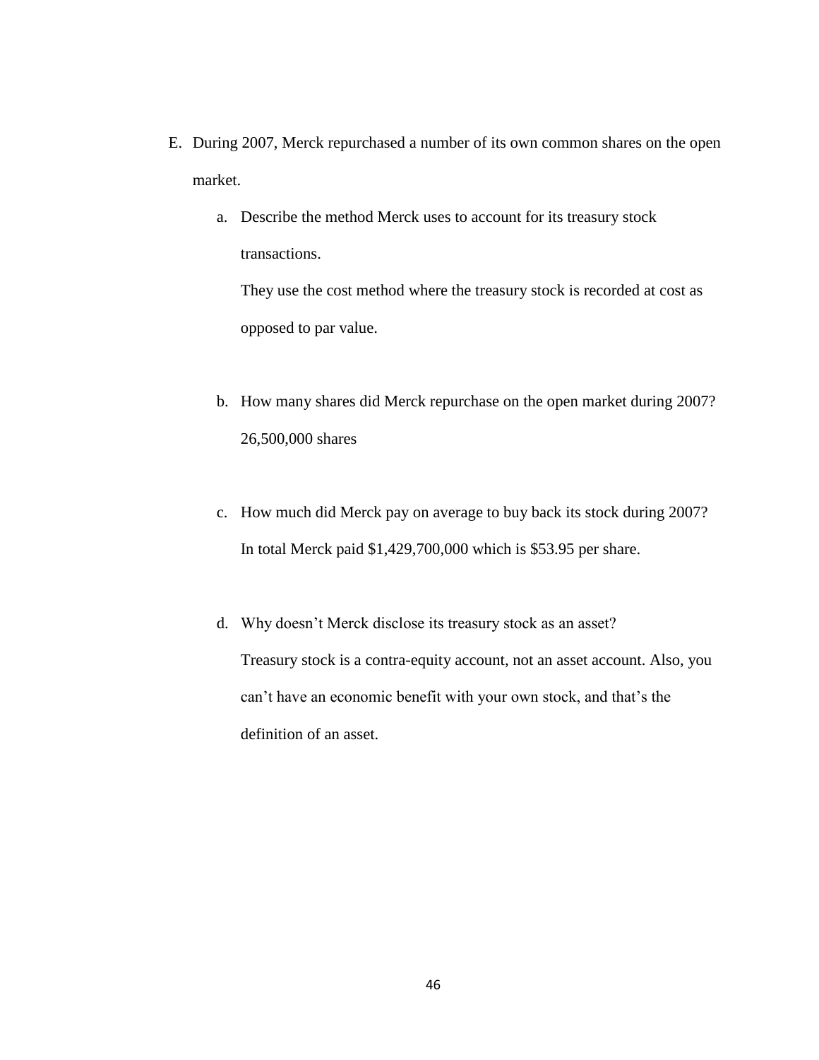E. During 2007, Merck repurchased a number of its own common shares on the open market.

   a. Describe the method Merck uses to account for its treasury stock transactions.

      They use the cost method where the treasury stock is recorded at cost as opposed to par value.

   b. How many shares did Merck repurchase on the open market during 2007?

      26,500,000 shares

   c. How much did Merck pay on average to buy back its stock during 2007?

      In total Merck paid $1,429,700,000 which is $53.95 per share.

   d. Why doesn't Merck disclose its treasury stock as an asset?

      Treasury stock is a contra-equity account, not an asset account. Also, you can't have an economic benefit with your own stock, and that's the definition of an asset.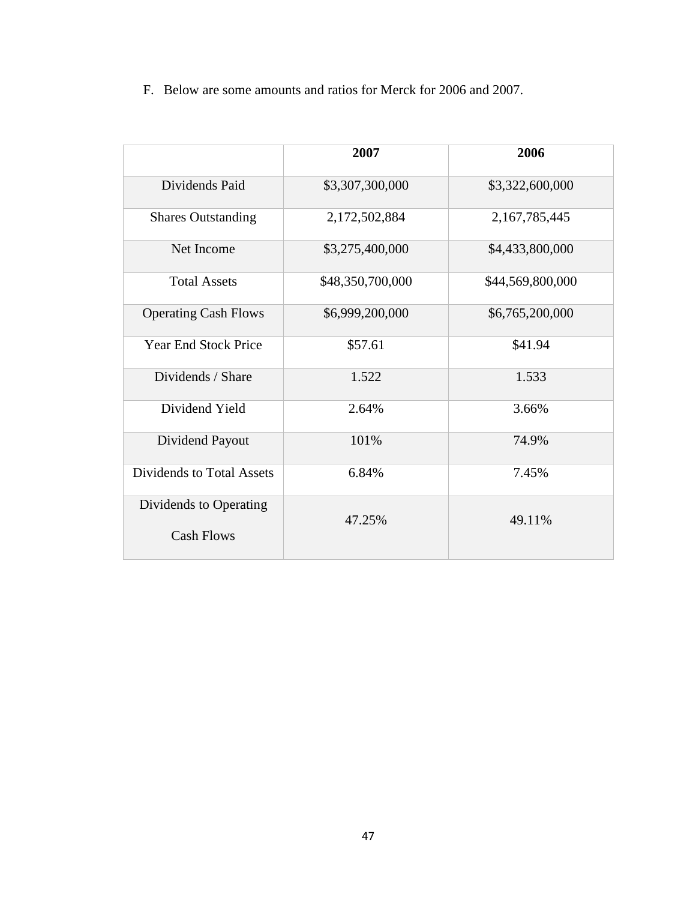F. Below are some amounts and ratios for Merck for 2006 and 2007.

| | **2007** | **2006** |
|---|---|---|
| Dividends Paid | $3,307,300,000 | $3,322,600,000 |
| Shares Outstanding | 2,172,502,884 | 2,167,785,445 |
| Net Income | $3,275,400,000 | $4,433,800,000 |
| Total Assets | $48,350,700,000 | $44,569,800,000 |
| Operating Cash Flows | $6,999,200,000 | $6,765,200,000 |
| Year End Stock Price | $57.61 | $41.94 |
| Dividends / Share | 1.522 | 1.533 |
| Dividend Yield | 2.64% | 3.66% |
| Dividend Payout | 101% | 74.9% |
| Dividends to Total Assets | 6.84% | 7.45% |
| Dividends to Operating Cash Flows | 47.25% | 49.11% |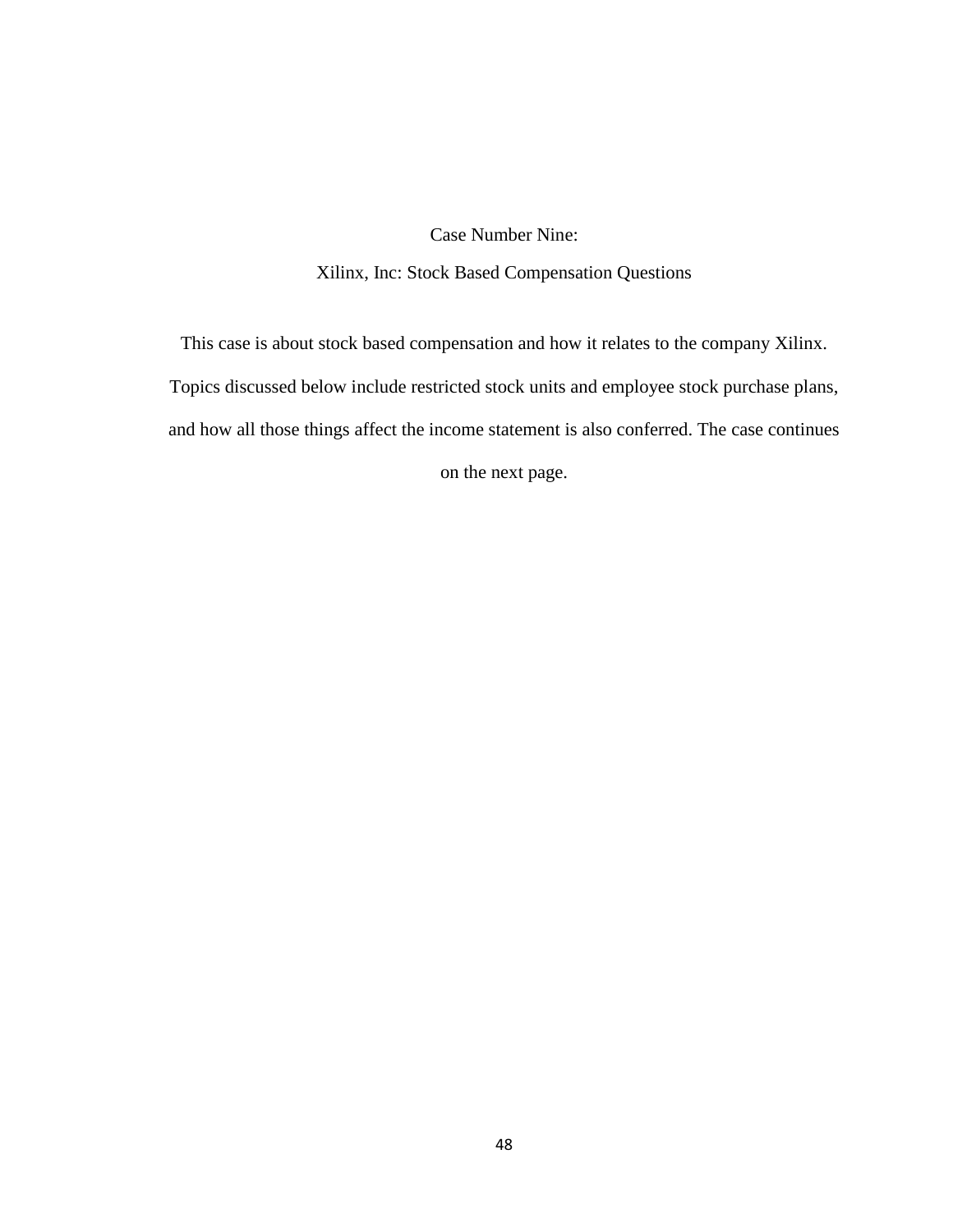# Case Number Nine:

## Xilinx, Inc: Stock Based Compensation Questions

This case is about stock based compensation and how it relates to the company Xilinx. Topics discussed below include restricted stock units and employee stock purchase plans, and how all those things affect the income statement is also conferred. The case continues on the next page.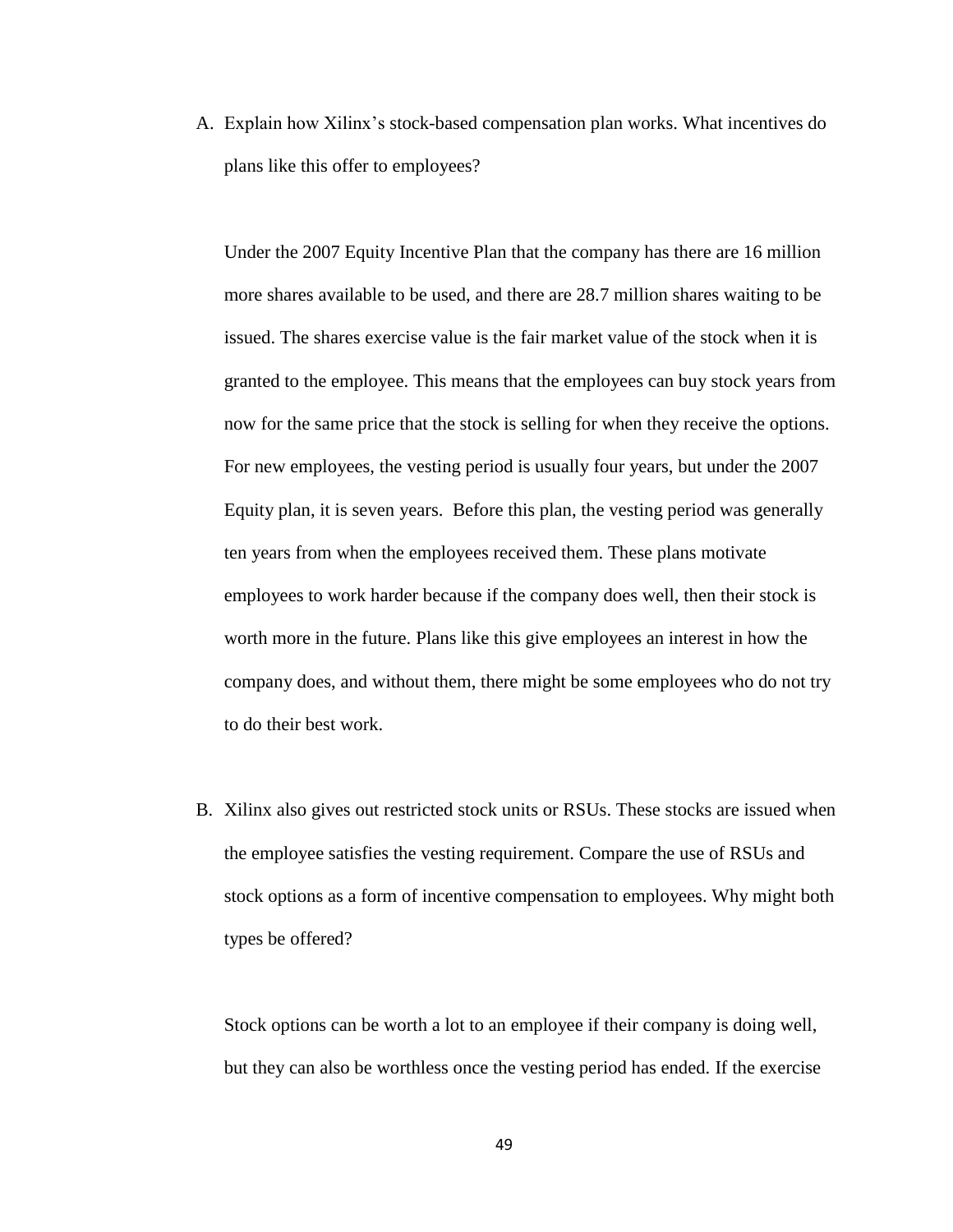A. Explain how Xilinx's stock-based compensation plan works. What incentives do plans like this offer to employees?

   Under the 2007 Equity Incentive Plan that the company has there are 16 million more shares available to be used, and there are 28.7 million shares waiting to be issued. The shares exercise value is the fair market value of the stock when it is granted to the employee. This means that the employees can buy stock years from now for the same price that the stock is selling for when they receive the options. For new employees, the vesting period is usually four years, but under the 2007 Equity plan, it is seven years. Before this plan, the vesting period was generally ten years from when the employees received them. These plans motivate employees to work harder because if the company does well, then their stock is worth more in the future. Plans like this give employees an interest in how the company does, and without them, there might be some employees who do not try to do their best work.

B. Xilinx also gives out restricted stock units or RSUs. These stocks are issued when the employee satisfies the vesting requirement. Compare the use of RSUs and stock options as a form of incentive compensation to employees. Why might both types be offered?

   Stock options can be worth a lot to an employee if their company is doing well, but they can also be worthless once the vesting period has ended. If the exercise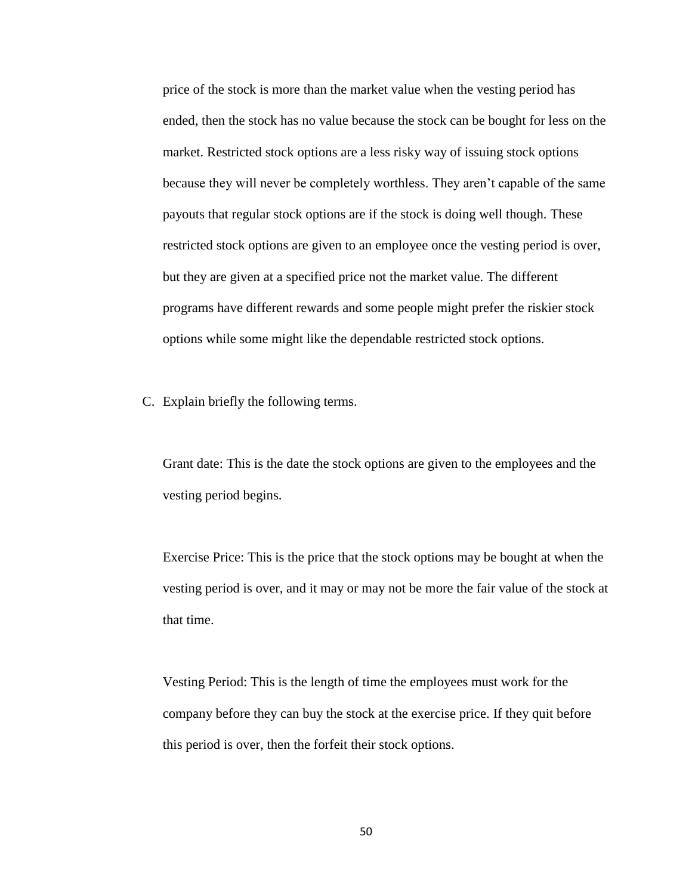price of the stock is more than the market value when the vesting period has ended, then the stock has no value because the stock can be bought for less on the market. Restricted stock options are a less risky way of issuing stock options because they will never be completely worthless. They aren't capable of the same payouts that regular stock options are if the stock is doing well though. These restricted stock options are given to an employee once the vesting period is over, but they are given at a specified price not the market value. The different programs have different rewards and some people might prefer the riskier stock options while some might like the dependable restricted stock options.

C. Explain briefly the following terms.

Grant date: This is the date the stock options are given to the employees and the vesting period begins.

Exercise Price: This is the price that the stock options may be bought at when the vesting period is over, and it may or may not be more the fair value of the stock at that time.

Vesting Period: This is the length of time the employees must work for the company before they can buy the stock at the exercise price. If they quit before this period is over, then the forfeit their stock options.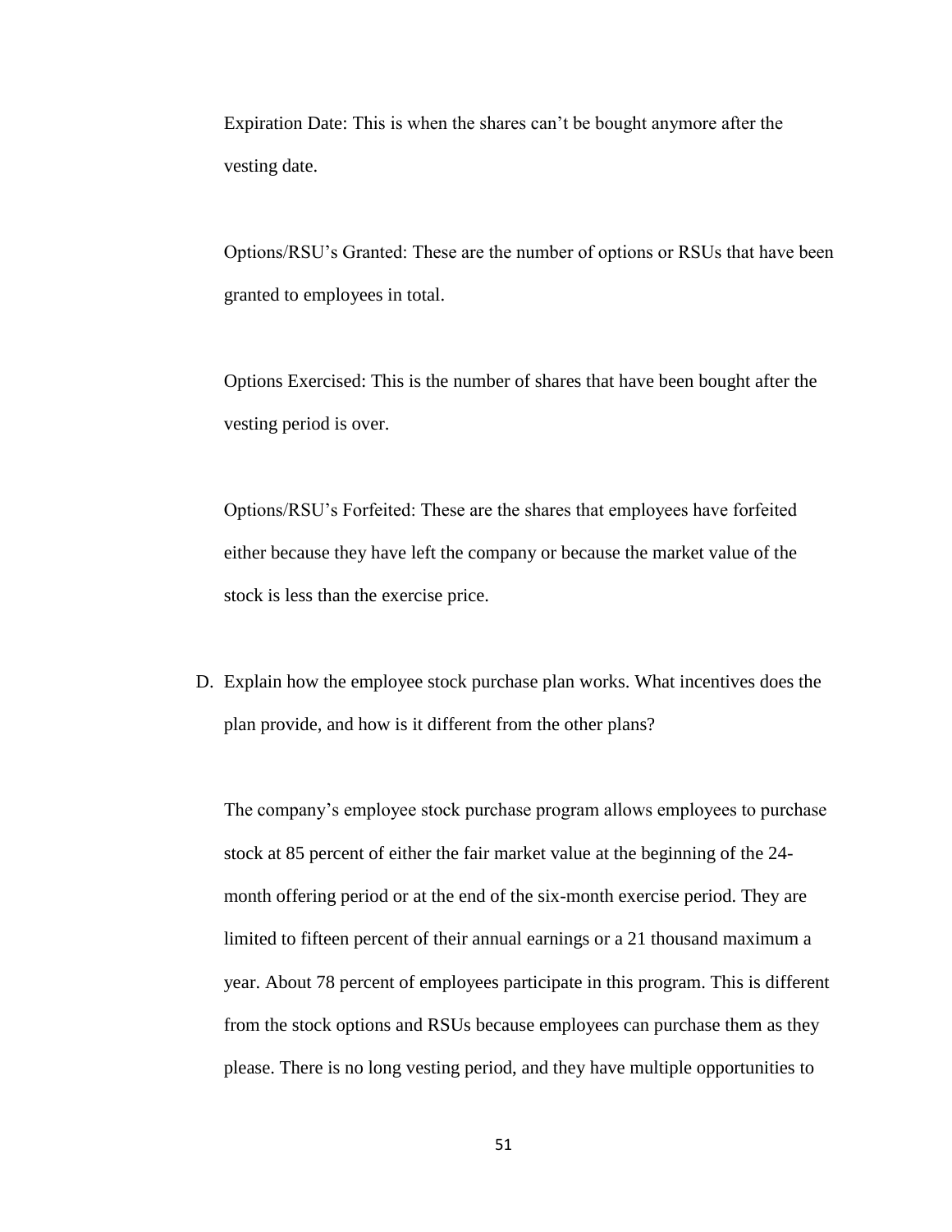Expiration Date: This is when the shares can't be bought anymore after the vesting date.

Options/RSU's Granted: These are the number of options or RSUs that have been granted to employees in total.

Options Exercised: This is the number of shares that have been bought after the vesting period is over.

Options/RSU's Forfeited: These are the shares that employees have forfeited either because they have left the company or because the market value of the stock is less than the exercise price.

D. Explain how the employee stock purchase plan works. What incentives does the plan provide, and how is it different from the other plans?

The company's employee stock purchase program allows employees to purchase stock at 85 percent of either the fair market value at the beginning of the 24-month offering period or at the end of the six-month exercise period. They are limited to fifteen percent of their annual earnings or a 21 thousand maximum a year. About 78 percent of employees participate in this program. This is different from the stock options and RSUs because employees can purchase them as they please. There is no long vesting period, and they have multiple opportunities to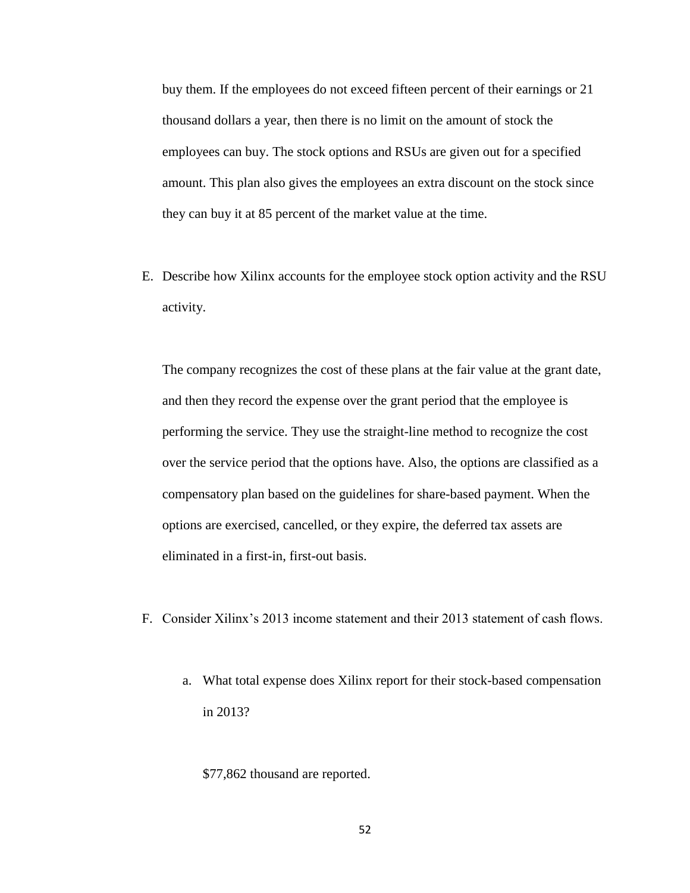buy them. If the employees do not exceed fifteen percent of their earnings or 21 thousand dollars a year, then there is no limit on the amount of stock the employees can buy. The stock options and RSUs are given out for a specified amount. This plan also gives the employees an extra discount on the stock since they can buy it at 85 percent of the market value at the time.

E. Describe how Xilinx accounts for the employee stock option activity and the RSU activity.

   The company recognizes the cost of these plans at the fair value at the grant date, and then they record the expense over the grant period that the employee is performing the service. They use the straight-line method to recognize the cost over the service period that the options have. Also, the options are classified as a compensatory plan based on the guidelines for share-based payment. When the options are exercised, cancelled, or they expire, the deferred tax assets are eliminated in a first-in, first-out basis.

F. Consider Xilinx's 2013 income statement and their 2013 statement of cash flows.

   a. What total expense does Xilinx report for their stock-based compensation in 2013?

      $77,862 thousand are reported.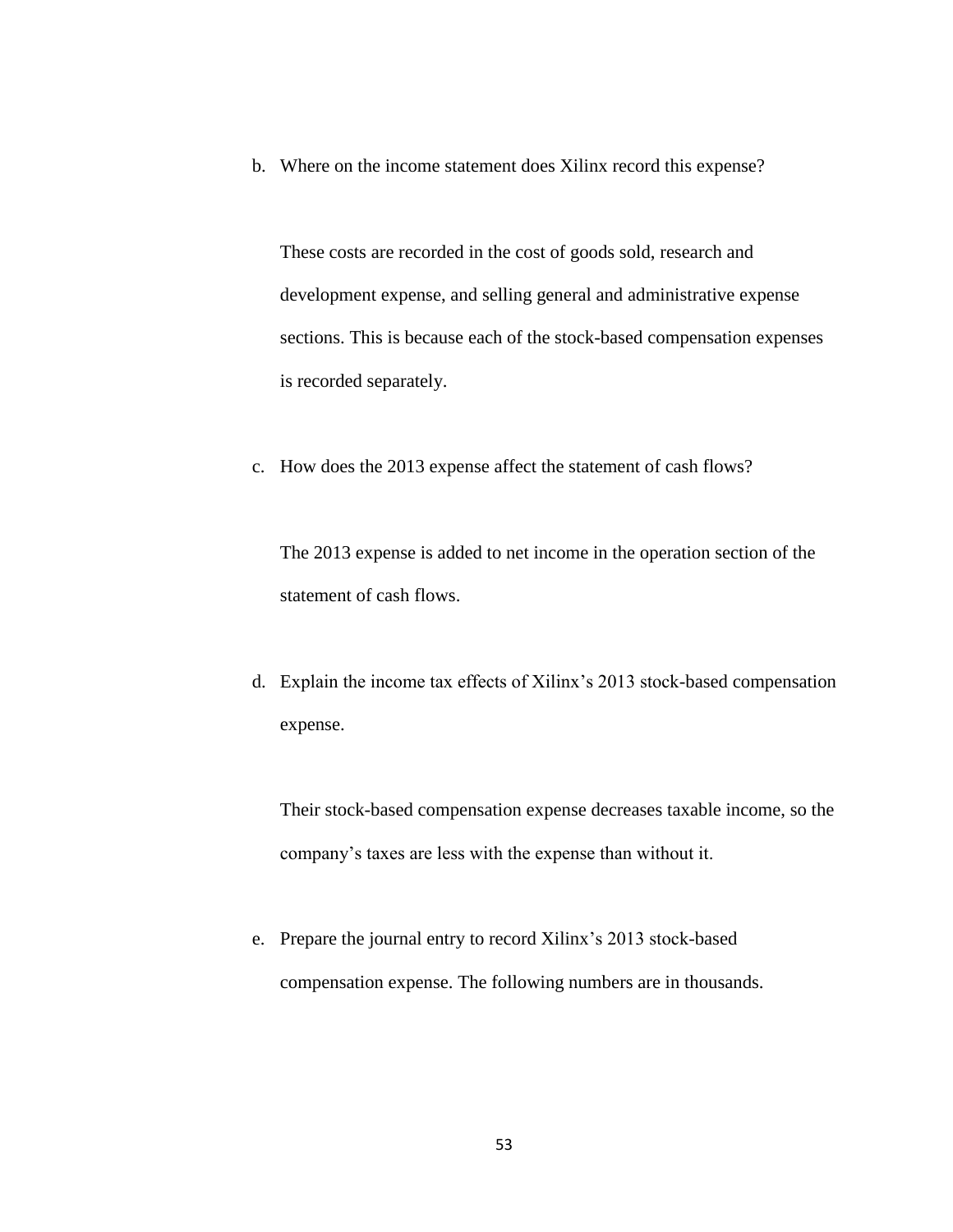b. Where on the income statement does Xilinx record this expense?

   These costs are recorded in the cost of goods sold, research and development expense, and selling general and administrative expense sections. This is because each of the stock-based compensation expenses is recorded separately.

c. How does the 2013 expense affect the statement of cash flows?

   The 2013 expense is added to net income in the operation section of the statement of cash flows.

d. Explain the income tax effects of Xilinx's 2013 stock-based compensation expense.

   Their stock-based compensation expense decreases taxable income, so the company's taxes are less with the expense than without it.

e. Prepare the journal entry to record Xilinx's 2013 stock-based compensation expense. The following numbers are in thousands.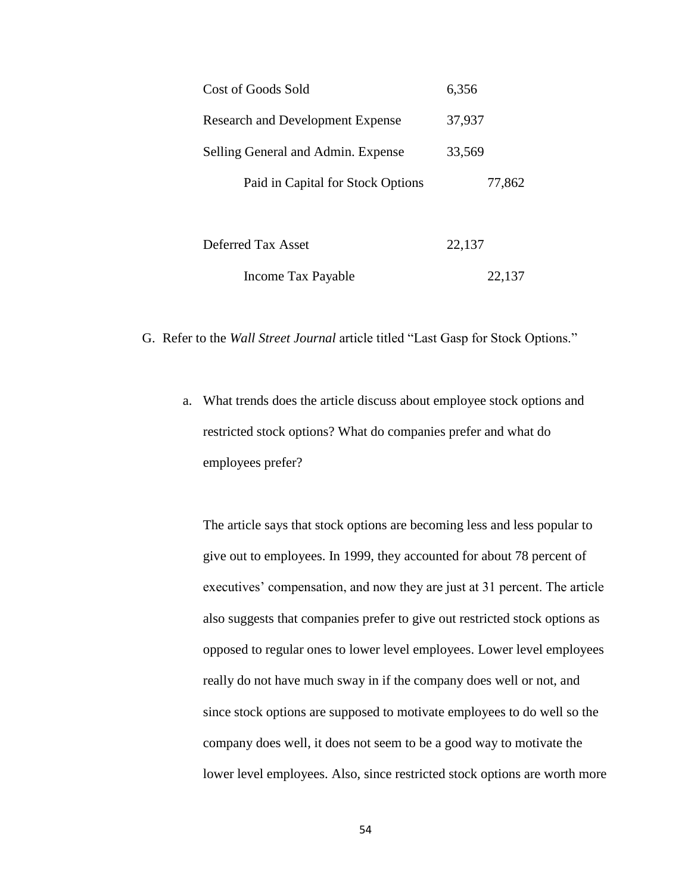| Account | Debit | Credit |
| --- | --- | --- |
| Cost of Goods Sold | 6,356 | |
| Research and Development Expense | 37,937 | |
| Selling General and Admin. Expense | 33,569 | |
| Paid in Capital for Stock Options | | 77,862 |

| Account | Debit | Credit |
| --- | --- | --- |
| Deferred Tax Asset | 22,137 | |
| Income Tax Payable | | 22,137 |

G. Refer to the *Wall Street Journal* article titled "Last Gasp for Stock Options."

a. What trends does the article discuss about employee stock options and restricted stock options? What do companies prefer and what do employees prefer?

The article says that stock options are becoming less and less popular to give out to employees. In 1999, they accounted for about 78 percent of executives' compensation, and now they are just at 31 percent. The article also suggests that companies prefer to give out restricted stock options as opposed to regular ones to lower level employees. Lower level employees really do not have much sway in if the company does well or not, and since stock options are supposed to motivate employees to do well so the company does well, it does not seem to be a good way to motivate the lower level employees. Also, since restricted stock options are worth more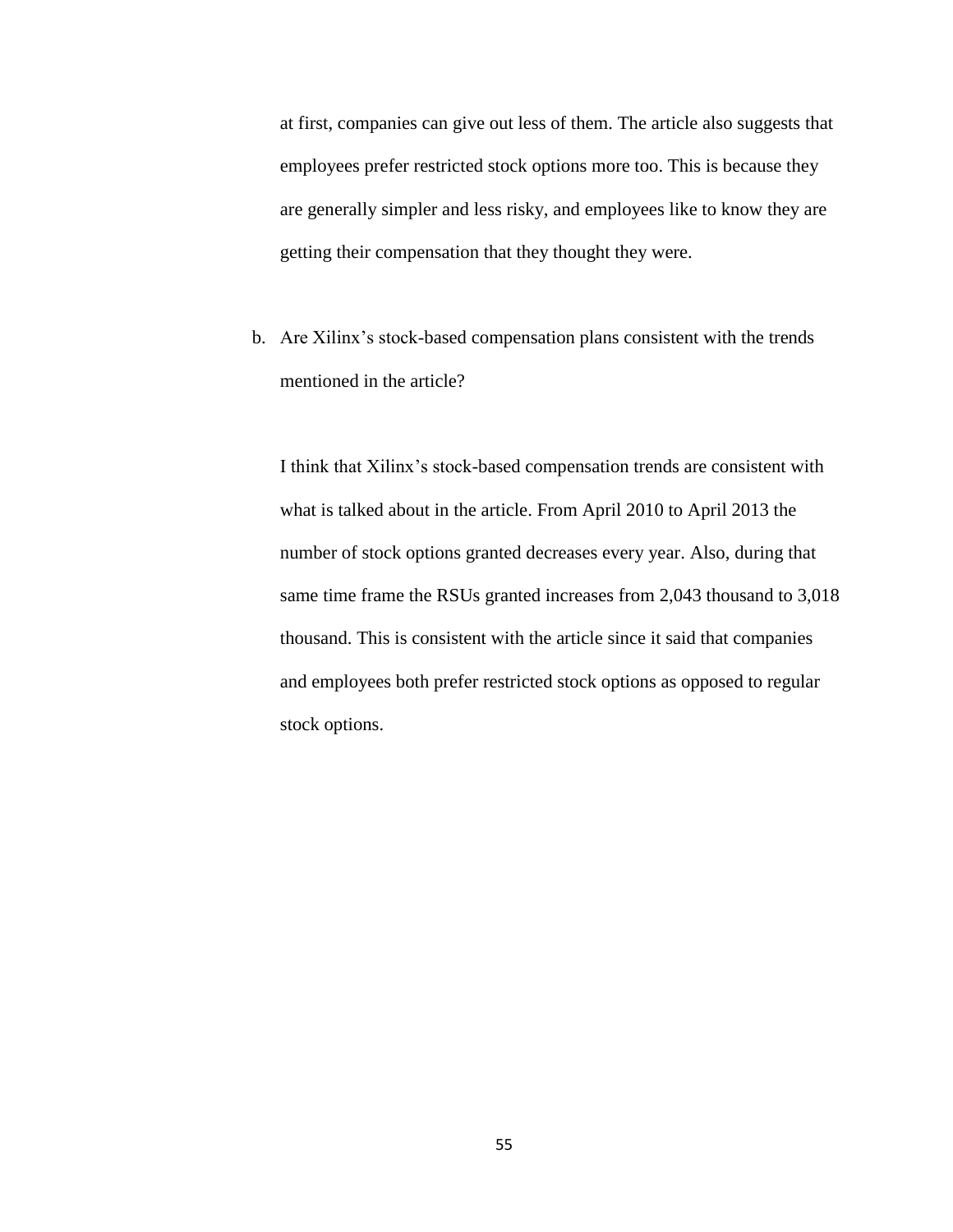at first, companies can give out less of them. The article also suggests that employees prefer restricted stock options more too. This is because they are generally simpler and less risky, and employees like to know they are getting their compensation that they thought they were.

b. Are Xilinx's stock-based compensation plans consistent with the trends mentioned in the article?

I think that Xilinx's stock-based compensation trends are consistent with what is talked about in the article. From April 2010 to April 2013 the number of stock options granted decreases every year. Also, during that same time frame the RSUs granted increases from 2,043 thousand to 3,018 thousand. This is consistent with the article since it said that companies and employees both prefer restricted stock options as opposed to regular stock options.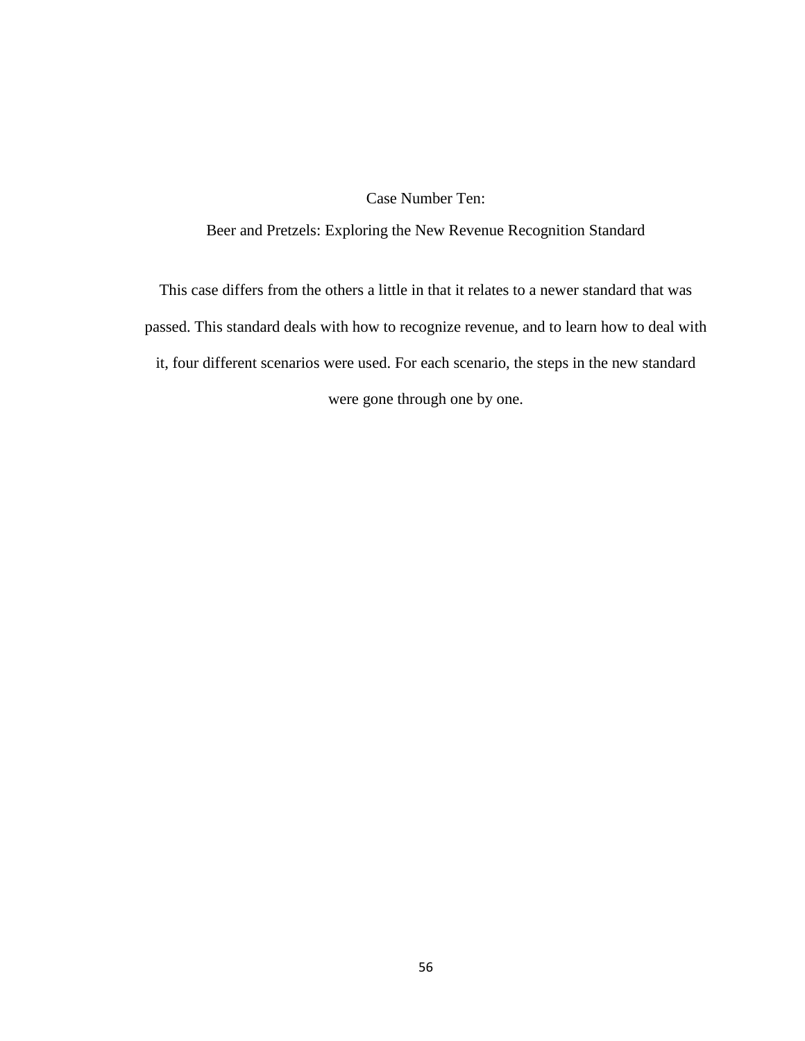# Case Number Ten:

## Beer and Pretzels: Exploring the New Revenue Recognition Standard

This case differs from the others a little in that it relates to a newer standard that was passed. This standard deals with how to recognize revenue, and to learn how to deal with it, four different scenarios were used. For each scenario, the steps in the new standard were gone through one by one.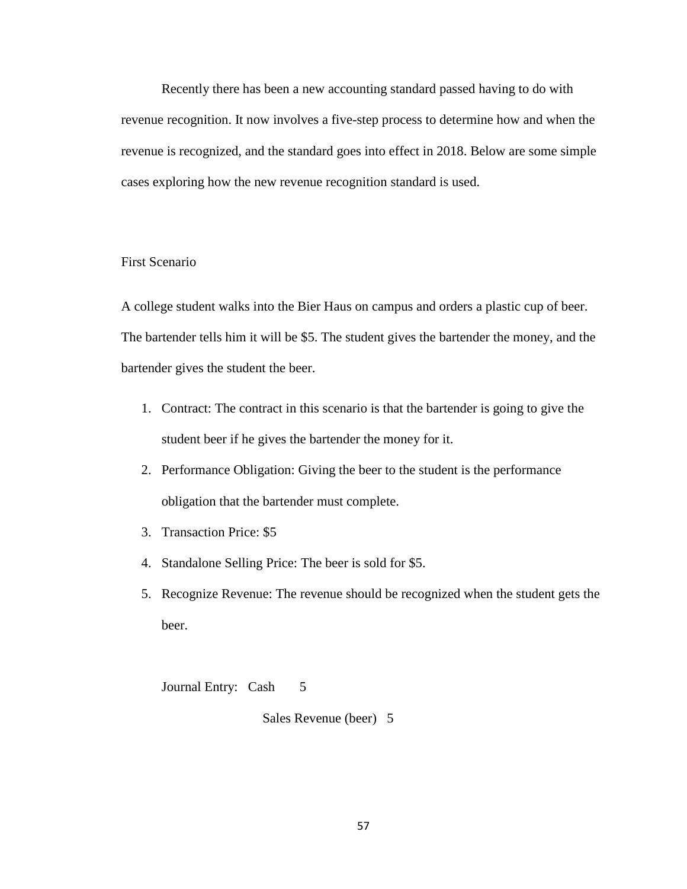Recently there has been a new accounting standard passed having to do with revenue recognition. It now involves a five-step process to determine how and when the revenue is recognized, and the standard goes into effect in 2018. Below are some simple cases exploring how the new revenue recognition standard is used.

First Scenario

A college student walks into the Bier Haus on campus and orders a plastic cup of beer. The bartender tells him it will be $5. The student gives the bartender the money, and the bartender gives the student the beer.

1. Contract: The contract in this scenario is that the bartender is going to give the student beer if he gives the bartender the money for it.
2. Performance Obligation: Giving the beer to the student is the performance obligation that the bartender must complete.
3. Transaction Price: $5
4. Standalone Selling Price: The beer is sold for $5.
5. Recognize Revenue: The revenue should be recognized when the student gets the beer.

| Journal Entry: | | | |
|---|---|---|---|
| | Cash | 5 | |
| | Sales Revenue (beer) | | 5 |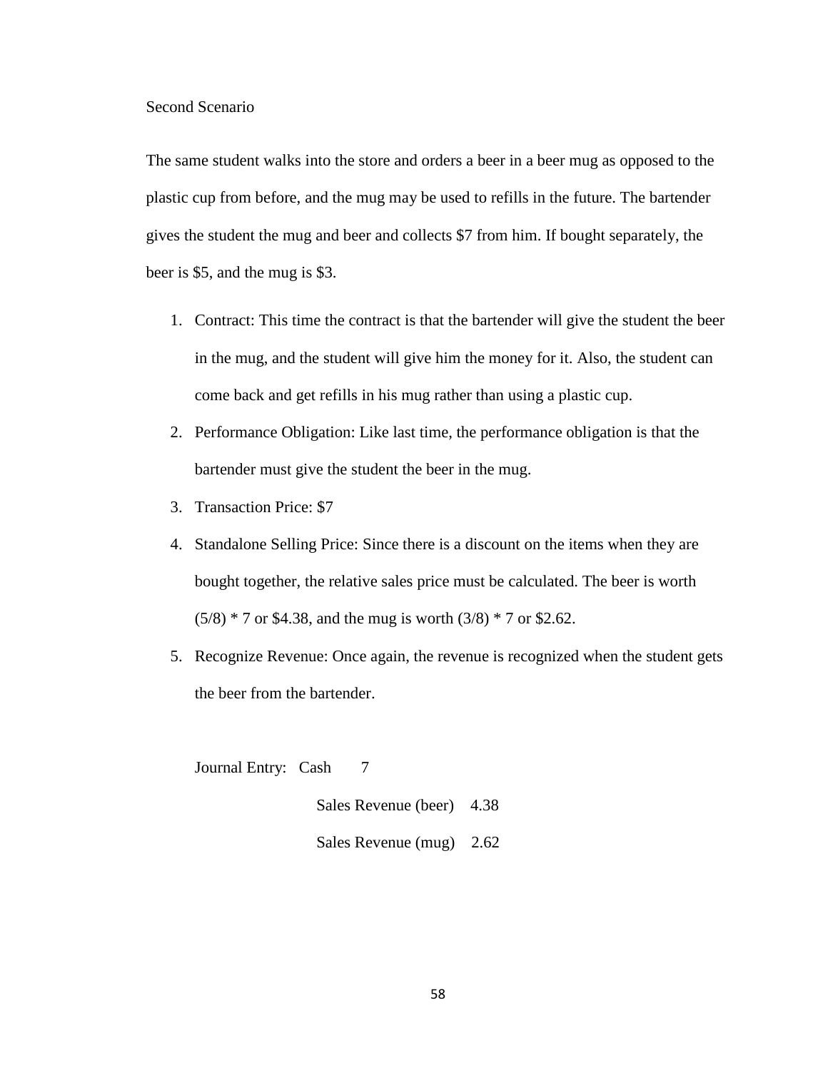Second Scenario

The same student walks into the store and orders a beer in a beer mug as opposed to the plastic cup from before, and the mug may be used to refills in the future. The bartender gives the student the mug and beer and collects $7 from him. If bought separately, the beer is $5, and the mug is $3.

1. Contract: This time the contract is that the bartender will give the student the beer in the mug, and the student will give him the money for it. Also, the student can come back and get refills in his mug rather than using a plastic cup.
2. Performance Obligation: Like last time, the performance obligation is that the bartender must give the student the beer in the mug.
3. Transaction Price: $7
4. Standalone Selling Price: Since there is a discount on the items when they are bought together, the relative sales price must be calculated. The beer is worth (5/8) * 7 or $4.38, and the mug is worth (3/8) * 7 or $2.62.
5. Recognize Revenue: Once again, the revenue is recognized when the student gets the beer from the bartender.

| Journal Entry: | Cash | 7 | |
|---|---|---|---|
| | Sales Revenue (beer) | | 4.38 |
| | Sales Revenue (mug) | | 2.62 |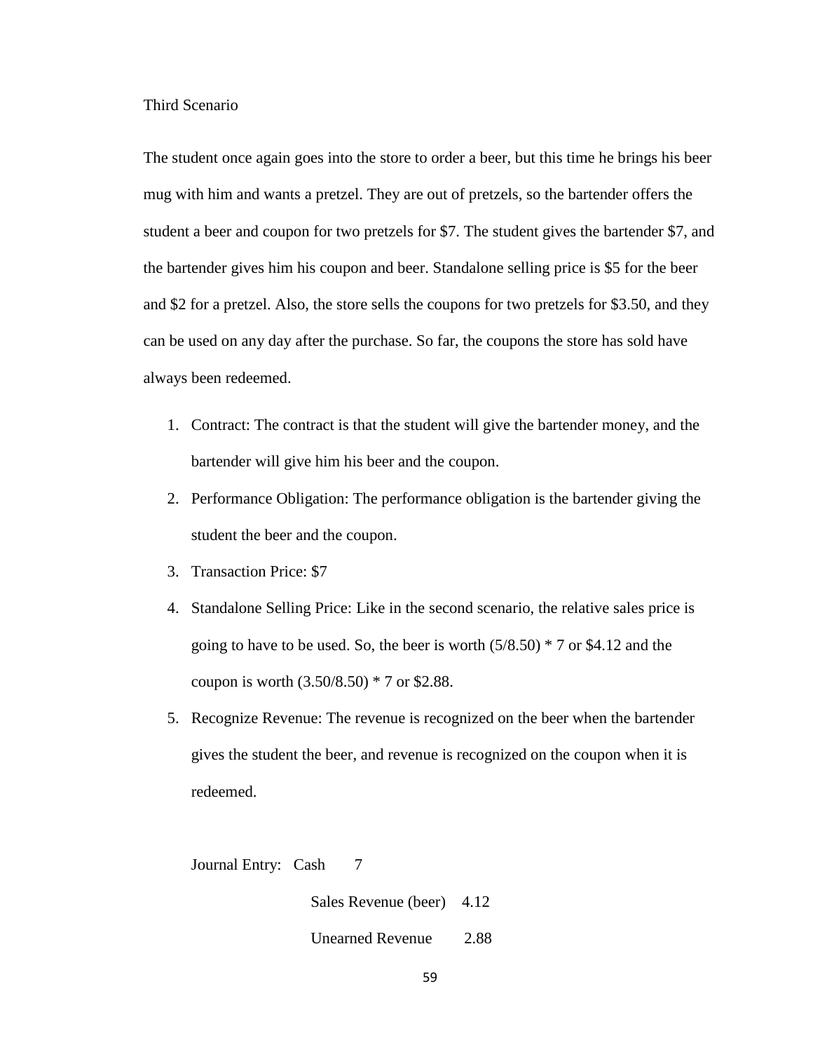Third Scenario

The student once again goes into the store to order a beer, but this time he brings his beer mug with him and wants a pretzel. They are out of pretzels, so the bartender offers the student a beer and coupon for two pretzels for $7. The student gives the bartender $7, and the bartender gives him his coupon and beer. Standalone selling price is $5 for the beer and $2 for a pretzel. Also, the store sells the coupons for two pretzels for $3.50, and they can be used on any day after the purchase. So far, the coupons the store has sold have always been redeemed.

1. Contract: The contract is that the student will give the bartender money, and the bartender will give him his beer and the coupon.
2. Performance Obligation: The performance obligation is the bartender giving the student the beer and the coupon.
3. Transaction Price: $7
4. Standalone Selling Price: Like in the second scenario, the relative sales price is going to have to be used. So, the beer is worth (5/8.50) * 7 or $4.12 and the coupon is worth (3.50/8.50) * 7 or $2.88.
5. Recognize Revenue: The revenue is recognized on the beer when the bartender gives the student the beer, and revenue is recognized on the coupon when it is redeemed.

| Journal Entry: | | |
|---|---|---|
| Cash | 7 | |
| Sales Revenue (beer) | | 4.12 |
| Unearned Revenue | | 2.88 |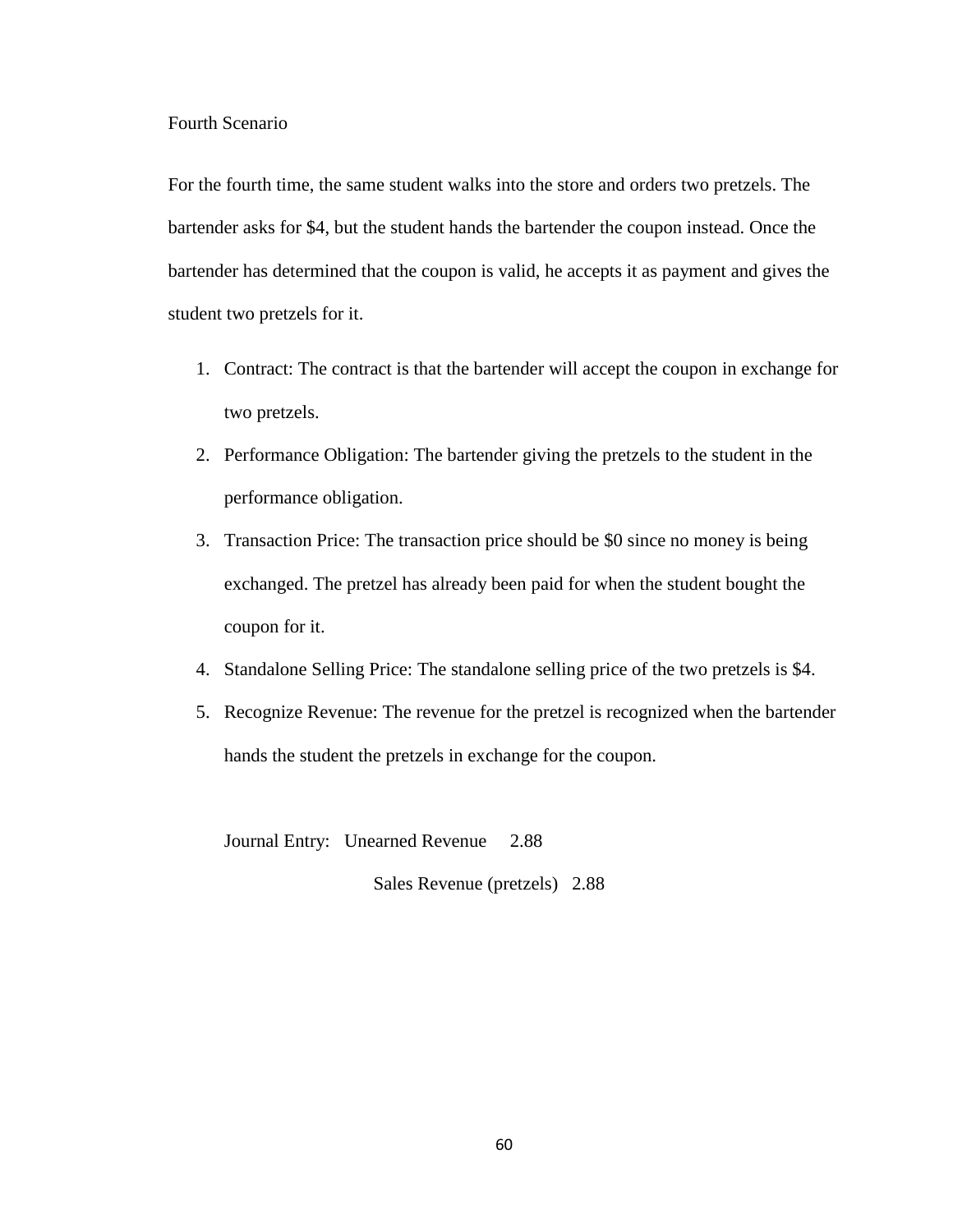Fourth Scenario

For the fourth time, the same student walks into the store and orders two pretzels. The bartender asks for $4, but the student hands the bartender the coupon instead. Once the bartender has determined that the coupon is valid, he accepts it as payment and gives the student two pretzels for it.

1. Contract: The contract is that the bartender will accept the coupon in exchange for two pretzels.
2. Performance Obligation: The bartender giving the pretzels to the student in the performance obligation.
3. Transaction Price: The transaction price should be $0 since no money is being exchanged. The pretzel has already been paid for when the student bought the coupon for it.
4. Standalone Selling Price: The standalone selling price of the two pretzels is $4.
5. Recognize Revenue: The revenue for the pretzel is recognized when the bartender hands the student the pretzels in exchange for the coupon.

Journal Entry: Unearned Revenue 2.88

Sales Revenue (pretzels) 2.88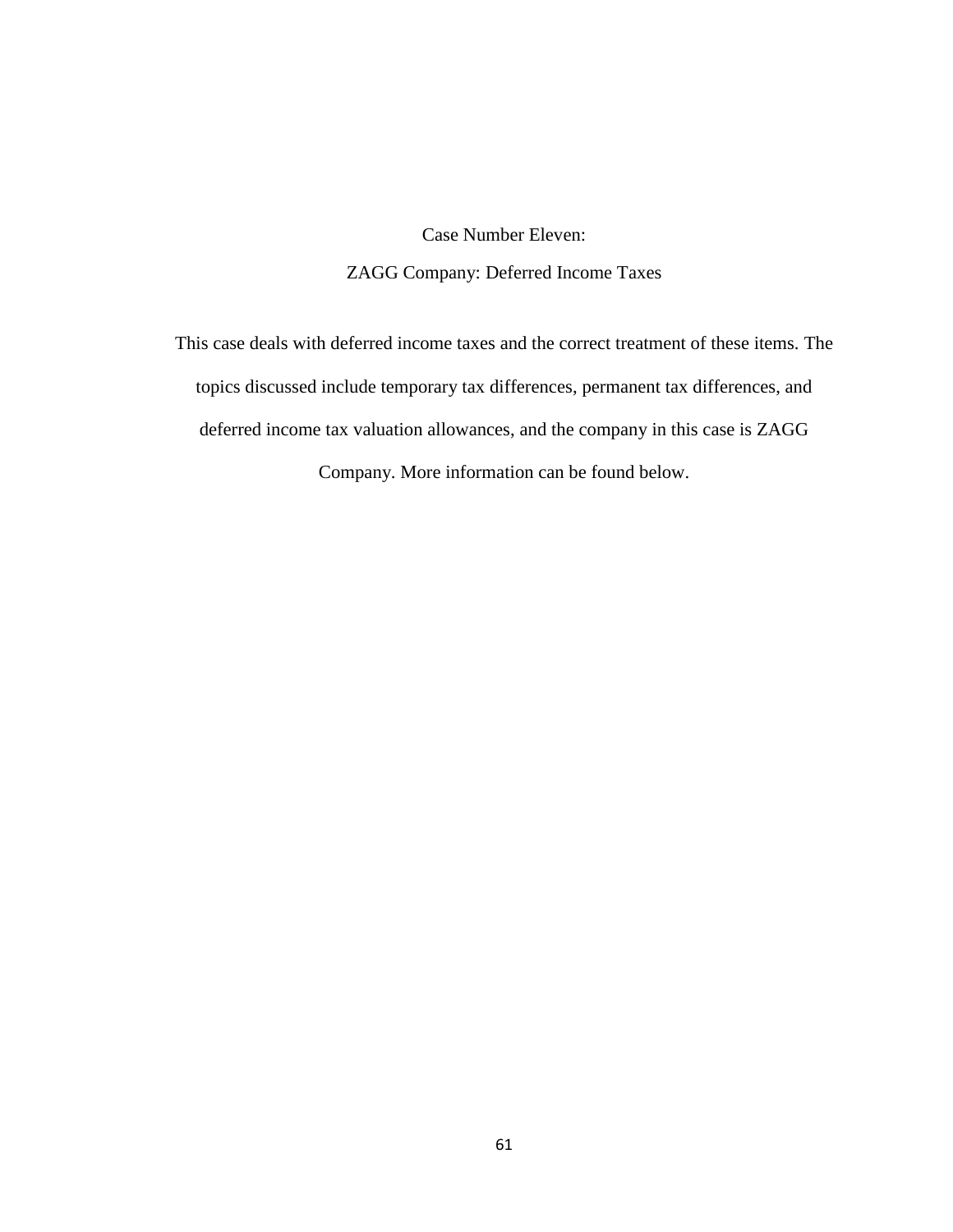# Case Number Eleven:

# ZAGG Company: Deferred Income Taxes

This case deals with deferred income taxes and the correct treatment of these items. The topics discussed include temporary tax differences, permanent tax differences, and deferred income tax valuation allowances, and the company in this case is ZAGG Company. More information can be found below.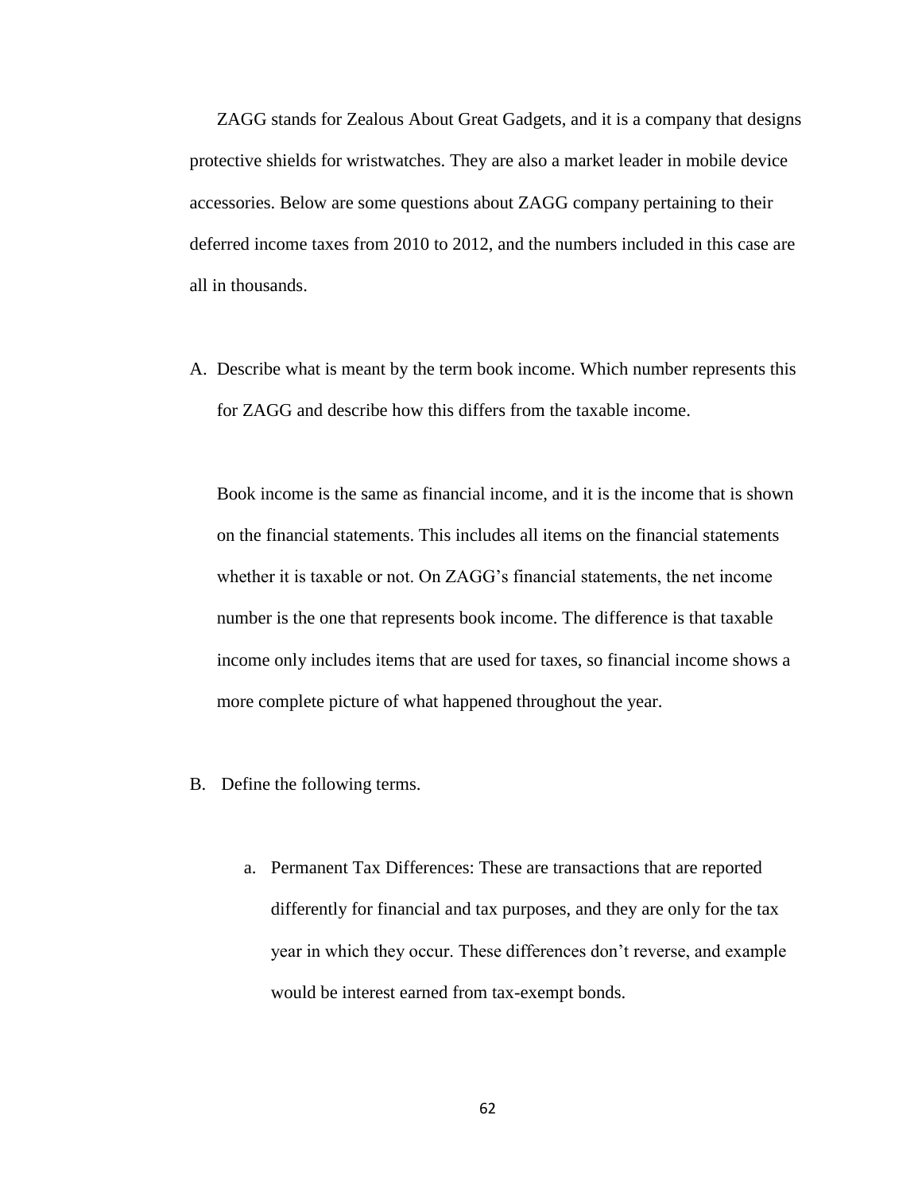ZAGG stands for Zealous About Great Gadgets, and it is a company that designs protective shields for wristwatches. They are also a market leader in mobile device accessories. Below are some questions about ZAGG company pertaining to their deferred income taxes from 2010 to 2012, and the numbers included in this case are all in thousands.

A. Describe what is meant by the term book income. Which number represents this for ZAGG and describe how this differs from the taxable income.

   Book income is the same as financial income, and it is the income that is shown on the financial statements. This includes all items on the financial statements whether it is taxable or not. On ZAGG's financial statements, the net income number is the one that represents book income. The difference is that taxable income only includes items that are used for taxes, so financial income shows a more complete picture of what happened throughout the year.

B. Define the following terms.

   a. Permanent Tax Differences: These are transactions that are reported differently for financial and tax purposes, and they are only for the tax year in which they occur. These differences don't reverse, and example would be interest earned from tax-exempt bonds.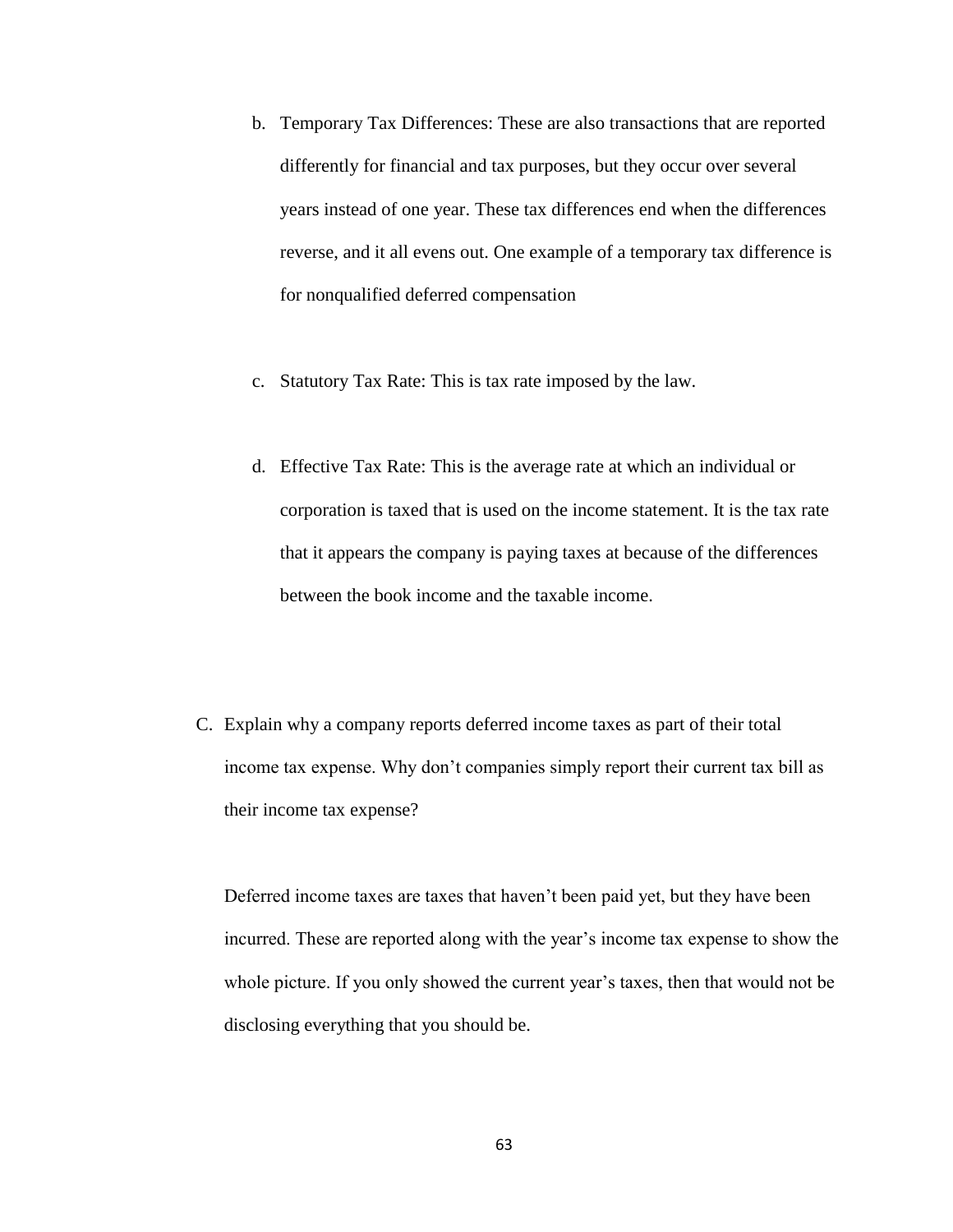b. Temporary Tax Differences: These are also transactions that are reported differently for financial and tax purposes, but they occur over several years instead of one year. These tax differences end when the differences reverse, and it all evens out. One example of a temporary tax difference is for nonqualified deferred compensation

c. Statutory Tax Rate: This is tax rate imposed by the law.

d. Effective Tax Rate: This is the average rate at which an individual or corporation is taxed that is used on the income statement. It is the tax rate that it appears the company is paying taxes at because of the differences between the book income and the taxable income.

C. Explain why a company reports deferred income taxes as part of their total income tax expense. Why don't companies simply report their current tax bill as their income tax expense?

Deferred income taxes are taxes that haven't been paid yet, but they have been incurred. These are reported along with the year's income tax expense to show the whole picture. If you only showed the current year's taxes, then that would not be disclosing everything that you should be.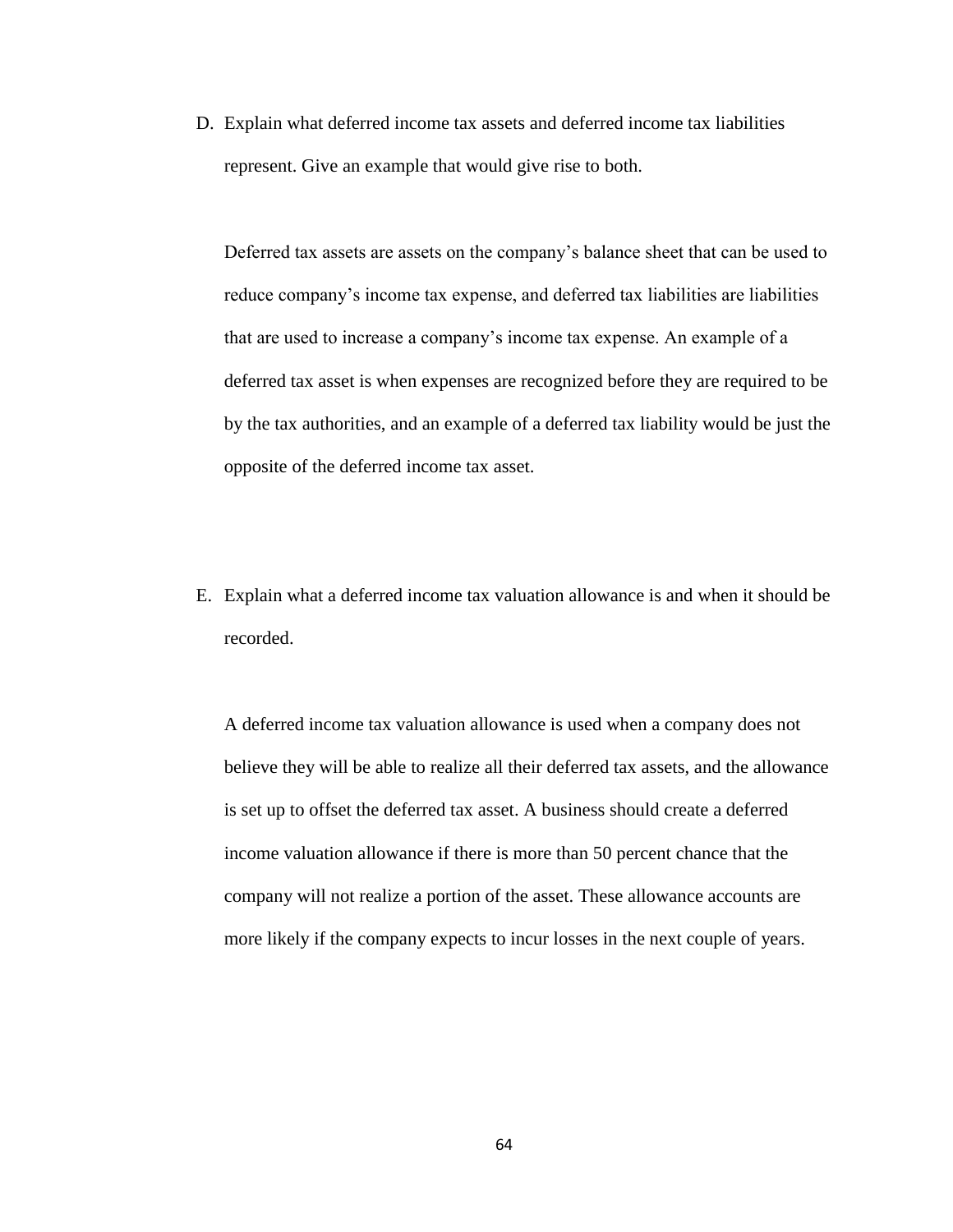D. Explain what deferred income tax assets and deferred income tax liabilities represent. Give an example that would give rise to both.

   Deferred tax assets are assets on the company's balance sheet that can be used to reduce company's income tax expense, and deferred tax liabilities are liabilities that are used to increase a company's income tax expense. An example of a deferred tax asset is when expenses are recognized before they are required to be by the tax authorities, and an example of a deferred tax liability would be just the opposite of the deferred income tax asset.

E. Explain what a deferred income tax valuation allowance is and when it should be recorded.

   A deferred income tax valuation allowance is used when a company does not believe they will be able to realize all their deferred tax assets, and the allowance is set up to offset the deferred tax asset. A business should create a deferred income valuation allowance if there is more than 50 percent chance that the company will not realize a portion of the asset. These allowance accounts are more likely if the company expects to incur losses in the next couple of years.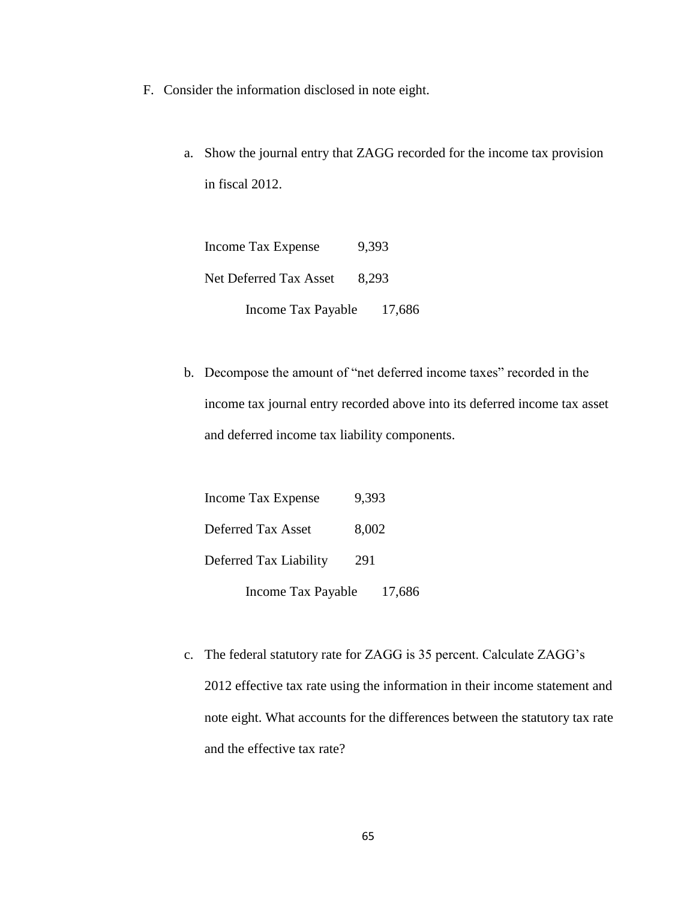F. Consider the information disclosed in note eight.

   a. Show the journal entry that ZAGG recorded for the income tax provision in fiscal 2012.

| | | |
|---|---|---|
| Income Tax Expense | 9,393 | |
| Net Deferred Tax Asset | 8,293 | |
| Income Tax Payable | | 17,686 |

   b. Decompose the amount of "net deferred income taxes" recorded in the income tax journal entry recorded above into its deferred income tax asset and deferred income tax liability components.

| | | |
|---|---|---|
| Income Tax Expense | 9,393 | |
| Deferred Tax Asset | 8,002 | |
| Deferred Tax Liability | 291 | |
| Income Tax Payable | | 17,686 |

   c. The federal statutory rate for ZAGG is 35 percent. Calculate ZAGG's 2012 effective tax rate using the information in their income statement and note eight. What accounts for the differences between the statutory tax rate and the effective tax rate?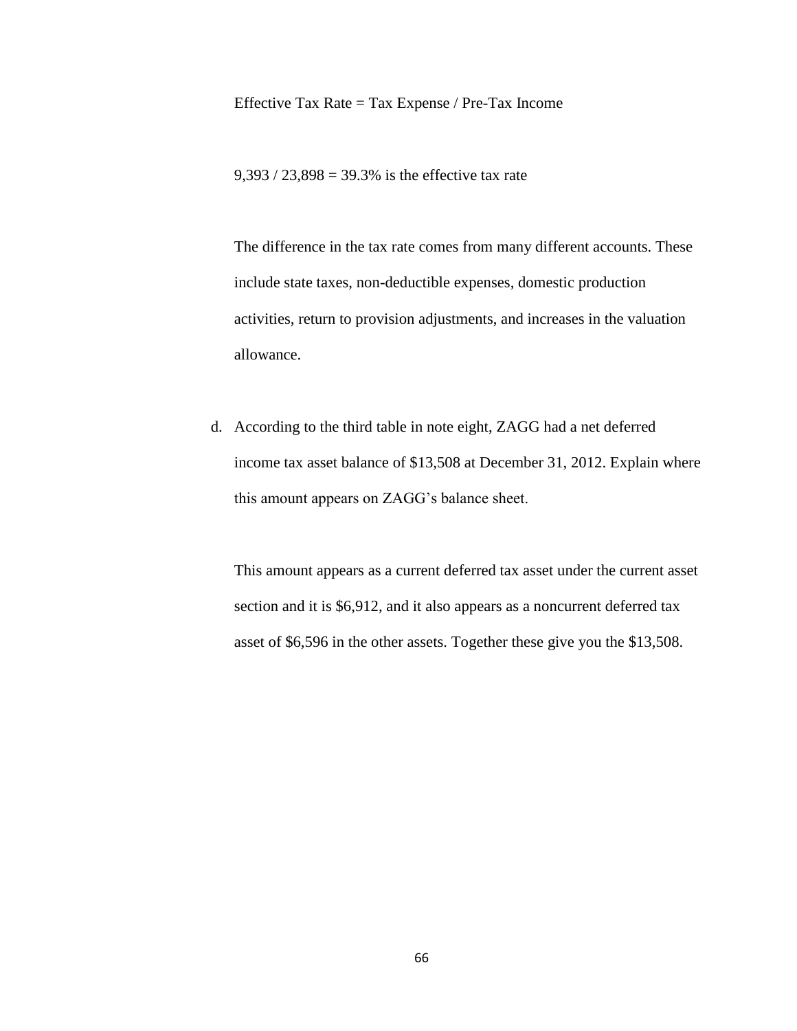Effective Tax Rate = Tax Expense / Pre-Tax Income

9,393 / 23,898 = 39.3% is the effective tax rate

The difference in the tax rate comes from many different accounts. These include state taxes, non-deductible expenses, domestic production activities, return to provision adjustments, and increases in the valuation allowance.

d. According to the third table in note eight, ZAGG had a net deferred income tax asset balance of $13,508 at December 31, 2012. Explain where this amount appears on ZAGG's balance sheet.

   This amount appears as a current deferred tax asset under the current asset section and it is $6,912, and it also appears as a noncurrent deferred tax asset of $6,596 in the other assets. Together these give you the $13,508.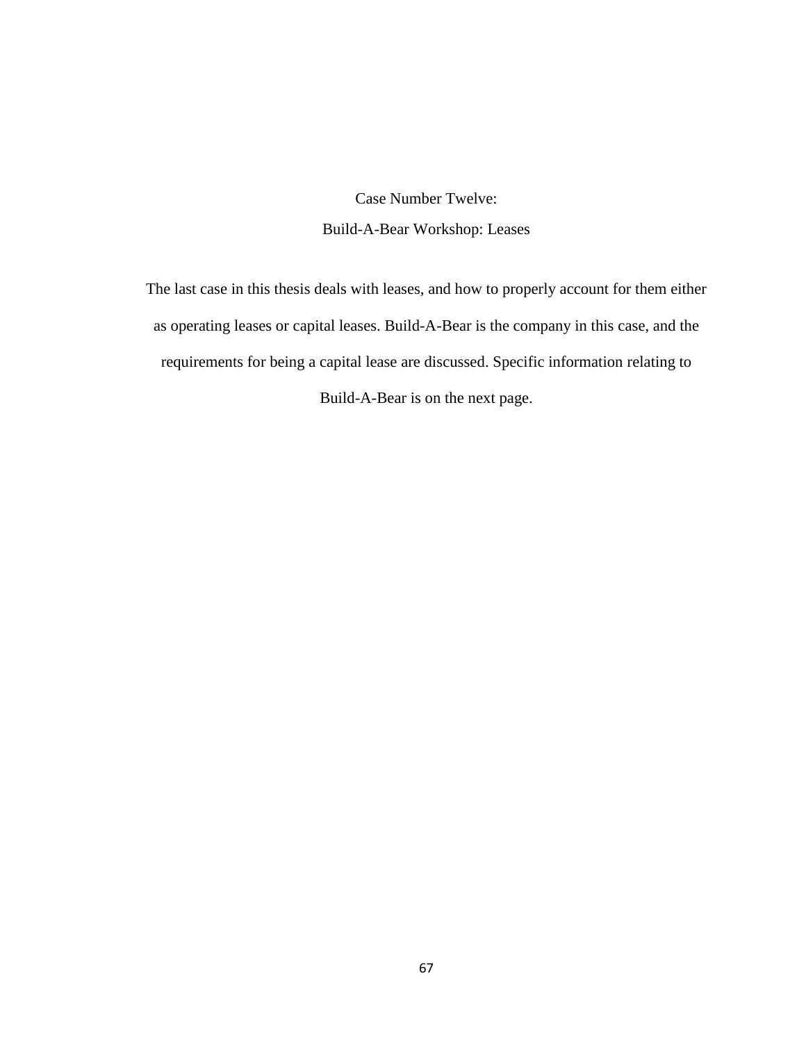# Case Number Twelve:

## Build-A-Bear Workshop: Leases

The last case in this thesis deals with leases, and how to properly account for them either as operating leases or capital leases. Build-A-Bear is the company in this case, and the requirements for being a capital lease are discussed. Specific information relating to Build-A-Bear is on the next page.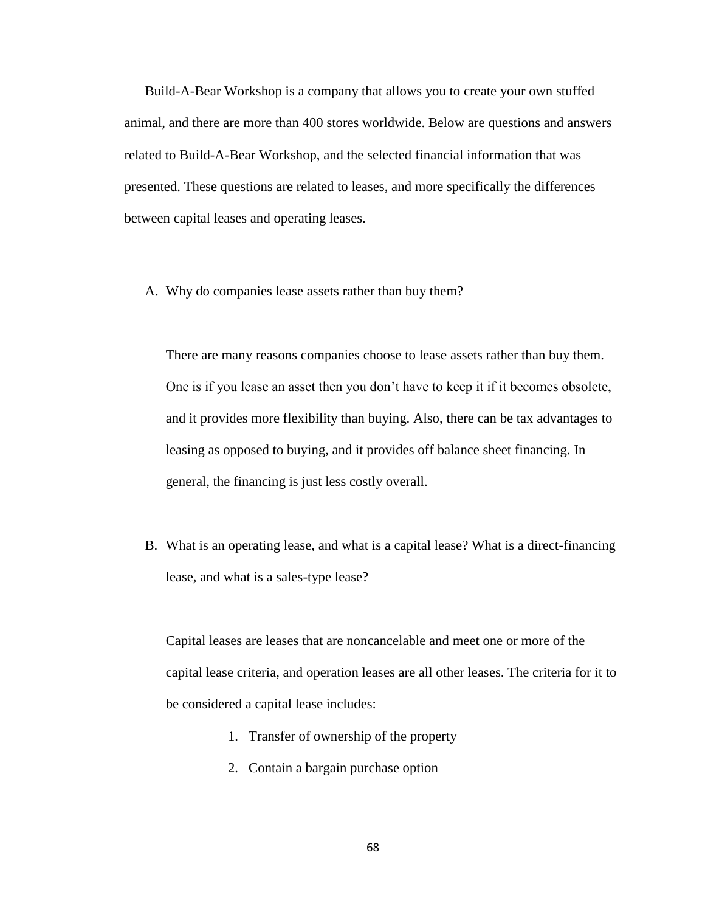Build-A-Bear Workshop is a company that allows you to create your own stuffed animal, and there are more than 400 stores worldwide. Below are questions and answers related to Build-A-Bear Workshop, and the selected financial information that was presented. These questions are related to leases, and more specifically the differences between capital leases and operating leases.

A. Why do companies lease assets rather than buy them?

   There are many reasons companies choose to lease assets rather than buy them. One is if you lease an asset then you don't have to keep it if it becomes obsolete, and it provides more flexibility than buying. Also, there can be tax advantages to leasing as opposed to buying, and it provides off balance sheet financing. In general, the financing is just less costly overall.

B. What is an operating lease, and what is a capital lease? What is a direct-financing lease, and what is a sales-type lease?

   Capital leases are leases that are noncancelable and meet one or more of the capital lease criteria, and operation leases are all other leases. The criteria for it to be considered a capital lease includes:

   1. Transfer of ownership of the property
   2. Contain a bargain purchase option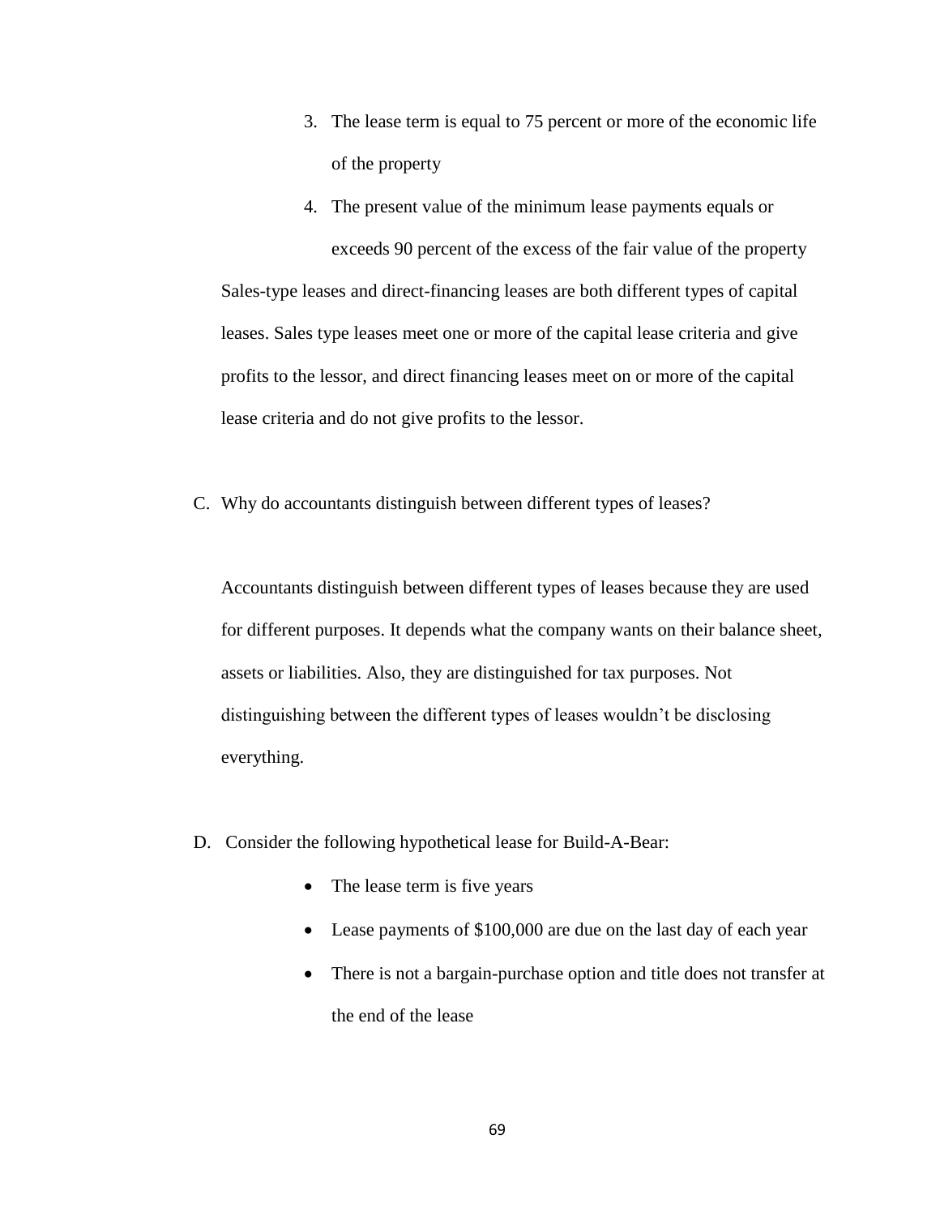3. The lease term is equal to 75 percent or more of the economic life of the property
4. The present value of the minimum lease payments equals or exceeds 90 percent of the excess of the fair value of the property

Sales-type leases and direct-financing leases are both different types of capital leases. Sales type leases meet one or more of the capital lease criteria and give profits to the lessor, and direct financing leases meet on or more of the capital lease criteria and do not give profits to the lessor.

C. Why do accountants distinguish between different types of leases?

Accountants distinguish between different types of leases because they are used for different purposes. It depends what the company wants on their balance sheet, assets or liabilities. Also, they are distinguished for tax purposes. Not distinguishing between the different types of leases wouldn't be disclosing everything.

D. Consider the following hypothetical lease for Build-A-Bear:

- The lease term is five years
- Lease payments of $100,000 are due on the last day of each year
- There is not a bargain-purchase option and title does not transfer at the end of the lease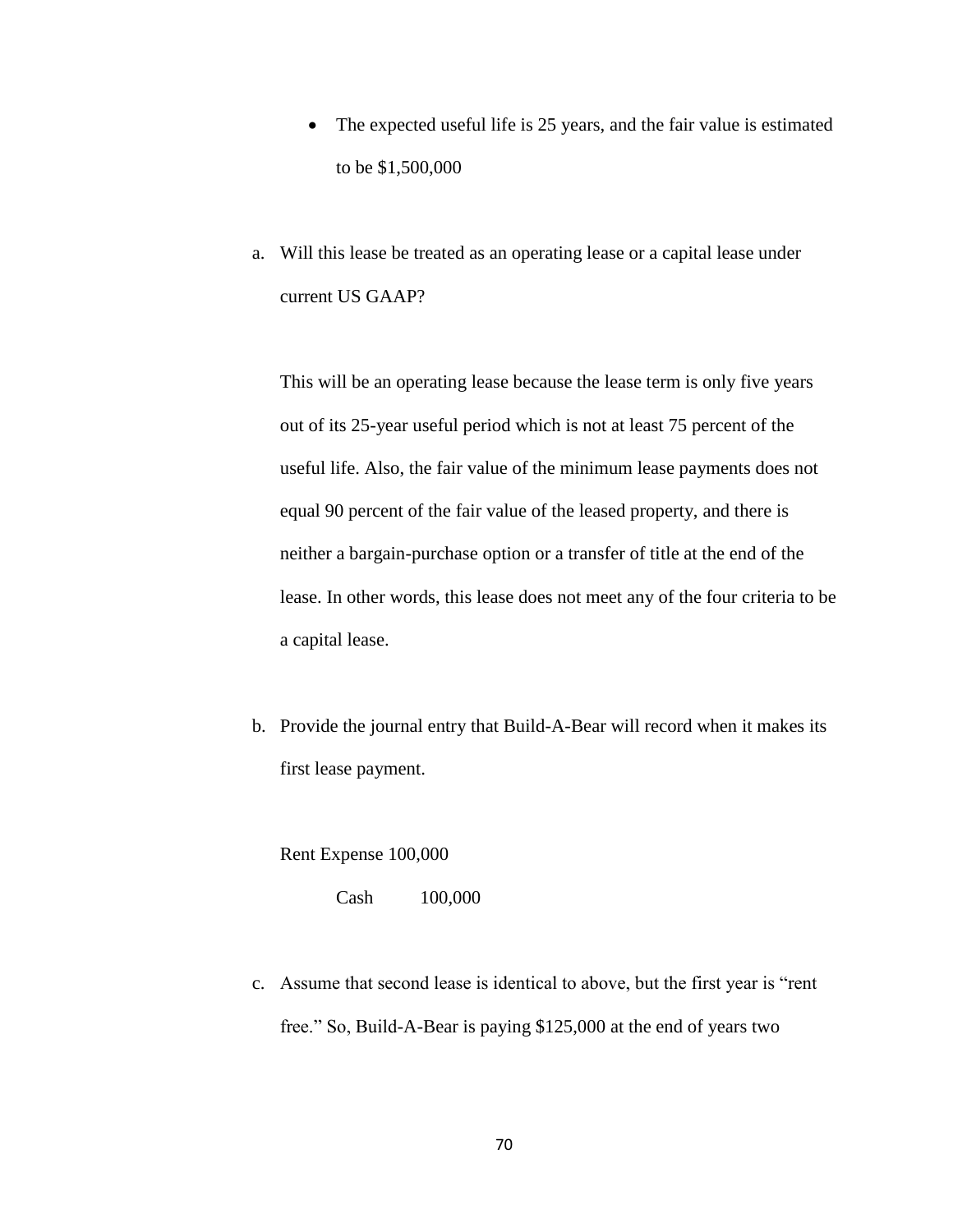- The expected useful life is 25 years, and the fair value is estimated to be $1,500,000

a. Will this lease be treated as an operating lease or a capital lease under current US GAAP?

   This will be an operating lease because the lease term is only five years out of its 25-year useful period which is not at least 75 percent of the useful life. Also, the fair value of the minimum lease payments does not equal 90 percent of the fair value of the leased property, and there is neither a bargain-purchase option or a transfer of title at the end of the lease. In other words, this lease does not meet any of the four criteria to be a capital lease.

b. Provide the journal entry that Build-A-Bear will record when it makes its first lease payment.

   Rent Expense 100,000

   &nbsp;&nbsp;&nbsp;&nbsp;&nbsp;&nbsp;&nbsp;&nbsp;Cash &nbsp;&nbsp;&nbsp;&nbsp;&nbsp;&nbsp;&nbsp;&nbsp;100,000

c. Assume that second lease is identical to above, but the first year is "rent free." So, Build-A-Bear is paying $125,000 at the end of years two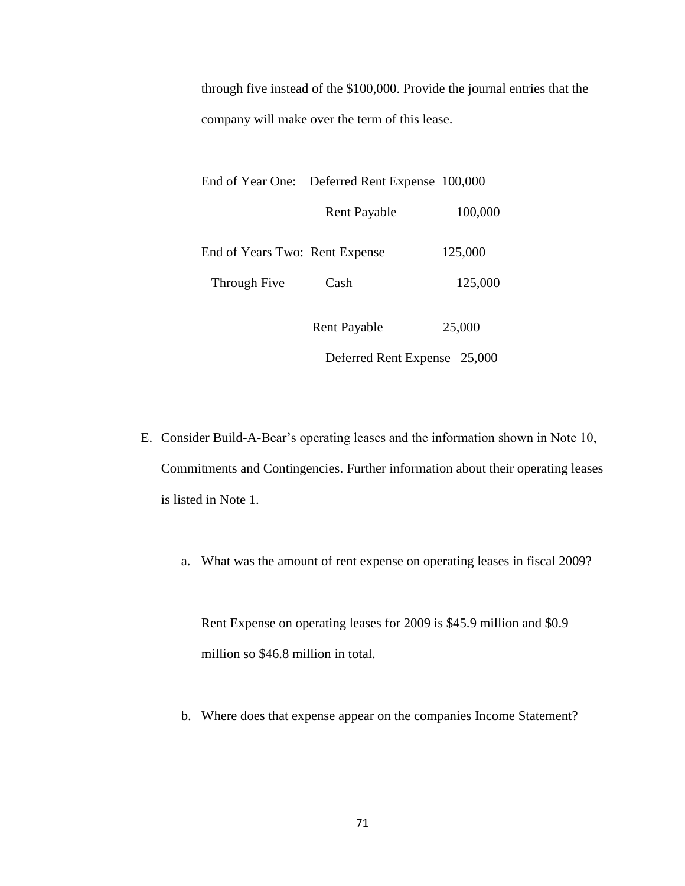through five instead of the $100,000. Provide the journal entries that the company will make over the term of this lease.

| | | Debit | Credit |
|---|---|---|---|
| End of Year One: | Deferred Rent Expense | 100,000 | |
| | Rent Payable | | 100,000 |
| End of Years Two: | Rent Expense | 125,000 | |
| Through Five | Cash | | 125,000 |
| | Rent Payable | 25,000 | |
| | Deferred Rent Expense | | 25,000 |

E. Consider Build-A-Bear's operating leases and the information shown in Note 10, Commitments and Contingencies. Further information about their operating leases is listed in Note 1.

   a. What was the amount of rent expense on operating leases in fiscal 2009?

      Rent Expense on operating leases for 2009 is $45.9 million and $0.9 million so $46.8 million in total.

   b. Where does that expense appear on the companies Income Statement?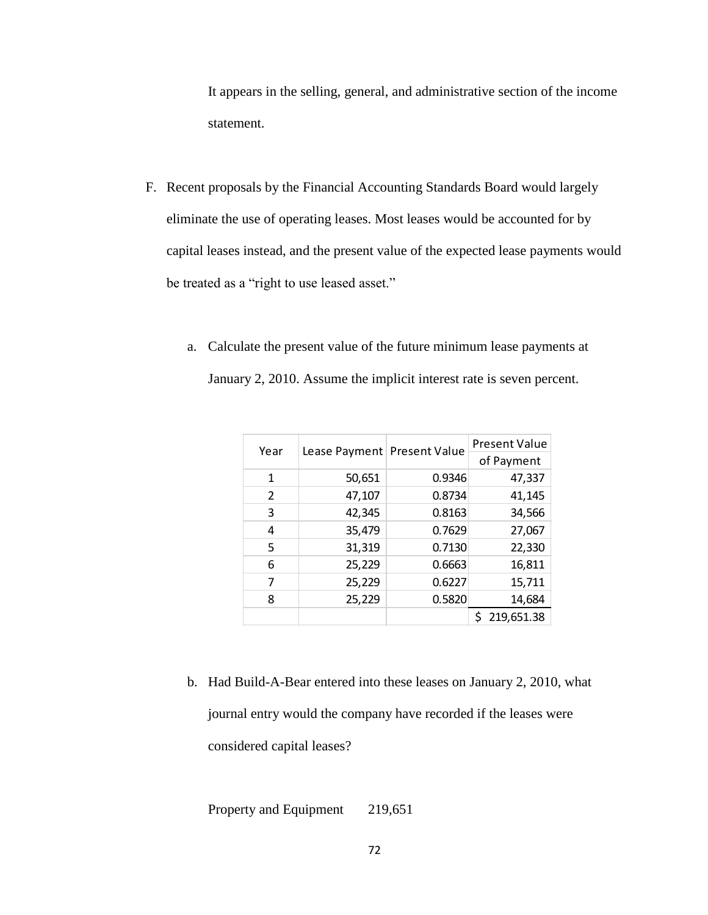It appears in the selling, general, and administrative section of the income statement.

F. Recent proposals by the Financial Accounting Standards Board would largely eliminate the use of operating leases. Most leases would be accounted for by capital leases instead, and the present value of the expected lease payments would be treated as a "right to use leased asset."

   a. Calculate the present value of the future minimum lease payments at January 2, 2010. Assume the implicit interest rate is seven percent.

| Year | Lease Payment | Present Value | Present Value of Payment |
|---|---|---|---|
| 1 | 50,651 | 0.9346 | 47,337 |
| 2 | 47,107 | 0.8734 | 41,145 |
| 3 | 42,345 | 0.8163 | 34,566 |
| 4 | 35,479 | 0.7629 | 27,067 |
| 5 | 31,319 | 0.7130 | 22,330 |
| 6 | 25,229 | 0.6663 | 16,811 |
| 7 | 25,229 | 0.6227 | 15,711 |
| 8 | 25,229 | 0.5820 | 14,684 |
| | | | $ 219,651.38 |

   b. Had Build-A-Bear entered into these leases on January 2, 2010, what journal entry would the company have recorded if the leases were considered capital leases?

Property and Equipment 219,651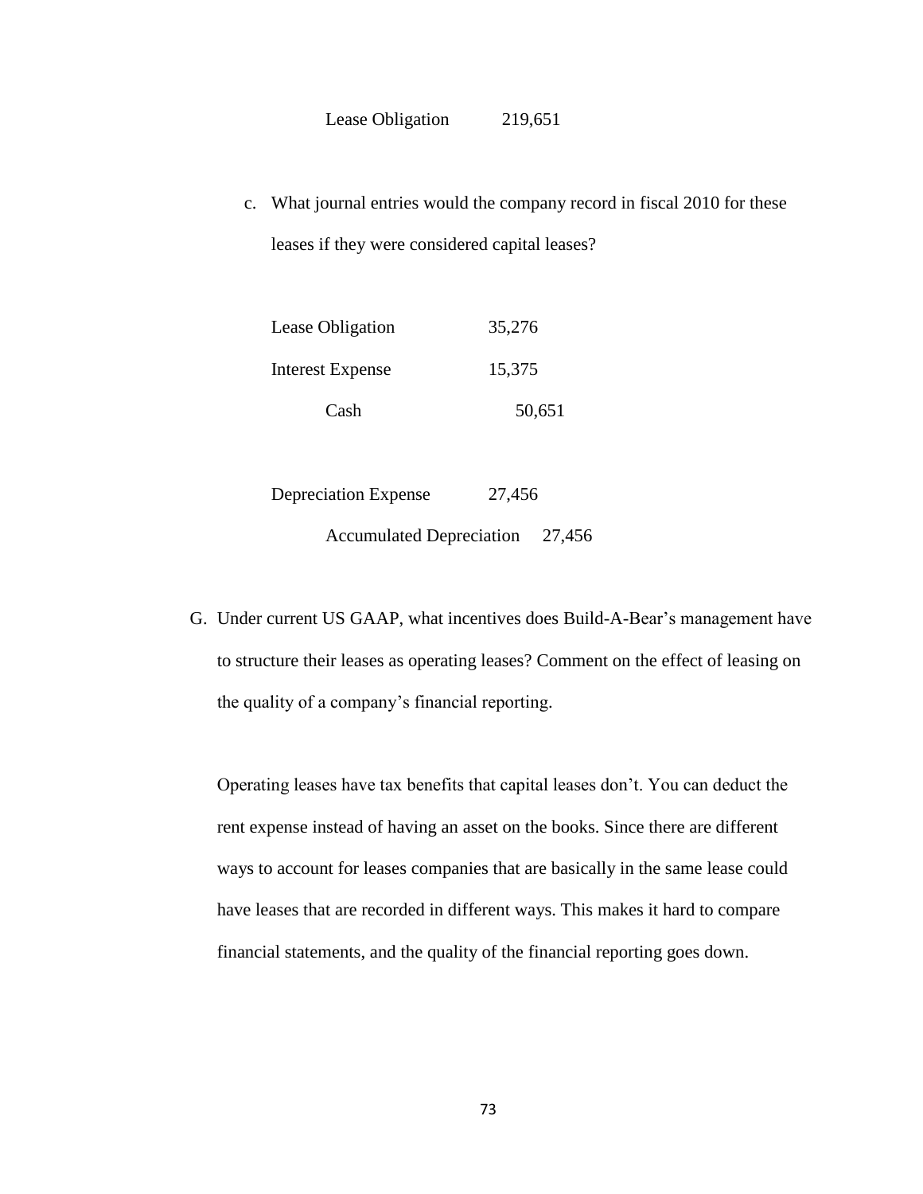| | |
|---|---|
| Lease Obligation | 219,651 |

c. What journal entries would the company record in fiscal 2010 for these leases if they were considered capital leases?

| Account | Debit | Credit |
|---|---|---|
| Lease Obligation | 35,276 | |
| Interest Expense | 15,375 | |
| Cash | | 50,651 |

| Account | Debit | Credit |
|---|---|---|
| Depreciation Expense | 27,456 | |
| Accumulated Depreciation | | 27,456 |

G. Under current US GAAP, what incentives does Build-A-Bear's management have to structure their leases as operating leases? Comment on the effect of leasing on the quality of a company's financial reporting.

Operating leases have tax benefits that capital leases don't. You can deduct the rent expense instead of having an asset on the books. Since there are different ways to account for leases companies that are basically in the same lease could have leases that are recorded in different ways. This makes it hard to compare financial statements, and the quality of the financial reporting goes down.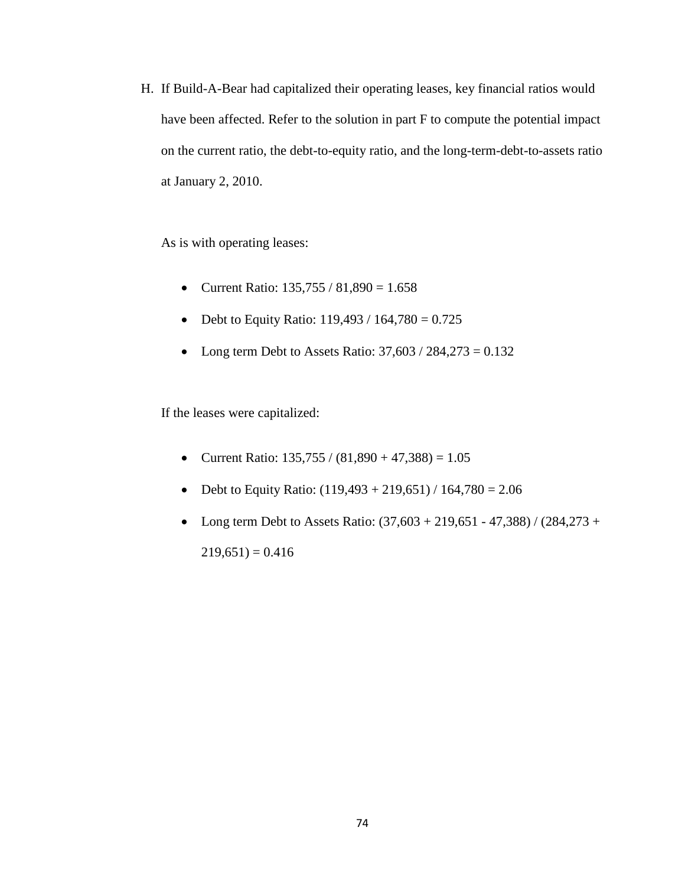H. If Build-A-Bear had capitalized their operating leases, key financial ratios would have been affected. Refer to the solution in part F to compute the potential impact on the current ratio, the debt-to-equity ratio, and the long-term-debt-to-assets ratio at January 2, 2010.

As is with operating leases:

- Current Ratio: 135,755 / 81,890 = 1.658
- Debt to Equity Ratio: 119,493 / 164,780 = 0.725
- Long term Debt to Assets Ratio: 37,603 / 284,273 = 0.132

If the leases were capitalized:

- Current Ratio: 135,755 / (81,890 + 47,388) = 1.05
- Debt to Equity Ratio: (119,493 + 219,651) / 164,780 = 2.06
- Long term Debt to Assets Ratio: (37,603 + 219,651 - 47,388) / (284,273 + 219,651) = 0.416